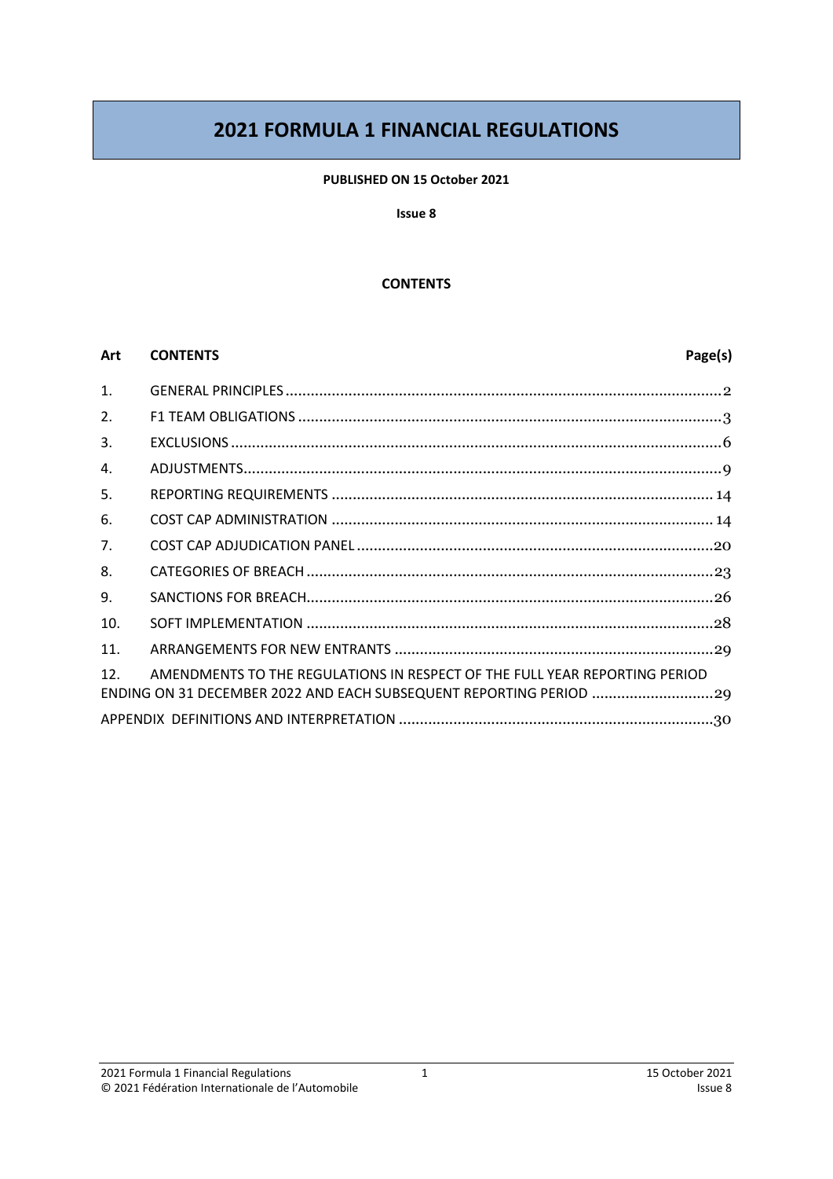# 2021 FORMULA 1 FINANCIAL REGULATIONS

**PUBLISHED ON 15 October 2021**

**Issue 8**

**CONTENTS**

| Art | CONTENTS | Page(s) |
|---|---|---|
| 1. | GENERAL PRINCIPLES | 2 |
| 2. | F1 TEAM OBLIGATIONS | 3 |
| 3. | EXCLUSIONS | 6 |
| 4. | ADJUSTMENTS | 9 |
| 5. | REPORTING REQUIREMENTS | 14 |
| 6. | COST CAP ADMINISTRATION | 14 |
| 7. | COST CAP ADJUDICATION PANEL | 20 |
| 8. | CATEGORIES OF BREACH | 23 |
| 9. | SANCTIONS FOR BREACH | 26 |
| 10. | SOFT IMPLEMENTATION | 28 |
| 11. | ARRANGEMENTS FOR NEW ENTRANTS | 29 |
| 12. | AMENDMENTS TO THE REGULATIONS IN RESPECT OF THE FULL YEAR REPORTING PERIOD ENDING ON 31 DECEMBER 2022 AND EACH SUBSEQUENT REPORTING PERIOD | 29 |
| | APPENDIX DEFINITIONS AND INTERPRETATION | 30 |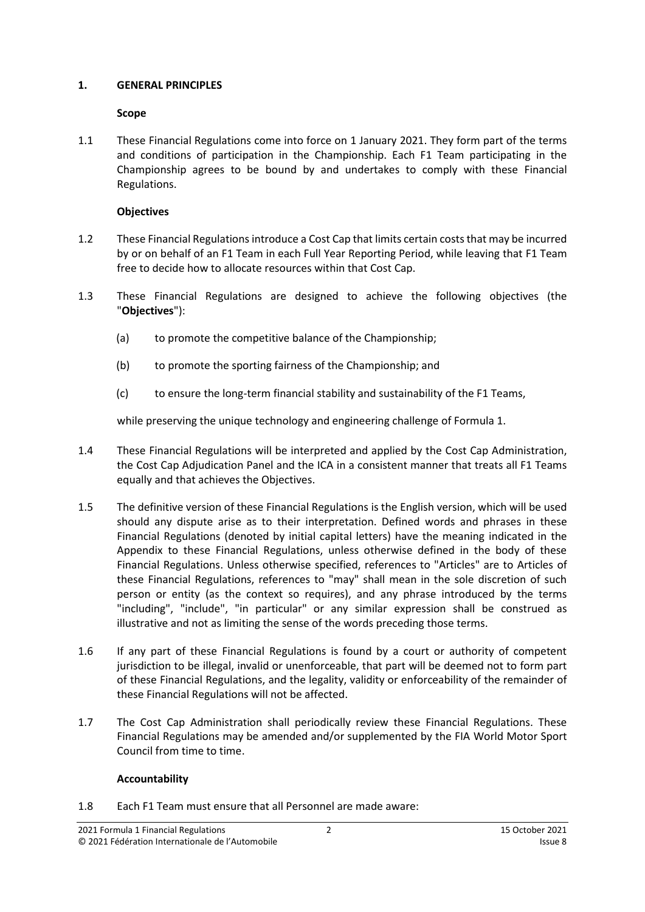## 1. GENERAL PRINCIPLES

### Scope

1.1 These Financial Regulations come into force on 1 January 2021. They form part of the terms and conditions of participation in the Championship. Each F1 Team participating in the Championship agrees to be bound by and undertakes to comply with these Financial Regulations.

### Objectives

1.2 These Financial Regulations introduce a Cost Cap that limits certain costs that may be incurred by or on behalf of an F1 Team in each Full Year Reporting Period, while leaving that F1 Team free to decide how to allocate resources within that Cost Cap.

1.3 These Financial Regulations are designed to achieve the following objectives (the "**Objectives**"):

(a) to promote the competitive balance of the Championship;

(b) to promote the sporting fairness of the Championship; and

(c) to ensure the long-term financial stability and sustainability of the F1 Teams,

while preserving the unique technology and engineering challenge of Formula 1.

1.4 These Financial Regulations will be interpreted and applied by the Cost Cap Administration, the Cost Cap Adjudication Panel and the ICA in a consistent manner that treats all F1 Teams equally and that achieves the Objectives.

1.5 The definitive version of these Financial Regulations is the English version, which will be used should any dispute arise as to their interpretation. Defined words and phrases in these Financial Regulations (denoted by initial capital letters) have the meaning indicated in the Appendix to these Financial Regulations, unless otherwise defined in the body of these Financial Regulations. Unless otherwise specified, references to "Articles" are to Articles of these Financial Regulations, references to "may" shall mean in the sole discretion of such person or entity (as the context so requires), and any phrase introduced by the terms "including", "include", "in particular" or any similar expression shall be construed as illustrative and not as limiting the sense of the words preceding those terms.

1.6 If any part of these Financial Regulations is found by a court or authority of competent jurisdiction to be illegal, invalid or unenforceable, that part will be deemed not to form part of these Financial Regulations, and the legality, validity or enforceability of the remainder of these Financial Regulations will not be affected.

1.7 The Cost Cap Administration shall periodically review these Financial Regulations. These Financial Regulations may be amended and/or supplemented by the FIA World Motor Sport Council from time to time.

### Accountability

1.8 Each F1 Team must ensure that all Personnel are made aware: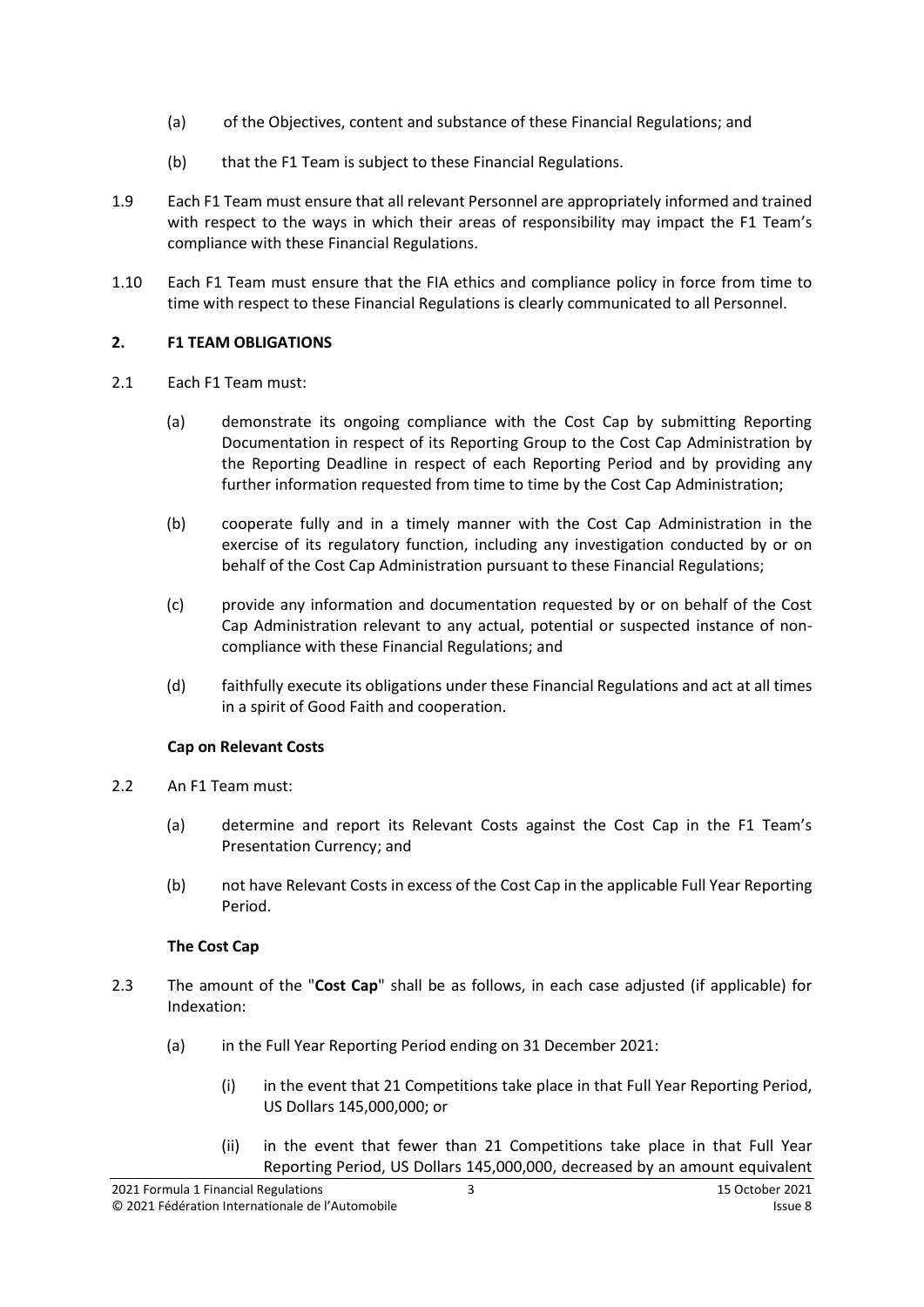(a) of the Objectives, content and substance of these Financial Regulations; and

(b) that the F1 Team is subject to these Financial Regulations.

1.9 Each F1 Team must ensure that all relevant Personnel are appropriately informed and trained with respect to the ways in which their areas of responsibility may impact the F1 Team's compliance with these Financial Regulations.

1.10 Each F1 Team must ensure that the FIA ethics and compliance policy in force from time to time with respect to these Financial Regulations is clearly communicated to all Personnel.

## 2. F1 TEAM OBLIGATIONS

2.1 Each F1 Team must:

(a) demonstrate its ongoing compliance with the Cost Cap by submitting Reporting Documentation in respect of its Reporting Group to the Cost Cap Administration by the Reporting Deadline in respect of each Reporting Period and by providing any further information requested from time to time by the Cost Cap Administration;

(b) cooperate fully and in a timely manner with the Cost Cap Administration in the exercise of its regulatory function, including any investigation conducted by or on behalf of the Cost Cap Administration pursuant to these Financial Regulations;

(c) provide any information and documentation requested by or on behalf of the Cost Cap Administration relevant to any actual, potential or suspected instance of non-compliance with these Financial Regulations; and

(d) faithfully execute its obligations under these Financial Regulations and act at all times in a spirit of Good Faith and cooperation.

### Cap on Relevant Costs

2.2 An F1 Team must:

(a) determine and report its Relevant Costs against the Cost Cap in the F1 Team's Presentation Currency; and

(b) not have Relevant Costs in excess of the Cost Cap in the applicable Full Year Reporting Period.

### The Cost Cap

2.3 The amount of the "**Cost Cap**" shall be as follows, in each case adjusted (if applicable) for Indexation:

(a) in the Full Year Reporting Period ending on 31 December 2021:

(i) in the event that 21 Competitions take place in that Full Year Reporting Period, US Dollars 145,000,000; or

(ii) in the event that fewer than 21 Competitions take place in that Full Year Reporting Period, US Dollars 145,000,000, decreased by an amount equivalent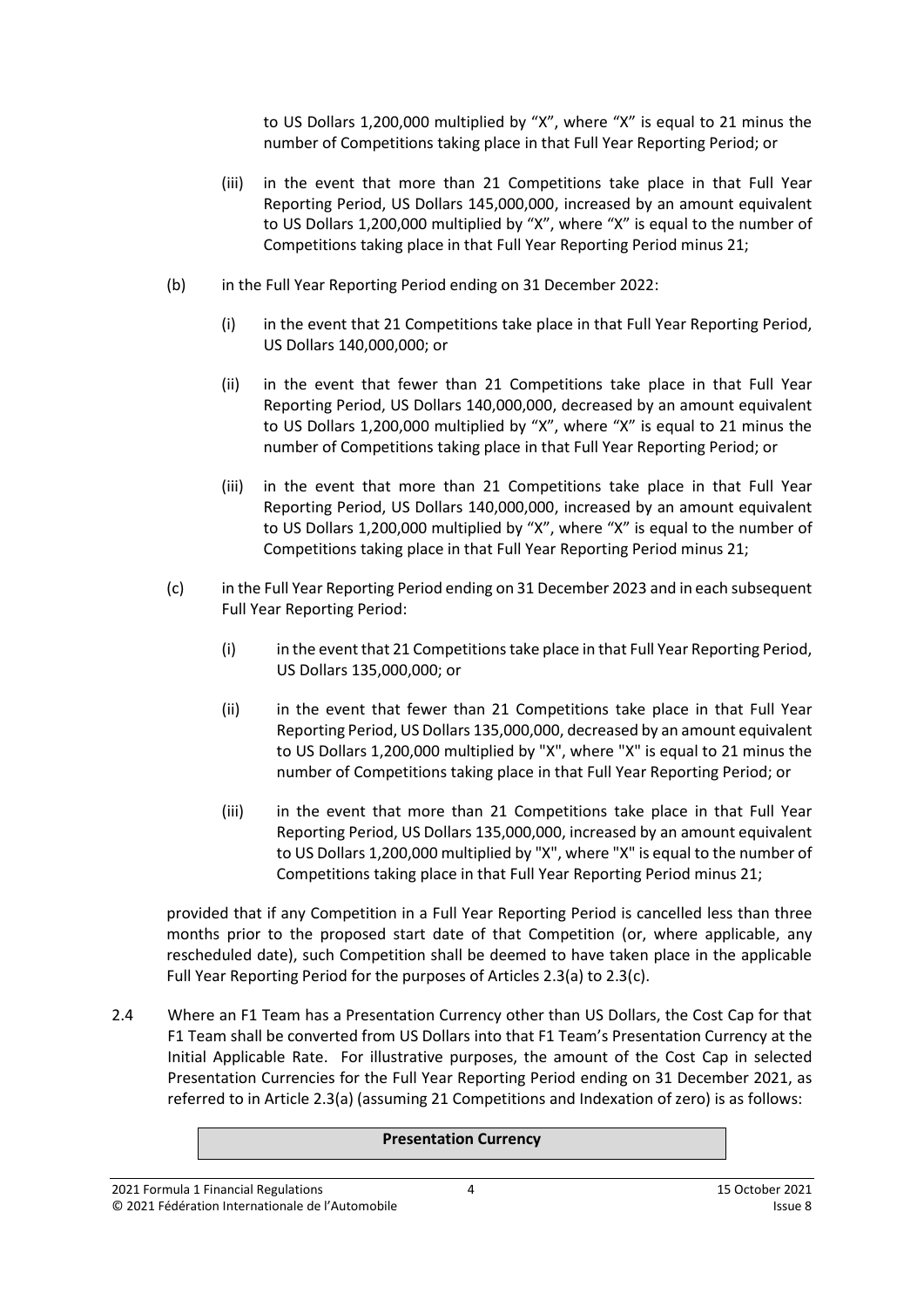to US Dollars 1,200,000 multiplied by "X", where "X" is equal to 21 minus the number of Competitions taking place in that Full Year Reporting Period; or

(iii) in the event that more than 21 Competitions take place in that Full Year Reporting Period, US Dollars 145,000,000, increased by an amount equivalent to US Dollars 1,200,000 multiplied by "X", where "X" is equal to the number of Competitions taking place in that Full Year Reporting Period minus 21;

(b) in the Full Year Reporting Period ending on 31 December 2022:

(i) in the event that 21 Competitions take place in that Full Year Reporting Period, US Dollars 140,000,000; or

(ii) in the event that fewer than 21 Competitions take place in that Full Year Reporting Period, US Dollars 140,000,000, decreased by an amount equivalent to US Dollars 1,200,000 multiplied by "X", where "X" is equal to 21 minus the number of Competitions taking place in that Full Year Reporting Period; or

(iii) in the event that more than 21 Competitions take place in that Full Year Reporting Period, US Dollars 140,000,000, increased by an amount equivalent to US Dollars 1,200,000 multiplied by "X", where "X" is equal to the number of Competitions taking place in that Full Year Reporting Period minus 21;

(c) in the Full Year Reporting Period ending on 31 December 2023 and in each subsequent Full Year Reporting Period:

(i) in the event that 21 Competitions take place in that Full Year Reporting Period, US Dollars 135,000,000; or

(ii) in the event that fewer than 21 Competitions take place in that Full Year Reporting Period, US Dollars 135,000,000, decreased by an amount equivalent to US Dollars 1,200,000 multiplied by "X", where "X" is equal to 21 minus the number of Competitions taking place in that Full Year Reporting Period; or

(iii) in the event that more than 21 Competitions take place in that Full Year Reporting Period, US Dollars 135,000,000, increased by an amount equivalent to US Dollars 1,200,000 multiplied by "X", where "X" is equal to the number of Competitions taking place in that Full Year Reporting Period minus 21;

provided that if any Competition in a Full Year Reporting Period is cancelled less than three months prior to the proposed start date of that Competition (or, where applicable, any rescheduled date), such Competition shall be deemed to have taken place in the applicable Full Year Reporting Period for the purposes of Articles 2.3(a) to 2.3(c).

2.4 Where an F1 Team has a Presentation Currency other than US Dollars, the Cost Cap for that F1 Team shall be converted from US Dollars into that F1 Team's Presentation Currency at the Initial Applicable Rate. For illustrative purposes, the amount of the Cost Cap in selected Presentation Currencies for the Full Year Reporting Period ending on 31 December 2021, as referred to in Article 2.3(a) (assuming 21 Competitions and Indexation of zero) is as follows:

| Presentation Currency |
| --- |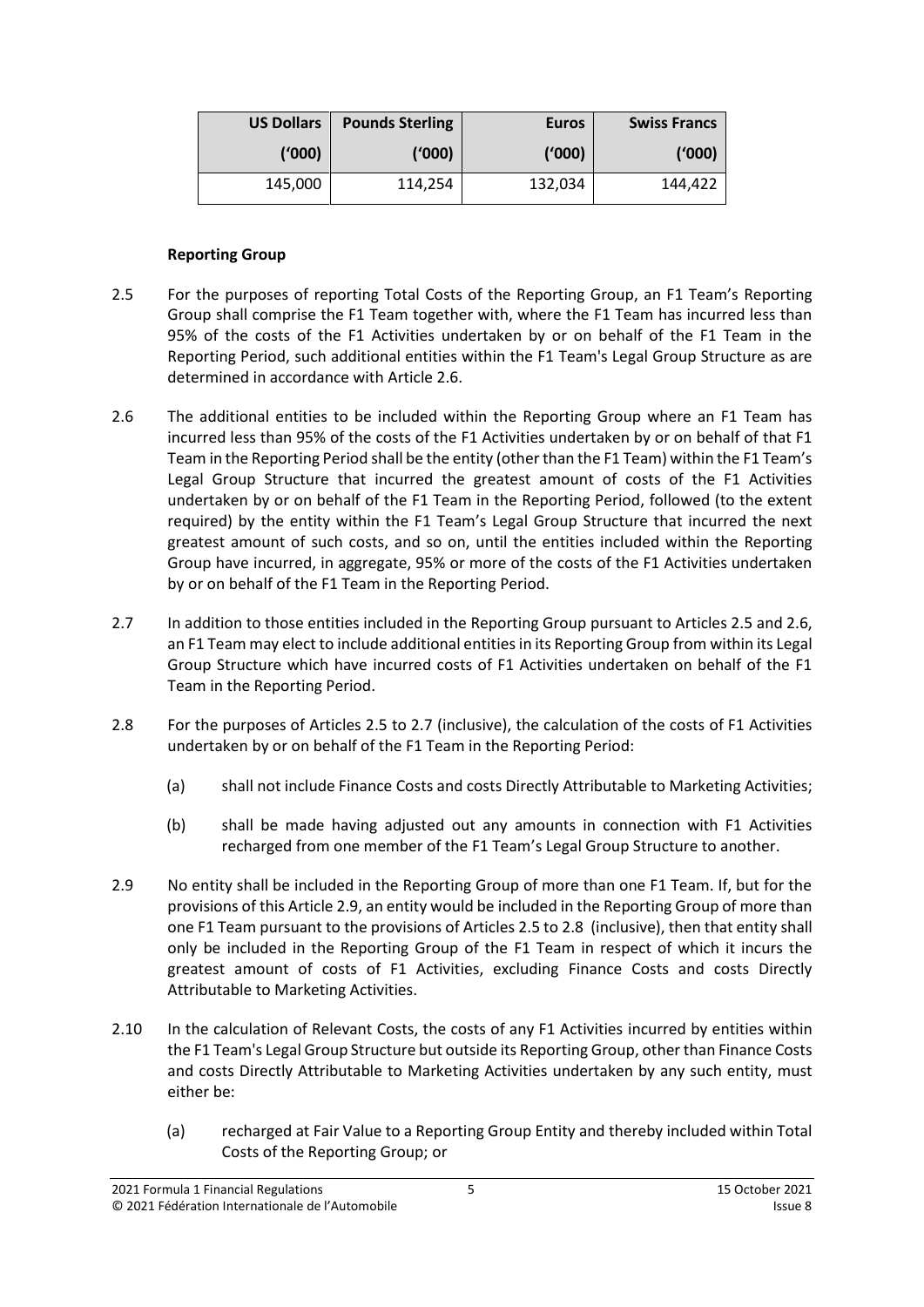| US Dollars ('000) | Pounds Sterling ('000) | Euros ('000) | Swiss Francs ('000) |
|---|---|---|---|
| 145,000 | 114,254 | 132,034 | 144,422 |

**Reporting Group**

2.5 For the purposes of reporting Total Costs of the Reporting Group, an F1 Team's Reporting Group shall comprise the F1 Team together with, where the F1 Team has incurred less than 95% of the costs of the F1 Activities undertaken by or on behalf of the F1 Team in the Reporting Period, such additional entities within the F1 Team's Legal Group Structure as are determined in accordance with Article 2.6.

2.6 The additional entities to be included within the Reporting Group where an F1 Team has incurred less than 95% of the costs of the F1 Activities undertaken by or on behalf of that F1 Team in the Reporting Period shall be the entity (other than the F1 Team) within the F1 Team's Legal Group Structure that incurred the greatest amount of costs of the F1 Activities undertaken by or on behalf of the F1 Team in the Reporting Period, followed (to the extent required) by the entity within the F1 Team's Legal Group Structure that incurred the next greatest amount of such costs, and so on, until the entities included within the Reporting Group have incurred, in aggregate, 95% or more of the costs of the F1 Activities undertaken by or on behalf of the F1 Team in the Reporting Period.

2.7 In addition to those entities included in the Reporting Group pursuant to Articles 2.5 and 2.6, an F1 Team may elect to include additional entities in its Reporting Group from within its Legal Group Structure which have incurred costs of F1 Activities undertaken on behalf of the F1 Team in the Reporting Period.

2.8 For the purposes of Articles 2.5 to 2.7 (inclusive), the calculation of the costs of F1 Activities undertaken by or on behalf of the F1 Team in the Reporting Period:

(a) shall not include Finance Costs and costs Directly Attributable to Marketing Activities;

(b) shall be made having adjusted out any amounts in connection with F1 Activities recharged from one member of the F1 Team's Legal Group Structure to another.

2.9 No entity shall be included in the Reporting Group of more than one F1 Team. If, but for the provisions of this Article 2.9, an entity would be included in the Reporting Group of more than one F1 Team pursuant to the provisions of Articles 2.5 to 2.8 (inclusive), then that entity shall only be included in the Reporting Group of the F1 Team in respect of which it incurs the greatest amount of costs of F1 Activities, excluding Finance Costs and costs Directly Attributable to Marketing Activities.

2.10 In the calculation of Relevant Costs, the costs of any F1 Activities incurred by entities within the F1 Team's Legal Group Structure but outside its Reporting Group, other than Finance Costs and costs Directly Attributable to Marketing Activities undertaken by any such entity, must either be:

(a) recharged at Fair Value to a Reporting Group Entity and thereby included within Total Costs of the Reporting Group; or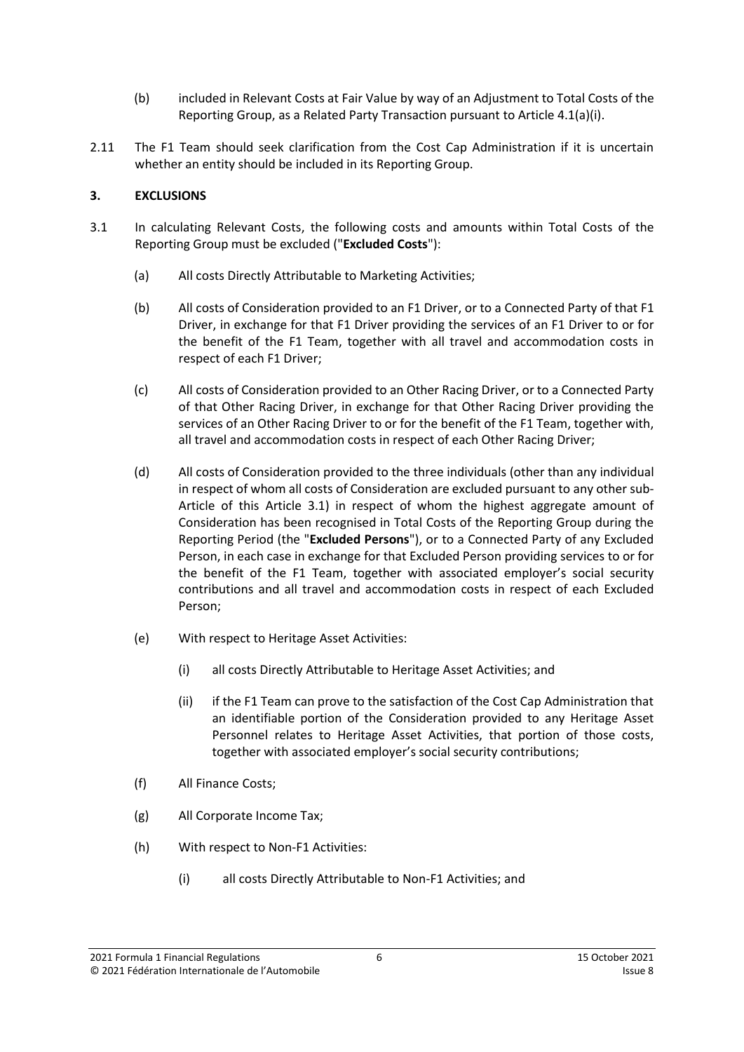(b) included in Relevant Costs at Fair Value by way of an Adjustment to Total Costs of the Reporting Group, as a Related Party Transaction pursuant to Article 4.1(a)(i).

2.11 The F1 Team should seek clarification from the Cost Cap Administration if it is uncertain whether an entity should be included in its Reporting Group.

## 3. EXCLUSIONS

3.1 In calculating Relevant Costs, the following costs and amounts within Total Costs of the Reporting Group must be excluded ("**Excluded Costs**"):

(a) All costs Directly Attributable to Marketing Activities;

(b) All costs of Consideration provided to an F1 Driver, or to a Connected Party of that F1 Driver, in exchange for that F1 Driver providing the services of an F1 Driver to or for the benefit of the F1 Team, together with all travel and accommodation costs in respect of each F1 Driver;

(c) All costs of Consideration provided to an Other Racing Driver, or to a Connected Party of that Other Racing Driver, in exchange for that Other Racing Driver providing the services of an Other Racing Driver to or for the benefit of the F1 Team, together with, all travel and accommodation costs in respect of each Other Racing Driver;

(d) All costs of Consideration provided to the three individuals (other than any individual in respect of whom all costs of Consideration are excluded pursuant to any other sub-Article of this Article 3.1) in respect of whom the highest aggregate amount of Consideration has been recognised in Total Costs of the Reporting Group during the Reporting Period (the "**Excluded Persons**"), or to a Connected Party of any Excluded Person, in each case in exchange for that Excluded Person providing services to or for the benefit of the F1 Team, together with associated employer's social security contributions and all travel and accommodation costs in respect of each Excluded Person;

(e) With respect to Heritage Asset Activities:

(i) all costs Directly Attributable to Heritage Asset Activities; and

(ii) if the F1 Team can prove to the satisfaction of the Cost Cap Administration that an identifiable portion of the Consideration provided to any Heritage Asset Personnel relates to Heritage Asset Activities, that portion of those costs, together with associated employer's social security contributions;

(f) All Finance Costs;

(g) All Corporate Income Tax;

(h) With respect to Non-F1 Activities:

(i) all costs Directly Attributable to Non-F1 Activities; and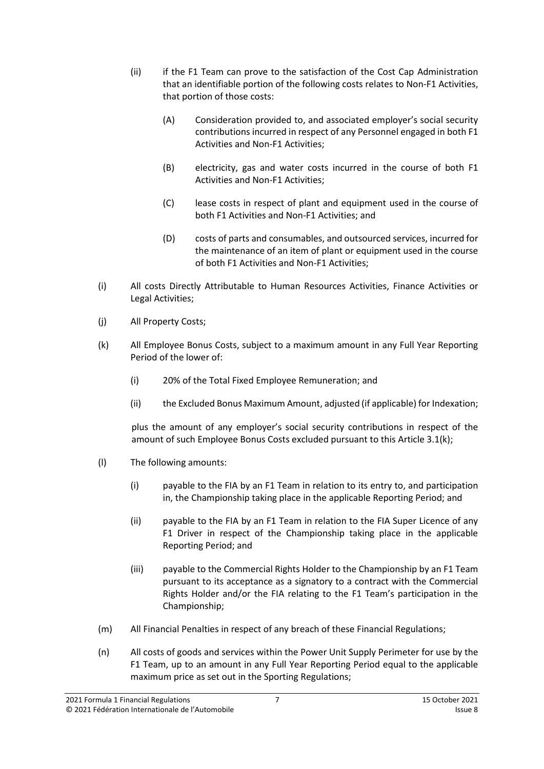(ii) if the F1 Team can prove to the satisfaction of the Cost Cap Administration that an identifiable portion of the following costs relates to Non-F1 Activities, that portion of those costs:

   (A) Consideration provided to, and associated employer's social security contributions incurred in respect of any Personnel engaged in both F1 Activities and Non-F1 Activities;

   (B) electricity, gas and water costs incurred in the course of both F1 Activities and Non-F1 Activities;

   (C) lease costs in respect of plant and equipment used in the course of both F1 Activities and Non-F1 Activities; and

   (D) costs of parts and consumables, and outsourced services, incurred for the maintenance of an item of plant or equipment used in the course of both F1 Activities and Non-F1 Activities;

(i) All costs Directly Attributable to Human Resources Activities, Finance Activities or Legal Activities;

(j) All Property Costs;

(k) All Employee Bonus Costs, subject to a maximum amount in any Full Year Reporting Period of the lower of:

   (i) 20% of the Total Fixed Employee Remuneration; and

   (ii) the Excluded Bonus Maximum Amount, adjusted (if applicable) for Indexation;

   plus the amount of any employer's social security contributions in respect of the amount of such Employee Bonus Costs excluded pursuant to this Article 3.1(k);

(l) The following amounts:

   (i) payable to the FIA by an F1 Team in relation to its entry to, and participation in, the Championship taking place in the applicable Reporting Period; and

   (ii) payable to the FIA by an F1 Team in relation to the FIA Super Licence of any F1 Driver in respect of the Championship taking place in the applicable Reporting Period; and

   (iii) payable to the Commercial Rights Holder to the Championship by an F1 Team pursuant to its acceptance as a signatory to a contract with the Commercial Rights Holder and/or the FIA relating to the F1 Team's participation in the Championship;

(m) All Financial Penalties in respect of any breach of these Financial Regulations;

(n) All costs of goods and services within the Power Unit Supply Perimeter for use by the F1 Team, up to an amount in any Full Year Reporting Period equal to the applicable maximum price as set out in the Sporting Regulations;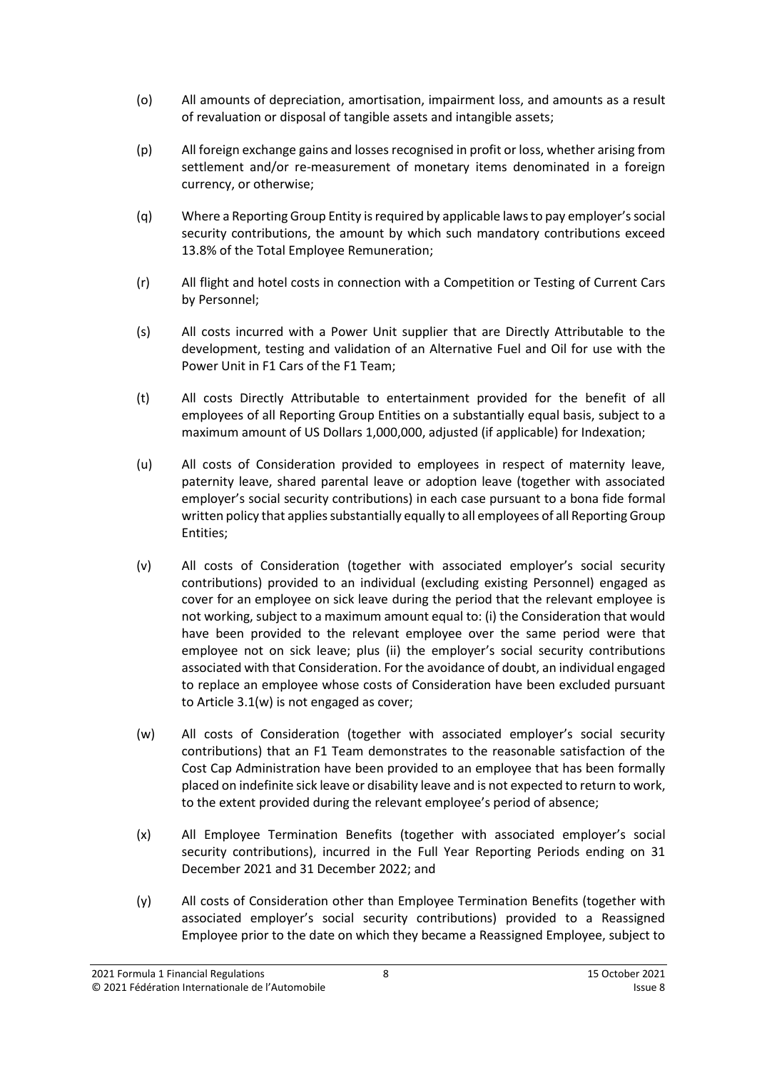(o) All amounts of depreciation, amortisation, impairment loss, and amounts as a result of revaluation or disposal of tangible assets and intangible assets;

(p) All foreign exchange gains and losses recognised in profit or loss, whether arising from settlement and/or re-measurement of monetary items denominated in a foreign currency, or otherwise;

(q) Where a Reporting Group Entity is required by applicable laws to pay employer's social security contributions, the amount by which such mandatory contributions exceed 13.8% of the Total Employee Remuneration;

(r) All flight and hotel costs in connection with a Competition or Testing of Current Cars by Personnel;

(s) All costs incurred with a Power Unit supplier that are Directly Attributable to the development, testing and validation of an Alternative Fuel and Oil for use with the Power Unit in F1 Cars of the F1 Team;

(t) All costs Directly Attributable to entertainment provided for the benefit of all employees of all Reporting Group Entities on a substantially equal basis, subject to a maximum amount of US Dollars 1,000,000, adjusted (if applicable) for Indexation;

(u) All costs of Consideration provided to employees in respect of maternity leave, paternity leave, shared parental leave or adoption leave (together with associated employer's social security contributions) in each case pursuant to a bona fide formal written policy that applies substantially equally to all employees of all Reporting Group Entities;

(v) All costs of Consideration (together with associated employer's social security contributions) provided to an individual (excluding existing Personnel) engaged as cover for an employee on sick leave during the period that the relevant employee is not working, subject to a maximum amount equal to: (i) the Consideration that would have been provided to the relevant employee over the same period were that employee not on sick leave; plus (ii) the employer's social security contributions associated with that Consideration. For the avoidance of doubt, an individual engaged to replace an employee whose costs of Consideration have been excluded pursuant to Article 3.1(w) is not engaged as cover;

(w) All costs of Consideration (together with associated employer's social security contributions) that an F1 Team demonstrates to the reasonable satisfaction of the Cost Cap Administration have been provided to an employee that has been formally placed on indefinite sick leave or disability leave and is not expected to return to work, to the extent provided during the relevant employee's period of absence;

(x) All Employee Termination Benefits (together with associated employer's social security contributions), incurred in the Full Year Reporting Periods ending on 31 December 2021 and 31 December 2022; and

(y) All costs of Consideration other than Employee Termination Benefits (together with associated employer's social security contributions) provided to a Reassigned Employee prior to the date on which they became a Reassigned Employee, subject to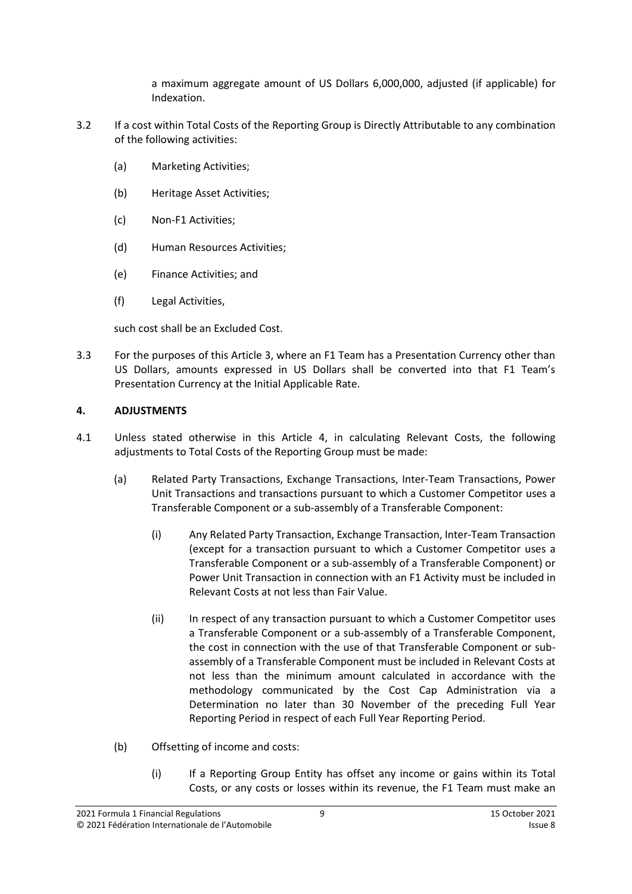a maximum aggregate amount of US Dollars 6,000,000, adjusted (if applicable) for Indexation.

3.2 If a cost within Total Costs of the Reporting Group is Directly Attributable to any combination of the following activities:

(a) Marketing Activities;

(b) Heritage Asset Activities;

(c) Non-F1 Activities;

(d) Human Resources Activities;

(e) Finance Activities; and

(f) Legal Activities,

such cost shall be an Excluded Cost.

3.3 For the purposes of this Article 3, where an F1 Team has a Presentation Currency other than US Dollars, amounts expressed in US Dollars shall be converted into that F1 Team's Presentation Currency at the Initial Applicable Rate.

## 4. ADJUSTMENTS

4.1 Unless stated otherwise in this Article 4, in calculating Relevant Costs, the following adjustments to Total Costs of the Reporting Group must be made:

(a) Related Party Transactions, Exchange Transactions, Inter-Team Transactions, Power Unit Transactions and transactions pursuant to which a Customer Competitor uses a Transferable Component or a sub-assembly of a Transferable Component:

(i) Any Related Party Transaction, Exchange Transaction, Inter-Team Transaction (except for a transaction pursuant to which a Customer Competitor uses a Transferable Component or a sub-assembly of a Transferable Component) or Power Unit Transaction in connection with an F1 Activity must be included in Relevant Costs at not less than Fair Value.

(ii) In respect of any transaction pursuant to which a Customer Competitor uses a Transferable Component or a sub-assembly of a Transferable Component, the cost in connection with the use of that Transferable Component or sub-assembly of a Transferable Component must be included in Relevant Costs at not less than the minimum amount calculated in accordance with the methodology communicated by the Cost Cap Administration via a Determination no later than 30 November of the preceding Full Year Reporting Period in respect of each Full Year Reporting Period.

(b) Offsetting of income and costs:

(i) If a Reporting Group Entity has offset any income or gains within its Total Costs, or any costs or losses within its revenue, the F1 Team must make an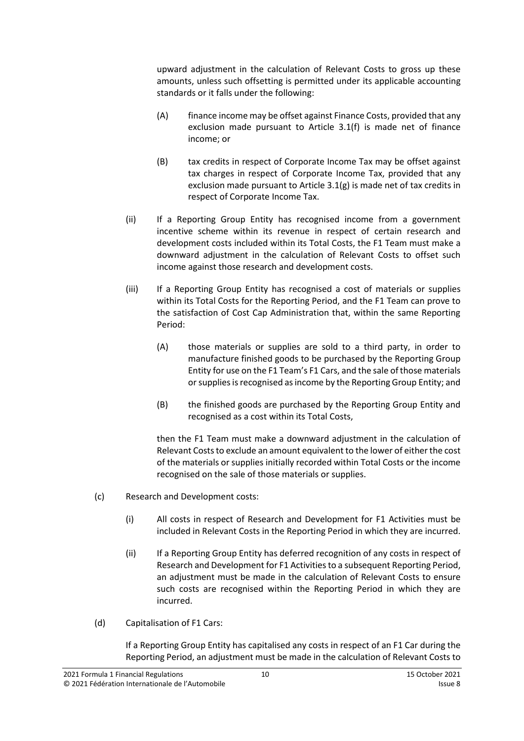upward adjustment in the calculation of Relevant Costs to gross up these amounts, unless such offsetting is permitted under its applicable accounting standards or it falls under the following:

(A) finance income may be offset against Finance Costs, provided that any exclusion made pursuant to Article 3.1(f) is made net of finance income; or

(B) tax credits in respect of Corporate Income Tax may be offset against tax charges in respect of Corporate Income Tax, provided that any exclusion made pursuant to Article 3.1(g) is made net of tax credits in respect of Corporate Income Tax.

(ii) If a Reporting Group Entity has recognised income from a government incentive scheme within its revenue in respect of certain research and development costs included within its Total Costs, the F1 Team must make a downward adjustment in the calculation of Relevant Costs to offset such income against those research and development costs.

(iii) If a Reporting Group Entity has recognised a cost of materials or supplies within its Total Costs for the Reporting Period, and the F1 Team can prove to the satisfaction of Cost Cap Administration that, within the same Reporting Period:

(A) those materials or supplies are sold to a third party, in order to manufacture finished goods to be purchased by the Reporting Group Entity for use on the F1 Team's F1 Cars, and the sale of those materials or supplies is recognised as income by the Reporting Group Entity; and

(B) the finished goods are purchased by the Reporting Group Entity and recognised as a cost within its Total Costs,

then the F1 Team must make a downward adjustment in the calculation of Relevant Costs to exclude an amount equivalent to the lower of either the cost of the materials or supplies initially recorded within Total Costs or the income recognised on the sale of those materials or supplies.

(c) Research and Development costs:

(i) All costs in respect of Research and Development for F1 Activities must be included in Relevant Costs in the Reporting Period in which they are incurred.

(ii) If a Reporting Group Entity has deferred recognition of any costs in respect of Research and Development for F1 Activities to a subsequent Reporting Period, an adjustment must be made in the calculation of Relevant Costs to ensure such costs are recognised within the Reporting Period in which they are incurred.

(d) Capitalisation of F1 Cars:

If a Reporting Group Entity has capitalised any costs in respect of an F1 Car during the Reporting Period, an adjustment must be made in the calculation of Relevant Costs to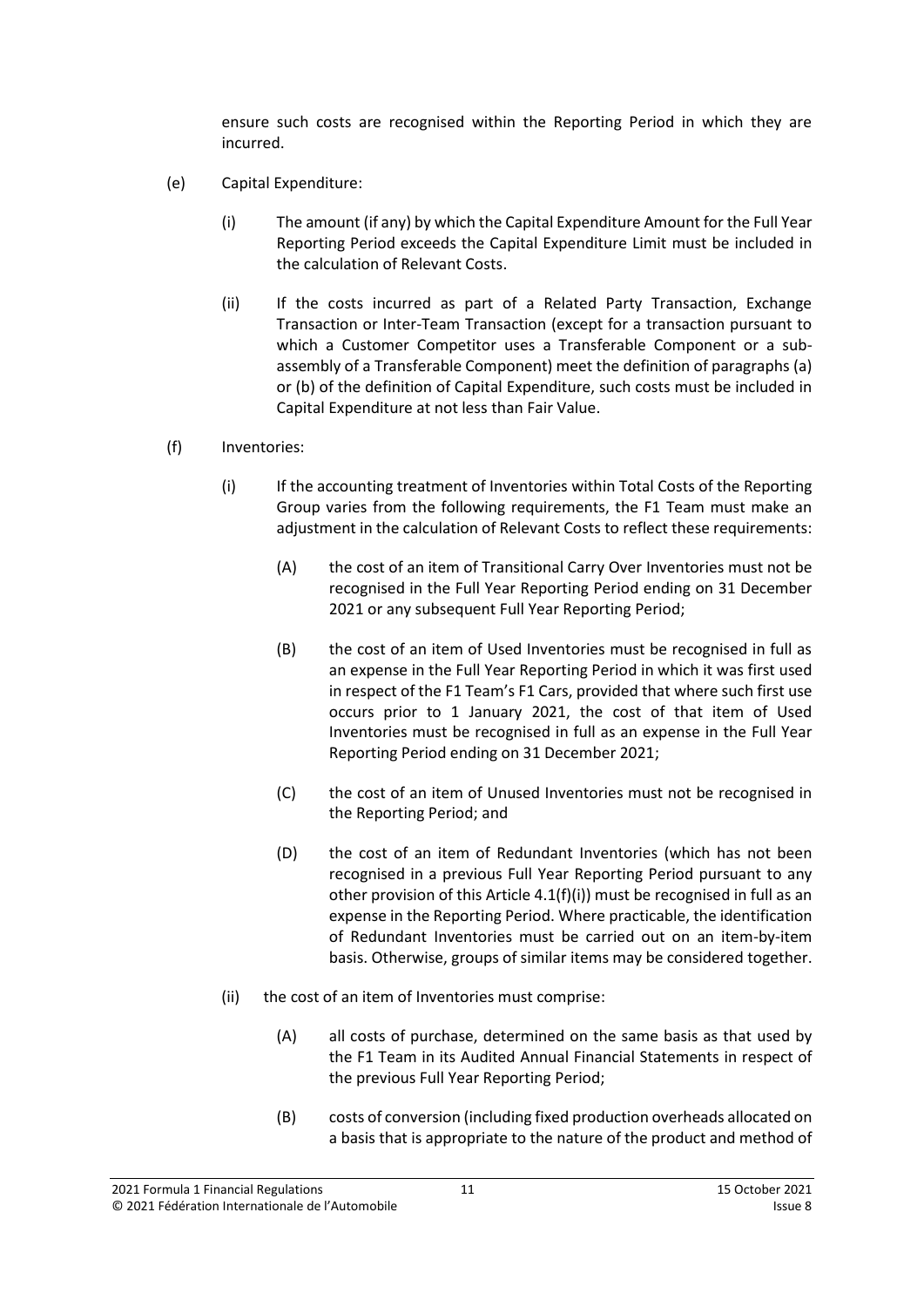ensure such costs are recognised within the Reporting Period in which they are incurred.

(e) Capital Expenditure:

(i) The amount (if any) by which the Capital Expenditure Amount for the Full Year Reporting Period exceeds the Capital Expenditure Limit must be included in the calculation of Relevant Costs.

(ii) If the costs incurred as part of a Related Party Transaction, Exchange Transaction or Inter-Team Transaction (except for a transaction pursuant to which a Customer Competitor uses a Transferable Component or a sub-assembly of a Transferable Component) meet the definition of paragraphs (a) or (b) of the definition of Capital Expenditure, such costs must be included in Capital Expenditure at not less than Fair Value.

(f) Inventories:

(i) If the accounting treatment of Inventories within Total Costs of the Reporting Group varies from the following requirements, the F1 Team must make an adjustment in the calculation of Relevant Costs to reflect these requirements:

(A) the cost of an item of Transitional Carry Over Inventories must not be recognised in the Full Year Reporting Period ending on 31 December 2021 or any subsequent Full Year Reporting Period;

(B) the cost of an item of Used Inventories must be recognised in full as an expense in the Full Year Reporting Period in which it was first used in respect of the F1 Team's F1 Cars, provided that where such first use occurs prior to 1 January 2021, the cost of that item of Used Inventories must be recognised in full as an expense in the Full Year Reporting Period ending on 31 December 2021;

(C) the cost of an item of Unused Inventories must not be recognised in the Reporting Period; and

(D) the cost of an item of Redundant Inventories (which has not been recognised in a previous Full Year Reporting Period pursuant to any other provision of this Article 4.1(f)(i)) must be recognised in full as an expense in the Reporting Period. Where practicable, the identification of Redundant Inventories must be carried out on an item-by-item basis. Otherwise, groups of similar items may be considered together.

(ii) the cost of an item of Inventories must comprise:

(A) all costs of purchase, determined on the same basis as that used by the F1 Team in its Audited Annual Financial Statements in respect of the previous Full Year Reporting Period;

(B) costs of conversion (including fixed production overheads allocated on a basis that is appropriate to the nature of the product and method of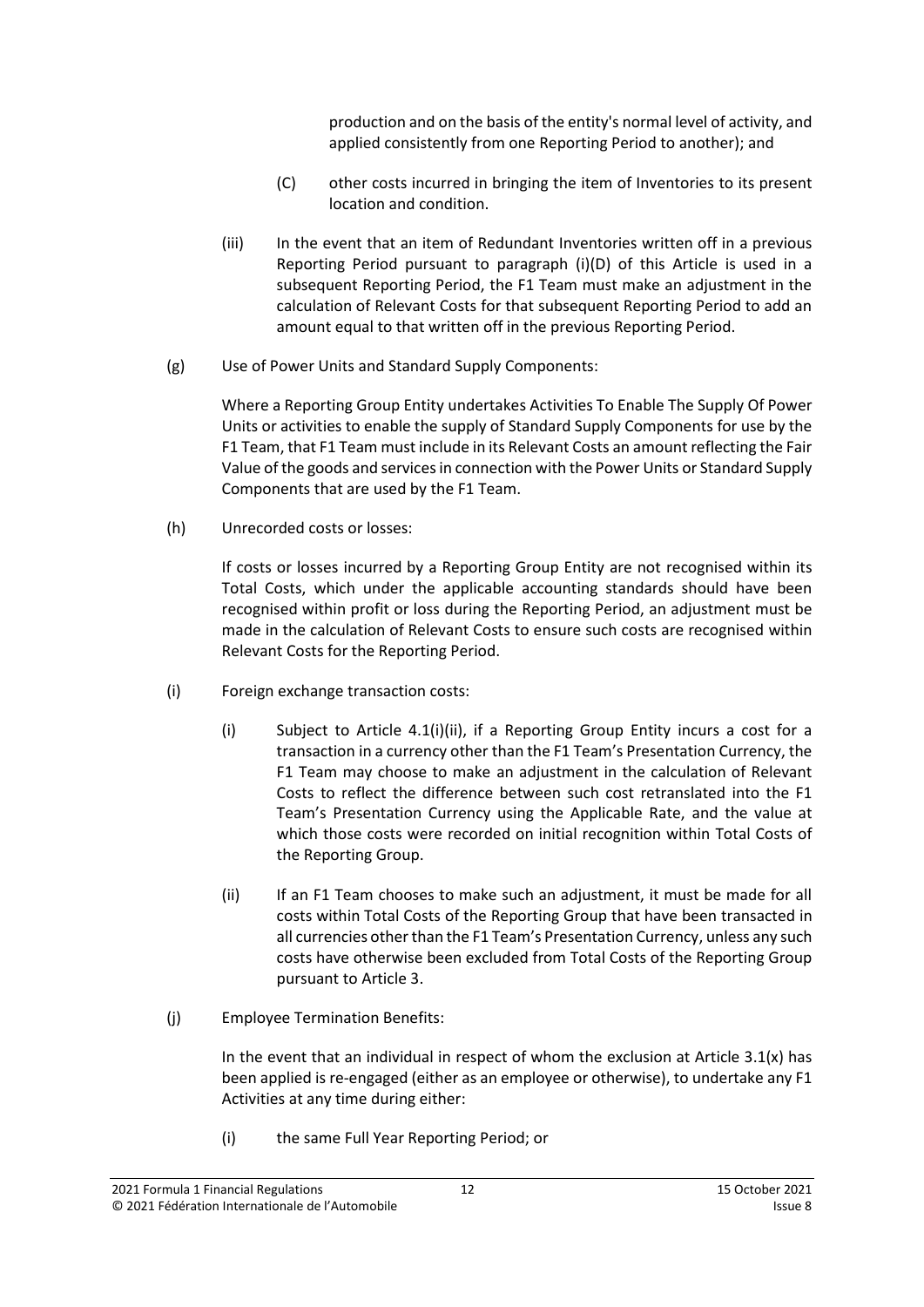production and on the basis of the entity's normal level of activity, and applied consistently from one Reporting Period to another); and

(C) other costs incurred in bringing the item of Inventories to its present location and condition.

(iii) In the event that an item of Redundant Inventories written off in a previous Reporting Period pursuant to paragraph (i)(D) of this Article is used in a subsequent Reporting Period, the F1 Team must make an adjustment in the calculation of Relevant Costs for that subsequent Reporting Period to add an amount equal to that written off in the previous Reporting Period.

(g) Use of Power Units and Standard Supply Components:

Where a Reporting Group Entity undertakes Activities To Enable The Supply Of Power Units or activities to enable the supply of Standard Supply Components for use by the F1 Team, that F1 Team must include in its Relevant Costs an amount reflecting the Fair Value of the goods and services in connection with the Power Units or Standard Supply Components that are used by the F1 Team.

(h) Unrecorded costs or losses:

If costs or losses incurred by a Reporting Group Entity are not recognised within its Total Costs, which under the applicable accounting standards should have been recognised within profit or loss during the Reporting Period, an adjustment must be made in the calculation of Relevant Costs to ensure such costs are recognised within Relevant Costs for the Reporting Period.

(i) Foreign exchange transaction costs:

(i) Subject to Article 4.1(i)(ii), if a Reporting Group Entity incurs a cost for a transaction in a currency other than the F1 Team's Presentation Currency, the F1 Team may choose to make an adjustment in the calculation of Relevant Costs to reflect the difference between such cost retranslated into the F1 Team's Presentation Currency using the Applicable Rate, and the value at which those costs were recorded on initial recognition within Total Costs of the Reporting Group.

(ii) If an F1 Team chooses to make such an adjustment, it must be made for all costs within Total Costs of the Reporting Group that have been transacted in all currencies other than the F1 Team's Presentation Currency, unless any such costs have otherwise been excluded from Total Costs of the Reporting Group pursuant to Article 3.

(j) Employee Termination Benefits:

In the event that an individual in respect of whom the exclusion at Article 3.1(x) has been applied is re-engaged (either as an employee or otherwise), to undertake any F1 Activities at any time during either:

(i) the same Full Year Reporting Period; or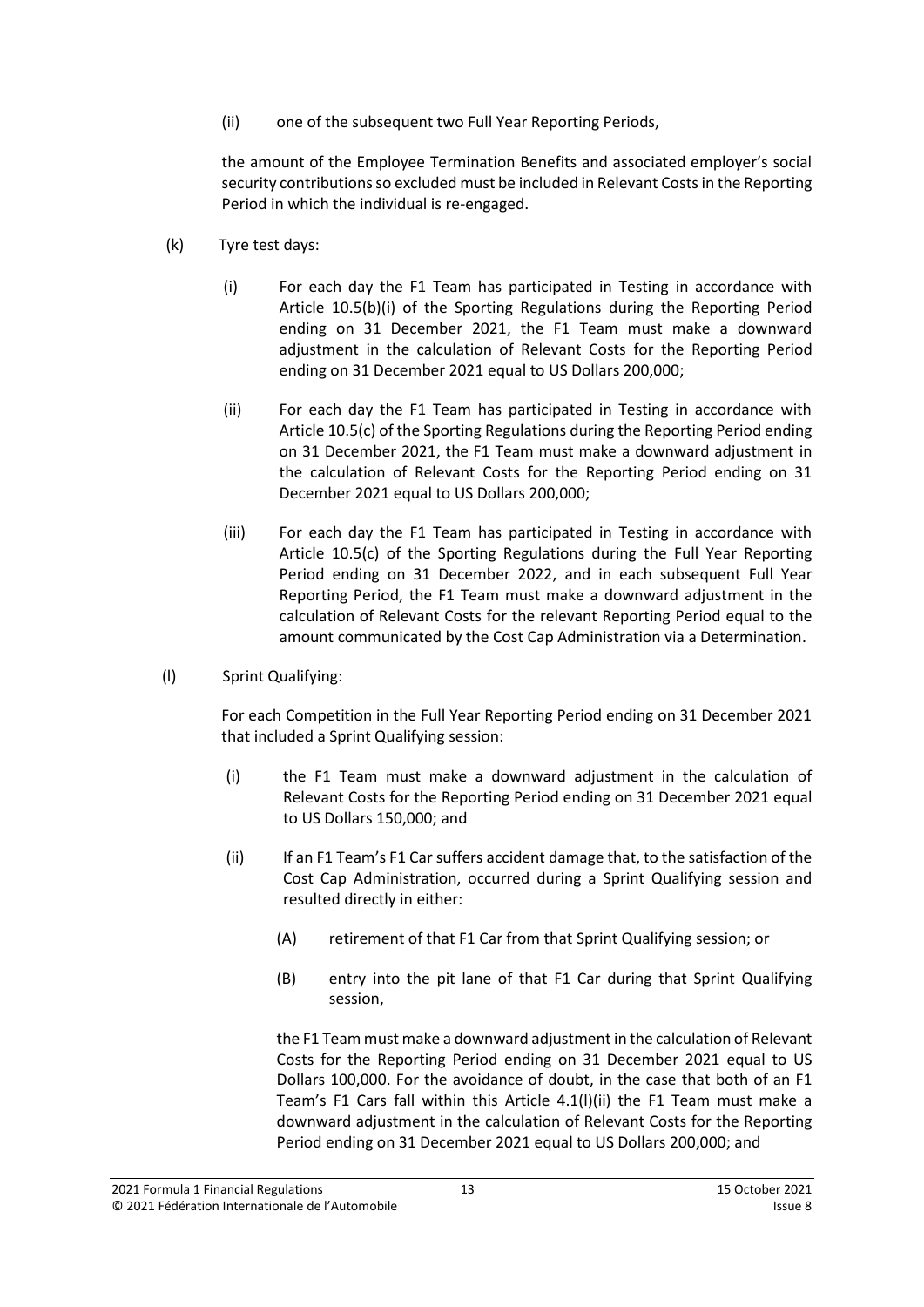(ii) one of the subsequent two Full Year Reporting Periods,

the amount of the Employee Termination Benefits and associated employer's social security contributions so excluded must be included in Relevant Costs in the Reporting Period in which the individual is re-engaged.

(k) Tyre test days:

(i) For each day the F1 Team has participated in Testing in accordance with Article 10.5(b)(i) of the Sporting Regulations during the Reporting Period ending on 31 December 2021, the F1 Team must make a downward adjustment in the calculation of Relevant Costs for the Reporting Period ending on 31 December 2021 equal to US Dollars 200,000;

(ii) For each day the F1 Team has participated in Testing in accordance with Article 10.5(c) of the Sporting Regulations during the Reporting Period ending on 31 December 2021, the F1 Team must make a downward adjustment in the calculation of Relevant Costs for the Reporting Period ending on 31 December 2021 equal to US Dollars 200,000;

(iii) For each day the F1 Team has participated in Testing in accordance with Article 10.5(c) of the Sporting Regulations during the Full Year Reporting Period ending on 31 December 2022, and in each subsequent Full Year Reporting Period, the F1 Team must make a downward adjustment in the calculation of Relevant Costs for the relevant Reporting Period equal to the amount communicated by the Cost Cap Administration via a Determination.

(l) Sprint Qualifying:

For each Competition in the Full Year Reporting Period ending on 31 December 2021 that included a Sprint Qualifying session:

(i) the F1 Team must make a downward adjustment in the calculation of Relevant Costs for the Reporting Period ending on 31 December 2021 equal to US Dollars 150,000; and

(ii) If an F1 Team's F1 Car suffers accident damage that, to the satisfaction of the Cost Cap Administration, occurred during a Sprint Qualifying session and resulted directly in either:

(A) retirement of that F1 Car from that Sprint Qualifying session; or

(B) entry into the pit lane of that F1 Car during that Sprint Qualifying session,

the F1 Team must make a downward adjustment in the calculation of Relevant Costs for the Reporting Period ending on 31 December 2021 equal to US Dollars 100,000. For the avoidance of doubt, in the case that both of an F1 Team's F1 Cars fall within this Article 4.1(l)(ii) the F1 Team must make a downward adjustment in the calculation of Relevant Costs for the Reporting Period ending on 31 December 2021 equal to US Dollars 200,000; and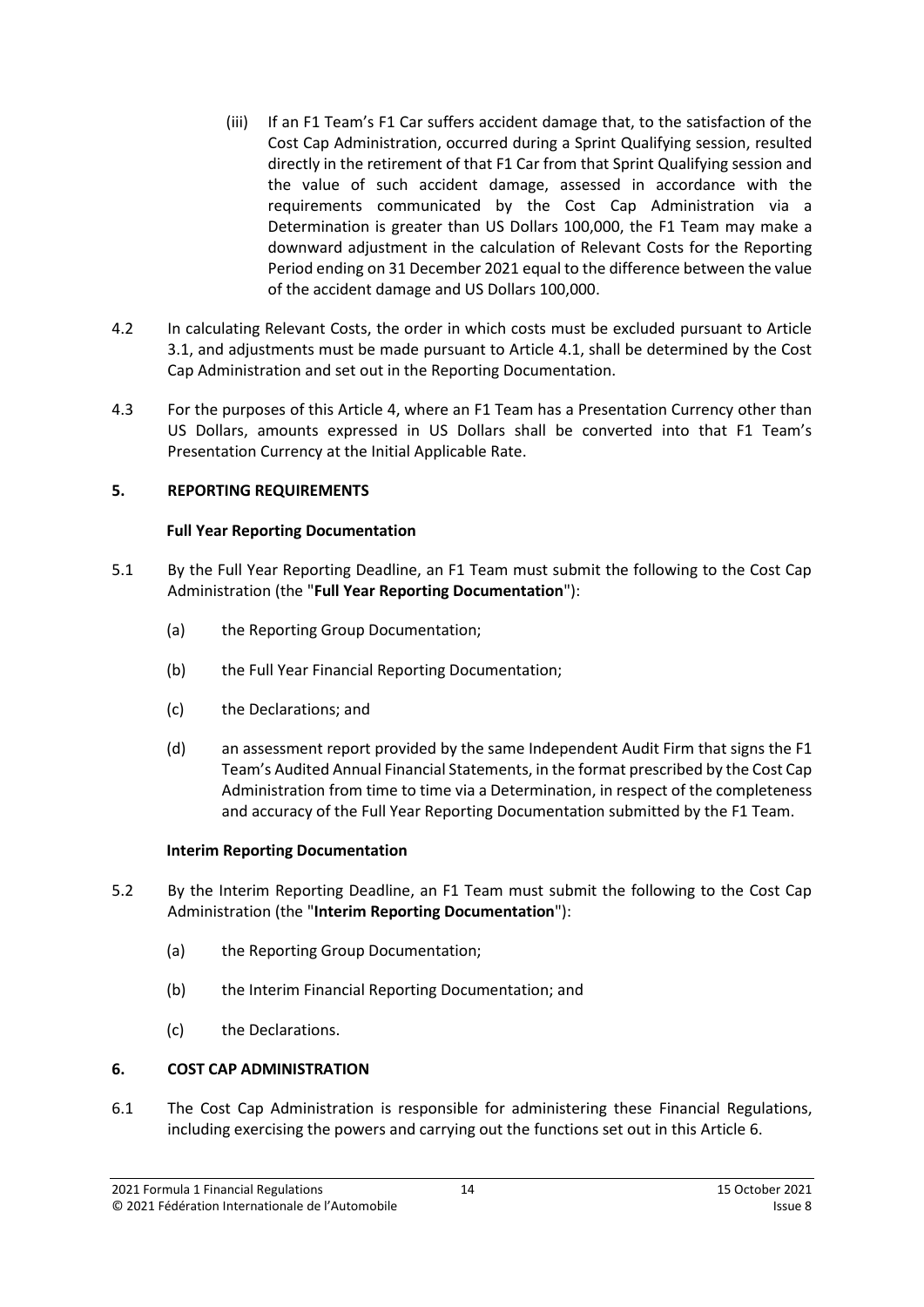(iii) If an F1 Team's F1 Car suffers accident damage that, to the satisfaction of the Cost Cap Administration, occurred during a Sprint Qualifying session, resulted directly in the retirement of that F1 Car from that Sprint Qualifying session and the value of such accident damage, assessed in accordance with the requirements communicated by the Cost Cap Administration via a Determination is greater than US Dollars 100,000, the F1 Team may make a downward adjustment in the calculation of Relevant Costs for the Reporting Period ending on 31 December 2021 equal to the difference between the value of the accident damage and US Dollars 100,000.

4.2 In calculating Relevant Costs, the order in which costs must be excluded pursuant to Article 3.1, and adjustments must be made pursuant to Article 4.1, shall be determined by the Cost Cap Administration and set out in the Reporting Documentation.

4.3 For the purposes of this Article 4, where an F1 Team has a Presentation Currency other than US Dollars, amounts expressed in US Dollars shall be converted into that F1 Team's Presentation Currency at the Initial Applicable Rate.

## 5. REPORTING REQUIREMENTS

### Full Year Reporting Documentation

5.1 By the Full Year Reporting Deadline, an F1 Team must submit the following to the Cost Cap Administration (the "**Full Year Reporting Documentation**"):

(a) the Reporting Group Documentation;

(b) the Full Year Financial Reporting Documentation;

(c) the Declarations; and

(d) an assessment report provided by the same Independent Audit Firm that signs the F1 Team's Audited Annual Financial Statements, in the format prescribed by the Cost Cap Administration from time to time via a Determination, in respect of the completeness and accuracy of the Full Year Reporting Documentation submitted by the F1 Team.

### Interim Reporting Documentation

5.2 By the Interim Reporting Deadline, an F1 Team must submit the following to the Cost Cap Administration (the "**Interim Reporting Documentation**"):

(a) the Reporting Group Documentation;

(b) the Interim Financial Reporting Documentation; and

(c) the Declarations.

## 6. COST CAP ADMINISTRATION

6.1 The Cost Cap Administration is responsible for administering these Financial Regulations, including exercising the powers and carrying out the functions set out in this Article 6.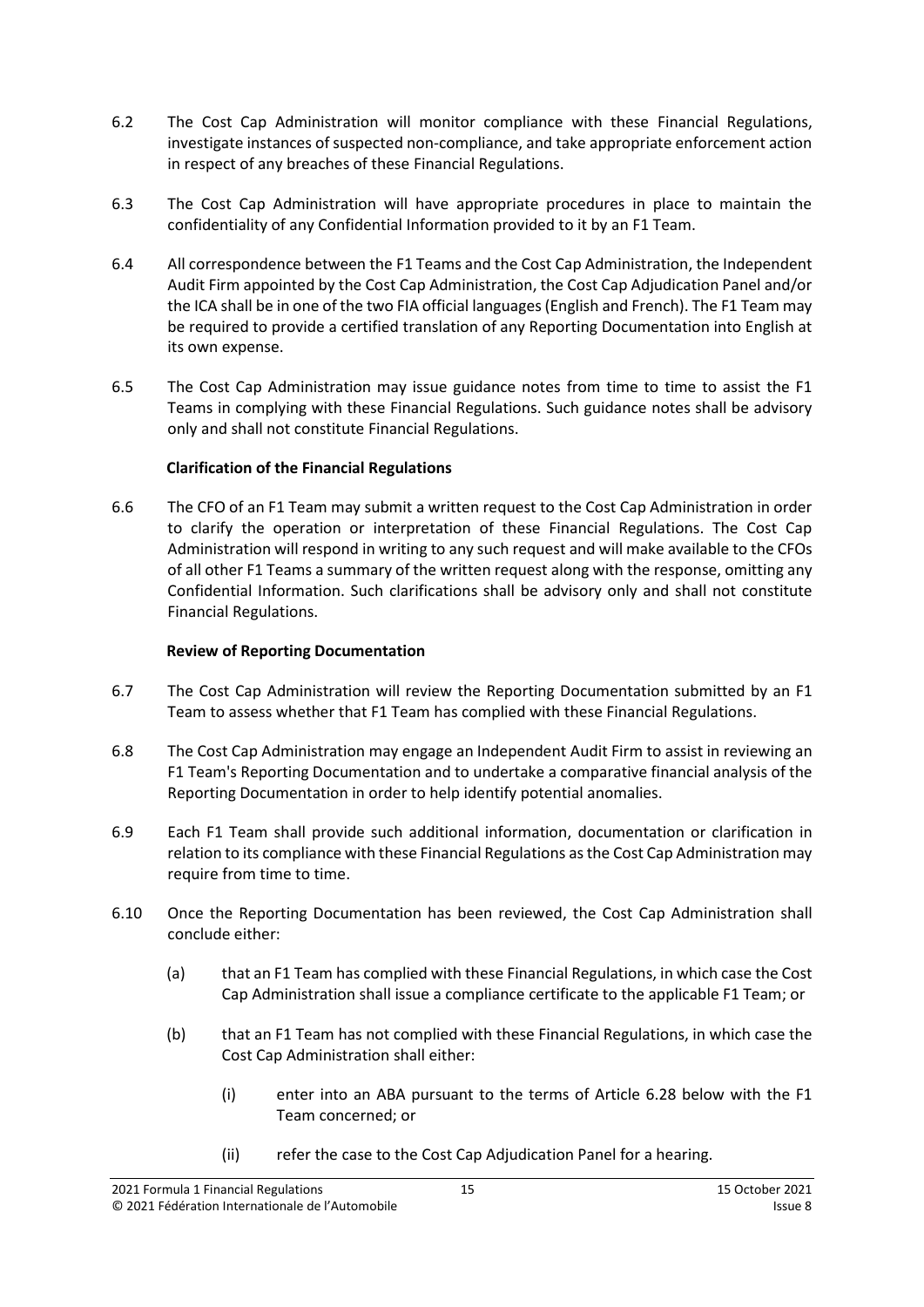6.2 The Cost Cap Administration will monitor compliance with these Financial Regulations, investigate instances of suspected non-compliance, and take appropriate enforcement action in respect of any breaches of these Financial Regulations.

6.3 The Cost Cap Administration will have appropriate procedures in place to maintain the confidentiality of any Confidential Information provided to it by an F1 Team.

6.4 All correspondence between the F1 Teams and the Cost Cap Administration, the Independent Audit Firm appointed by the Cost Cap Administration, the Cost Cap Adjudication Panel and/or the ICA shall be in one of the two FIA official languages (English and French). The F1 Team may be required to provide a certified translation of any Reporting Documentation into English at its own expense.

6.5 The Cost Cap Administration may issue guidance notes from time to time to assist the F1 Teams in complying with these Financial Regulations. Such guidance notes shall be advisory only and shall not constitute Financial Regulations.

**Clarification of the Financial Regulations**

6.6 The CFO of an F1 Team may submit a written request to the Cost Cap Administration in order to clarify the operation or interpretation of these Financial Regulations. The Cost Cap Administration will respond in writing to any such request and will make available to the CFOs of all other F1 Teams a summary of the written request along with the response, omitting any Confidential Information. Such clarifications shall be advisory only and shall not constitute Financial Regulations.

**Review of Reporting Documentation**

6.7 The Cost Cap Administration will review the Reporting Documentation submitted by an F1 Team to assess whether that F1 Team has complied with these Financial Regulations.

6.8 The Cost Cap Administration may engage an Independent Audit Firm to assist in reviewing an F1 Team's Reporting Documentation and to undertake a comparative financial analysis of the Reporting Documentation in order to help identify potential anomalies.

6.9 Each F1 Team shall provide such additional information, documentation or clarification in relation to its compliance with these Financial Regulations as the Cost Cap Administration may require from time to time.

6.10 Once the Reporting Documentation has been reviewed, the Cost Cap Administration shall conclude either:

(a) that an F1 Team has complied with these Financial Regulations, in which case the Cost Cap Administration shall issue a compliance certificate to the applicable F1 Team; or

(b) that an F1 Team has not complied with these Financial Regulations, in which case the Cost Cap Administration shall either:

(i) enter into an ABA pursuant to the terms of Article 6.28 below with the F1 Team concerned; or

(ii) refer the case to the Cost Cap Adjudication Panel for a hearing.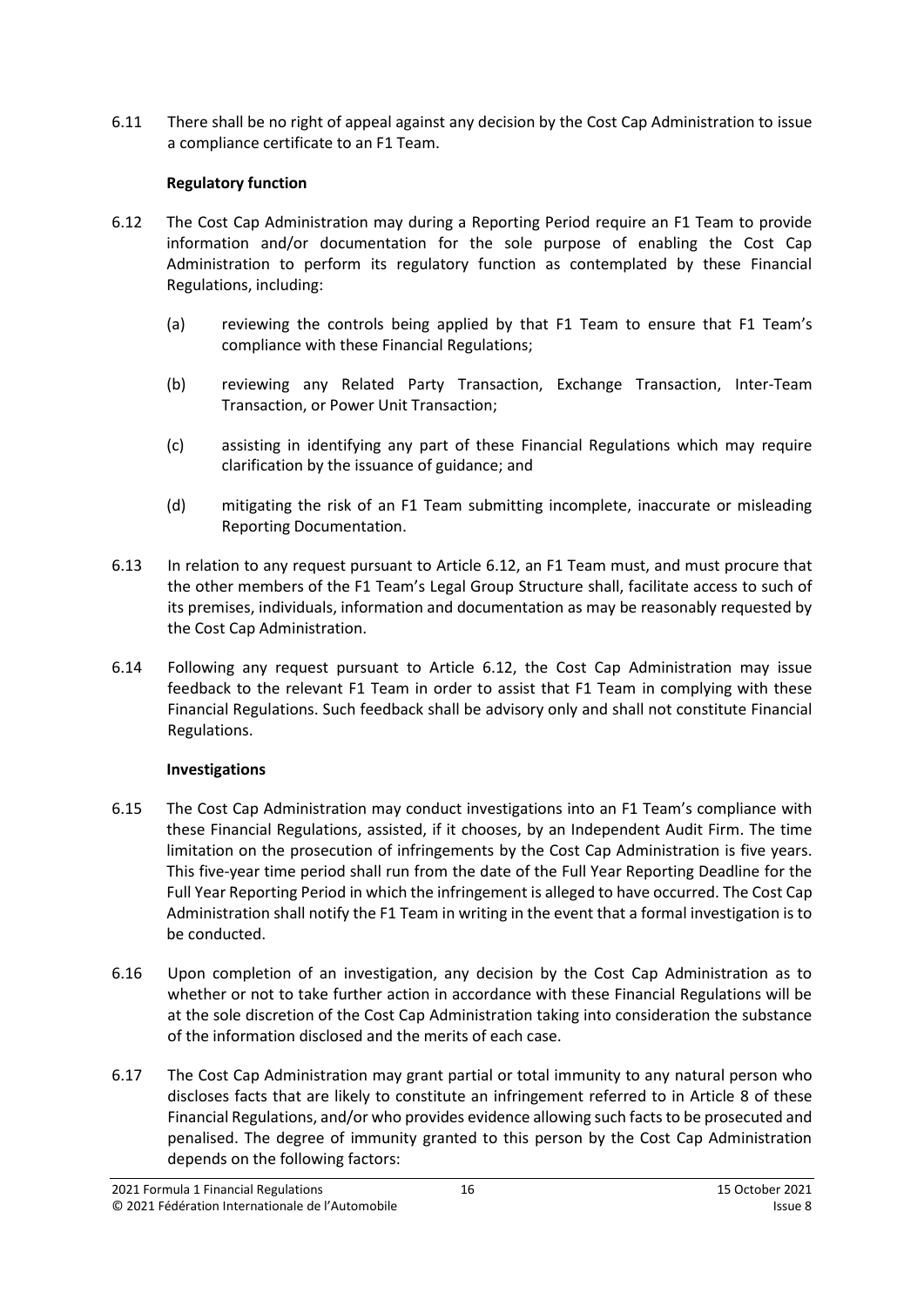6.11 There shall be no right of appeal against any decision by the Cost Cap Administration to issue a compliance certificate to an F1 Team.

**Regulatory function**

6.12 The Cost Cap Administration may during a Reporting Period require an F1 Team to provide information and/or documentation for the sole purpose of enabling the Cost Cap Administration to perform its regulatory function as contemplated by these Financial Regulations, including:

(a) reviewing the controls being applied by that F1 Team to ensure that F1 Team's compliance with these Financial Regulations;

(b) reviewing any Related Party Transaction, Exchange Transaction, Inter-Team Transaction, or Power Unit Transaction;

(c) assisting in identifying any part of these Financial Regulations which may require clarification by the issuance of guidance; and

(d) mitigating the risk of an F1 Team submitting incomplete, inaccurate or misleading Reporting Documentation.

6.13 In relation to any request pursuant to Article 6.12, an F1 Team must, and must procure that the other members of the F1 Team's Legal Group Structure shall, facilitate access to such of its premises, individuals, information and documentation as may be reasonably requested by the Cost Cap Administration.

6.14 Following any request pursuant to Article 6.12, the Cost Cap Administration may issue feedback to the relevant F1 Team in order to assist that F1 Team in complying with these Financial Regulations. Such feedback shall be advisory only and shall not constitute Financial Regulations.

**Investigations**

6.15 The Cost Cap Administration may conduct investigations into an F1 Team's compliance with these Financial Regulations, assisted, if it chooses, by an Independent Audit Firm. The time limitation on the prosecution of infringements by the Cost Cap Administration is five years. This five-year time period shall run from the date of the Full Year Reporting Deadline for the Full Year Reporting Period in which the infringement is alleged to have occurred. The Cost Cap Administration shall notify the F1 Team in writing in the event that a formal investigation is to be conducted.

6.16 Upon completion of an investigation, any decision by the Cost Cap Administration as to whether or not to take further action in accordance with these Financial Regulations will be at the sole discretion of the Cost Cap Administration taking into consideration the substance of the information disclosed and the merits of each case.

6.17 The Cost Cap Administration may grant partial or total immunity to any natural person who discloses facts that are likely to constitute an infringement referred to in Article 8 of these Financial Regulations, and/or who provides evidence allowing such facts to be prosecuted and penalised. The degree of immunity granted to this person by the Cost Cap Administration depends on the following factors: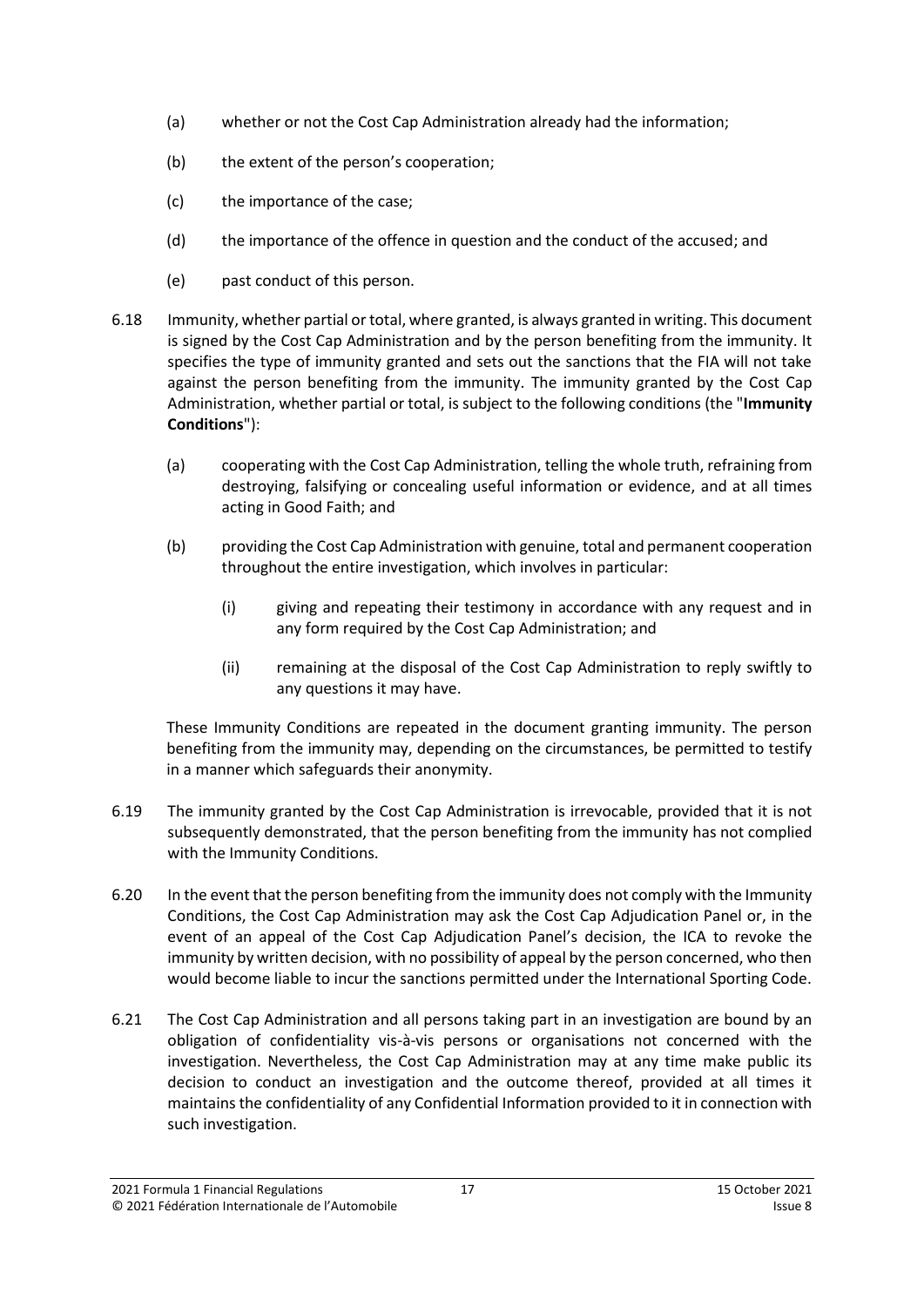(a) whether or not the Cost Cap Administration already had the information;

(b) the extent of the person's cooperation;

(c) the importance of the case;

(d) the importance of the offence in question and the conduct of the accused; and

(e) past conduct of this person.

6.18 Immunity, whether partial or total, where granted, is always granted in writing. This document is signed by the Cost Cap Administration and by the person benefiting from the immunity. It specifies the type of immunity granted and sets out the sanctions that the FIA will not take against the person benefiting from the immunity. The immunity granted by the Cost Cap Administration, whether partial or total, is subject to the following conditions (the "**Immunity Conditions**"):

(a) cooperating with the Cost Cap Administration, telling the whole truth, refraining from destroying, falsifying or concealing useful information or evidence, and at all times acting in Good Faith; and

(b) providing the Cost Cap Administration with genuine, total and permanent cooperation throughout the entire investigation, which involves in particular:

(i) giving and repeating their testimony in accordance with any request and in any form required by the Cost Cap Administration; and

(ii) remaining at the disposal of the Cost Cap Administration to reply swiftly to any questions it may have.

These Immunity Conditions are repeated in the document granting immunity. The person benefiting from the immunity may, depending on the circumstances, be permitted to testify in a manner which safeguards their anonymity.

6.19 The immunity granted by the Cost Cap Administration is irrevocable, provided that it is not subsequently demonstrated, that the person benefiting from the immunity has not complied with the Immunity Conditions.

6.20 In the event that the person benefiting from the immunity does not comply with the Immunity Conditions, the Cost Cap Administration may ask the Cost Cap Adjudication Panel or, in the event of an appeal of the Cost Cap Adjudication Panel's decision, the ICA to revoke the immunity by written decision, with no possibility of appeal by the person concerned, who then would become liable to incur the sanctions permitted under the International Sporting Code.

6.21 The Cost Cap Administration and all persons taking part in an investigation are bound by an obligation of confidentiality vis-à-vis persons or organisations not concerned with the investigation. Nevertheless, the Cost Cap Administration may at any time make public its decision to conduct an investigation and the outcome thereof, provided at all times it maintains the confidentiality of any Confidential Information provided to it in connection with such investigation.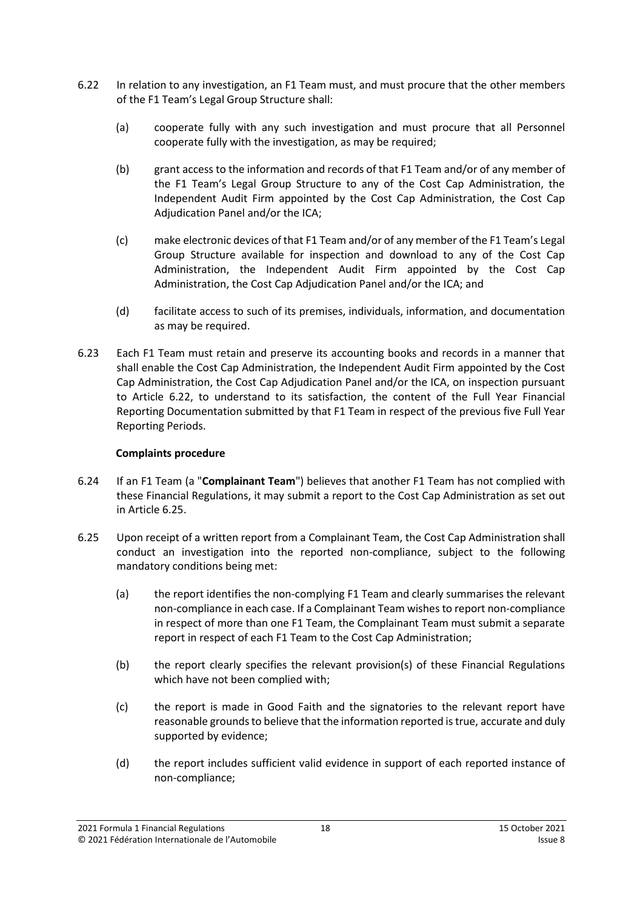6.22 In relation to any investigation, an F1 Team must, and must procure that the other members of the F1 Team's Legal Group Structure shall:

(a) cooperate fully with any such investigation and must procure that all Personnel cooperate fully with the investigation, as may be required;

(b) grant access to the information and records of that F1 Team and/or of any member of the F1 Team's Legal Group Structure to any of the Cost Cap Administration, the Independent Audit Firm appointed by the Cost Cap Administration, the Cost Cap Adjudication Panel and/or the ICA;

(c) make electronic devices of that F1 Team and/or of any member of the F1 Team's Legal Group Structure available for inspection and download to any of the Cost Cap Administration, the Independent Audit Firm appointed by the Cost Cap Administration, the Cost Cap Adjudication Panel and/or the ICA; and

(d) facilitate access to such of its premises, individuals, information, and documentation as may be required.

6.23 Each F1 Team must retain and preserve its accounting books and records in a manner that shall enable the Cost Cap Administration, the Independent Audit Firm appointed by the Cost Cap Administration, the Cost Cap Adjudication Panel and/or the ICA, on inspection pursuant to Article 6.22, to understand to its satisfaction, the content of the Full Year Financial Reporting Documentation submitted by that F1 Team in respect of the previous five Full Year Reporting Periods.

**Complaints procedure**

6.24 If an F1 Team (a "**Complainant Team**") believes that another F1 Team has not complied with these Financial Regulations, it may submit a report to the Cost Cap Administration as set out in Article 6.25.

6.25 Upon receipt of a written report from a Complainant Team, the Cost Cap Administration shall conduct an investigation into the reported non-compliance, subject to the following mandatory conditions being met:

(a) the report identifies the non-complying F1 Team and clearly summarises the relevant non-compliance in each case. If a Complainant Team wishes to report non-compliance in respect of more than one F1 Team, the Complainant Team must submit a separate report in respect of each F1 Team to the Cost Cap Administration;

(b) the report clearly specifies the relevant provision(s) of these Financial Regulations which have not been complied with;

(c) the report is made in Good Faith and the signatories to the relevant report have reasonable grounds to believe that the information reported is true, accurate and duly supported by evidence;

(d) the report includes sufficient valid evidence in support of each reported instance of non-compliance;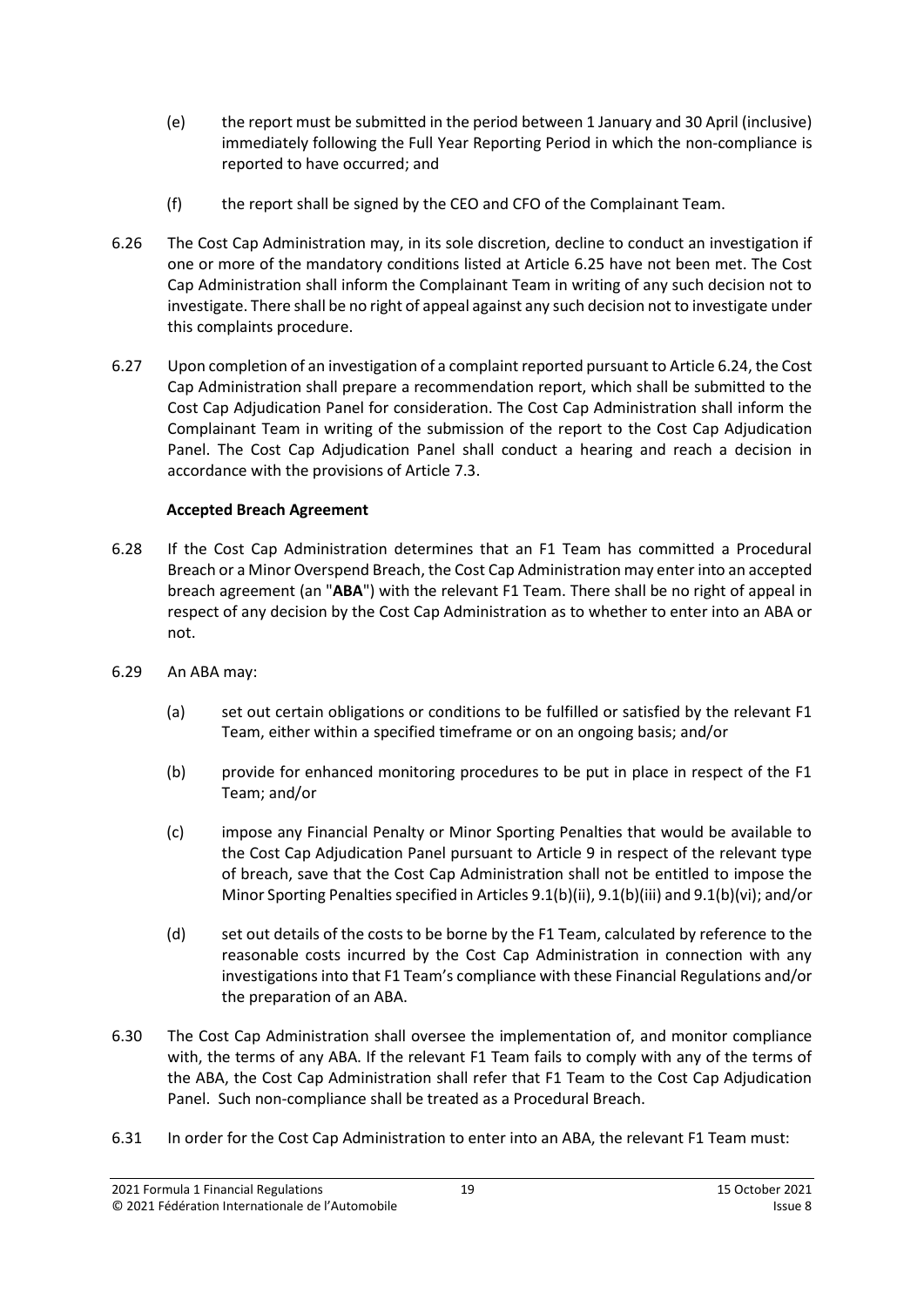(e) the report must be submitted in the period between 1 January and 30 April (inclusive) immediately following the Full Year Reporting Period in which the non-compliance is reported to have occurred; and

(f) the report shall be signed by the CEO and CFO of the Complainant Team.

6.26 The Cost Cap Administration may, in its sole discretion, decline to conduct an investigation if one or more of the mandatory conditions listed at Article 6.25 have not been met. The Cost Cap Administration shall inform the Complainant Team in writing of any such decision not to investigate. There shall be no right of appeal against any such decision not to investigate under this complaints procedure.

6.27 Upon completion of an investigation of a complaint reported pursuant to Article 6.24, the Cost Cap Administration shall prepare a recommendation report, which shall be submitted to the Cost Cap Adjudication Panel for consideration. The Cost Cap Administration shall inform the Complainant Team in writing of the submission of the report to the Cost Cap Adjudication Panel. The Cost Cap Adjudication Panel shall conduct a hearing and reach a decision in accordance with the provisions of Article 7.3.

**Accepted Breach Agreement**

6.28 If the Cost Cap Administration determines that an F1 Team has committed a Procedural Breach or a Minor Overspend Breach, the Cost Cap Administration may enter into an accepted breach agreement (an "**ABA**") with the relevant F1 Team. There shall be no right of appeal in respect of any decision by the Cost Cap Administration as to whether to enter into an ABA or not.

6.29 An ABA may:

(a) set out certain obligations or conditions to be fulfilled or satisfied by the relevant F1 Team, either within a specified timeframe or on an ongoing basis; and/or

(b) provide for enhanced monitoring procedures to be put in place in respect of the F1 Team; and/or

(c) impose any Financial Penalty or Minor Sporting Penalties that would be available to the Cost Cap Adjudication Panel pursuant to Article 9 in respect of the relevant type of breach, save that the Cost Cap Administration shall not be entitled to impose the Minor Sporting Penalties specified in Articles 9.1(b)(ii), 9.1(b)(iii) and 9.1(b)(vi); and/or

(d) set out details of the costs to be borne by the F1 Team, calculated by reference to the reasonable costs incurred by the Cost Cap Administration in connection with any investigations into that F1 Team's compliance with these Financial Regulations and/or the preparation of an ABA.

6.30 The Cost Cap Administration shall oversee the implementation of, and monitor compliance with, the terms of any ABA. If the relevant F1 Team fails to comply with any of the terms of the ABA, the Cost Cap Administration shall refer that F1 Team to the Cost Cap Adjudication Panel. Such non-compliance shall be treated as a Procedural Breach.

6.31 In order for the Cost Cap Administration to enter into an ABA, the relevant F1 Team must: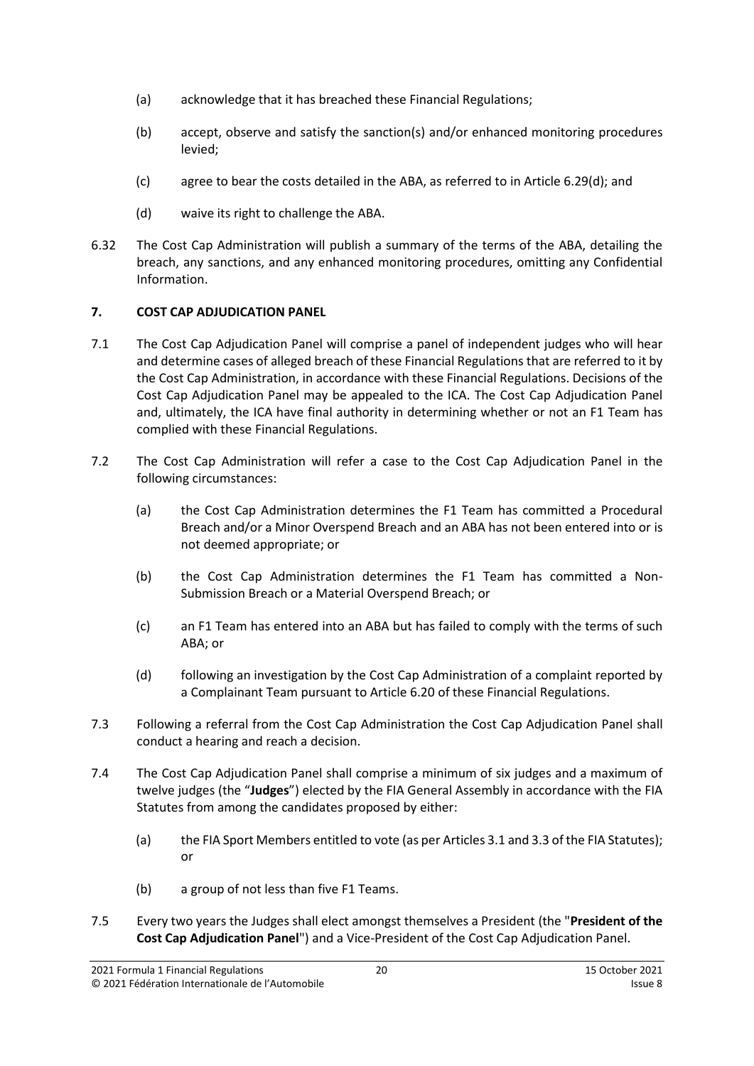(a) acknowledge that it has breached these Financial Regulations;

(b) accept, observe and satisfy the sanction(s) and/or enhanced monitoring procedures levied;

(c) agree to bear the costs detailed in the ABA, as referred to in Article 6.29(d); and

(d) waive its right to challenge the ABA.

6.32 The Cost Cap Administration will publish a summary of the terms of the ABA, detailing the breach, any sanctions, and any enhanced monitoring procedures, omitting any Confidential Information.

## 7. COST CAP ADJUDICATION PANEL

7.1 The Cost Cap Adjudication Panel will comprise a panel of independent judges who will hear and determine cases of alleged breach of these Financial Regulations that are referred to it by the Cost Cap Administration, in accordance with these Financial Regulations. Decisions of the Cost Cap Adjudication Panel may be appealed to the ICA. The Cost Cap Adjudication Panel and, ultimately, the ICA have final authority in determining whether or not an F1 Team has complied with these Financial Regulations.

7.2 The Cost Cap Administration will refer a case to the Cost Cap Adjudication Panel in the following circumstances:

(a) the Cost Cap Administration determines the F1 Team has committed a Procedural Breach and/or a Minor Overspend Breach and an ABA has not been entered into or is not deemed appropriate; or

(b) the Cost Cap Administration determines the F1 Team has committed a Non-Submission Breach or a Material Overspend Breach; or

(c) an F1 Team has entered into an ABA but has failed to comply with the terms of such ABA; or

(d) following an investigation by the Cost Cap Administration of a complaint reported by a Complainant Team pursuant to Article 6.20 of these Financial Regulations.

7.3 Following a referral from the Cost Cap Administration the Cost Cap Adjudication Panel shall conduct a hearing and reach a decision.

7.4 The Cost Cap Adjudication Panel shall comprise a minimum of six judges and a maximum of twelve judges (the "**Judges**") elected by the FIA General Assembly in accordance with the FIA Statutes from among the candidates proposed by either:

(a) the FIA Sport Members entitled to vote (as per Articles 3.1 and 3.3 of the FIA Statutes); or

(b) a group of not less than five F1 Teams.

7.5 Every two years the Judges shall elect amongst themselves a President (the "**President of the Cost Cap Adjudication Panel**") and a Vice-President of the Cost Cap Adjudication Panel.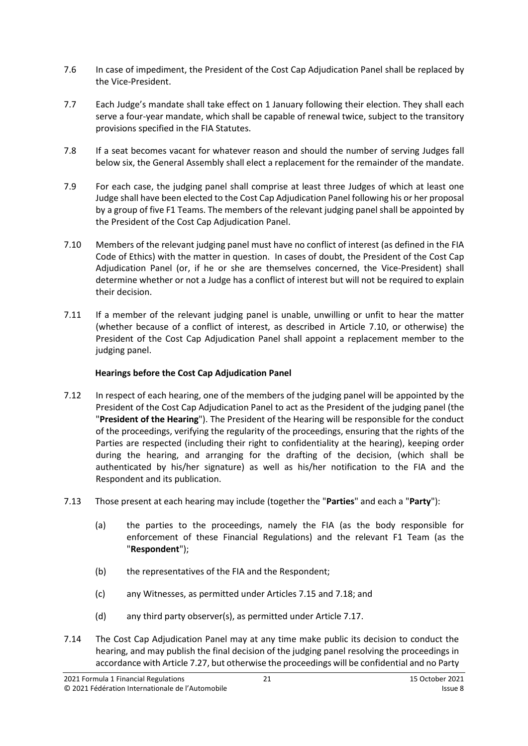7.6 In case of impediment, the President of the Cost Cap Adjudication Panel shall be replaced by the Vice-President.

7.7 Each Judge's mandate shall take effect on 1 January following their election. They shall each serve a four-year mandate, which shall be capable of renewal twice, subject to the transitory provisions specified in the FIA Statutes.

7.8 If a seat becomes vacant for whatever reason and should the number of serving Judges fall below six, the General Assembly shall elect a replacement for the remainder of the mandate.

7.9 For each case, the judging panel shall comprise at least three Judges of which at least one Judge shall have been elected to the Cost Cap Adjudication Panel following his or her proposal by a group of five F1 Teams. The members of the relevant judging panel shall be appointed by the President of the Cost Cap Adjudication Panel.

7.10 Members of the relevant judging panel must have no conflict of interest (as defined in the FIA Code of Ethics) with the matter in question. In cases of doubt, the President of the Cost Cap Adjudication Panel (or, if he or she are themselves concerned, the Vice-President) shall determine whether or not a Judge has a conflict of interest but will not be required to explain their decision.

7.11 If a member of the relevant judging panel is unable, unwilling or unfit to hear the matter (whether because of a conflict of interest, as described in Article 7.10, or otherwise) the President of the Cost Cap Adjudication Panel shall appoint a replacement member to the judging panel.

**Hearings before the Cost Cap Adjudication Panel**

7.12 In respect of each hearing, one of the members of the judging panel will be appointed by the President of the Cost Cap Adjudication Panel to act as the President of the judging panel (the "**President of the Hearing**"). The President of the Hearing will be responsible for the conduct of the proceedings, verifying the regularity of the proceedings, ensuring that the rights of the Parties are respected (including their right to confidentiality at the hearing), keeping order during the hearing, and arranging for the drafting of the decision, (which shall be authenticated by his/her signature) as well as his/her notification to the FIA and the Respondent and its publication.

7.13 Those present at each hearing may include (together the "**Parties**" and each a "**Party**"):

(a) the parties to the proceedings, namely the FIA (as the body responsible for enforcement of these Financial Regulations) and the relevant F1 Team (as the "**Respondent**");

(b) the representatives of the FIA and the Respondent;

(c) any Witnesses, as permitted under Articles 7.15 and 7.18; and

(d) any third party observer(s), as permitted under Article 7.17.

7.14 The Cost Cap Adjudication Panel may at any time make public its decision to conduct the hearing, and may publish the final decision of the judging panel resolving the proceedings in accordance with Article 7.27, but otherwise the proceedings will be confidential and no Party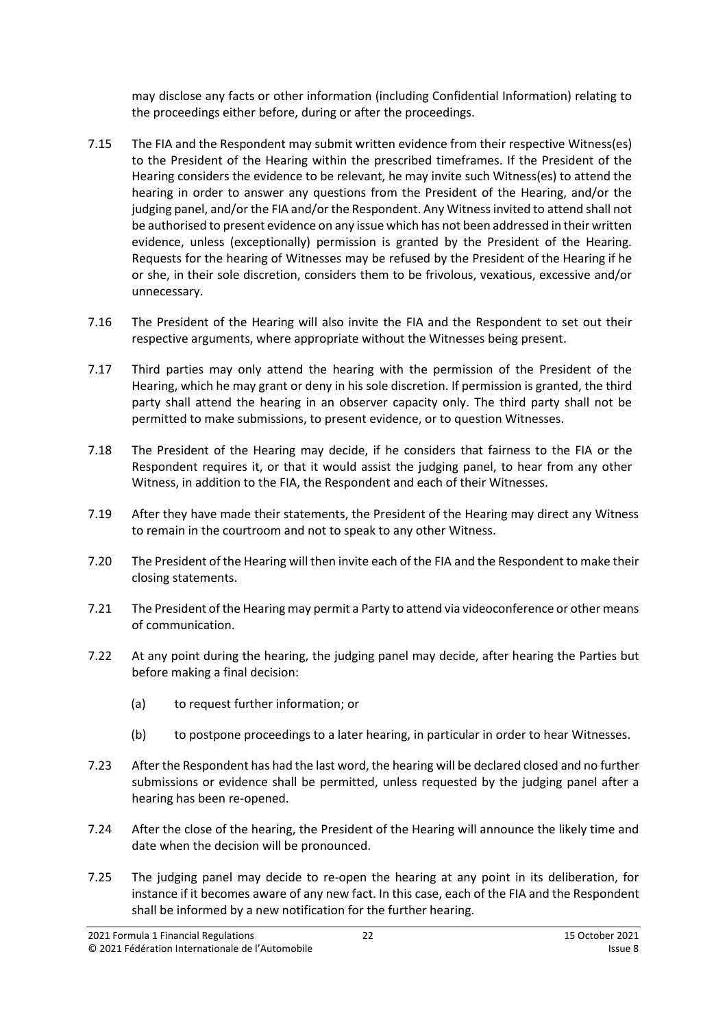may disclose any facts or other information (including Confidential Information) relating to the proceedings either before, during or after the proceedings.

7.15 The FIA and the Respondent may submit written evidence from their respective Witness(es) to the President of the Hearing within the prescribed timeframes. If the President of the Hearing considers the evidence to be relevant, he may invite such Witness(es) to attend the hearing in order to answer any questions from the President of the Hearing, and/or the judging panel, and/or the FIA and/or the Respondent. Any Witness invited to attend shall not be authorised to present evidence on any issue which has not been addressed in their written evidence, unless (exceptionally) permission is granted by the President of the Hearing. Requests for the hearing of Witnesses may be refused by the President of the Hearing if he or she, in their sole discretion, considers them to be frivolous, vexatious, excessive and/or unnecessary.

7.16 The President of the Hearing will also invite the FIA and the Respondent to set out their respective arguments, where appropriate without the Witnesses being present.

7.17 Third parties may only attend the hearing with the permission of the President of the Hearing, which he may grant or deny in his sole discretion. If permission is granted, the third party shall attend the hearing in an observer capacity only. The third party shall not be permitted to make submissions, to present evidence, or to question Witnesses.

7.18 The President of the Hearing may decide, if he considers that fairness to the FIA or the Respondent requires it, or that it would assist the judging panel, to hear from any other Witness, in addition to the FIA, the Respondent and each of their Witnesses.

7.19 After they have made their statements, the President of the Hearing may direct any Witness to remain in the courtroom and not to speak to any other Witness.

7.20 The President of the Hearing will then invite each of the FIA and the Respondent to make their closing statements.

7.21 The President of the Hearing may permit a Party to attend via videoconference or other means of communication.

7.22 At any point during the hearing, the judging panel may decide, after hearing the Parties but before making a final decision:

(a) to request further information; or

(b) to postpone proceedings to a later hearing, in particular in order to hear Witnesses.

7.23 After the Respondent has had the last word, the hearing will be declared closed and no further submissions or evidence shall be permitted, unless requested by the judging panel after a hearing has been re-opened.

7.24 After the close of the hearing, the President of the Hearing will announce the likely time and date when the decision will be pronounced.

7.25 The judging panel may decide to re-open the hearing at any point in its deliberation, for instance if it becomes aware of any new fact. In this case, each of the FIA and the Respondent shall be informed by a new notification for the further hearing.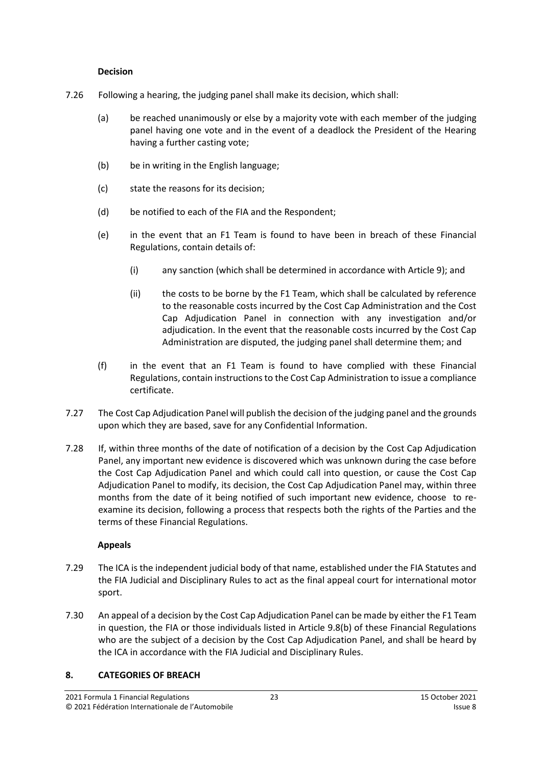**Decision**

7.26 Following a hearing, the judging panel shall make its decision, which shall:

(a) be reached unanimously or else by a majority vote with each member of the judging panel having one vote and in the event of a deadlock the President of the Hearing having a further casting vote;

(b) be in writing in the English language;

(c) state the reasons for its decision;

(d) be notified to each of the FIA and the Respondent;

(e) in the event that an F1 Team is found to have been in breach of these Financial Regulations, contain details of:

(i) any sanction (which shall be determined in accordance with Article 9); and

(ii) the costs to be borne by the F1 Team, which shall be calculated by reference to the reasonable costs incurred by the Cost Cap Administration and the Cost Cap Adjudication Panel in connection with any investigation and/or adjudication. In the event that the reasonable costs incurred by the Cost Cap Administration are disputed, the judging panel shall determine them; and

(f) in the event that an F1 Team is found to have complied with these Financial Regulations, contain instructions to the Cost Cap Administration to issue a compliance certificate.

7.27 The Cost Cap Adjudication Panel will publish the decision of the judging panel and the grounds upon which they are based, save for any Confidential Information.

7.28 If, within three months of the date of notification of a decision by the Cost Cap Adjudication Panel, any important new evidence is discovered which was unknown during the case before the Cost Cap Adjudication Panel and which could call into question, or cause the Cost Cap Adjudication Panel to modify, its decision, the Cost Cap Adjudication Panel may, within three months from the date of it being notified of such important new evidence, choose to re-examine its decision, following a process that respects both the rights of the Parties and the terms of these Financial Regulations.

**Appeals**

7.29 The ICA is the independent judicial body of that name, established under the FIA Statutes and the FIA Judicial and Disciplinary Rules to act as the final appeal court for international motor sport.

7.30 An appeal of a decision by the Cost Cap Adjudication Panel can be made by either the F1 Team in question, the FIA or those individuals listed in Article 9.8(b) of these Financial Regulations who are the subject of a decision by the Cost Cap Adjudication Panel, and shall be heard by the ICA in accordance with the FIA Judicial and Disciplinary Rules.

## 8. CATEGORIES OF BREACH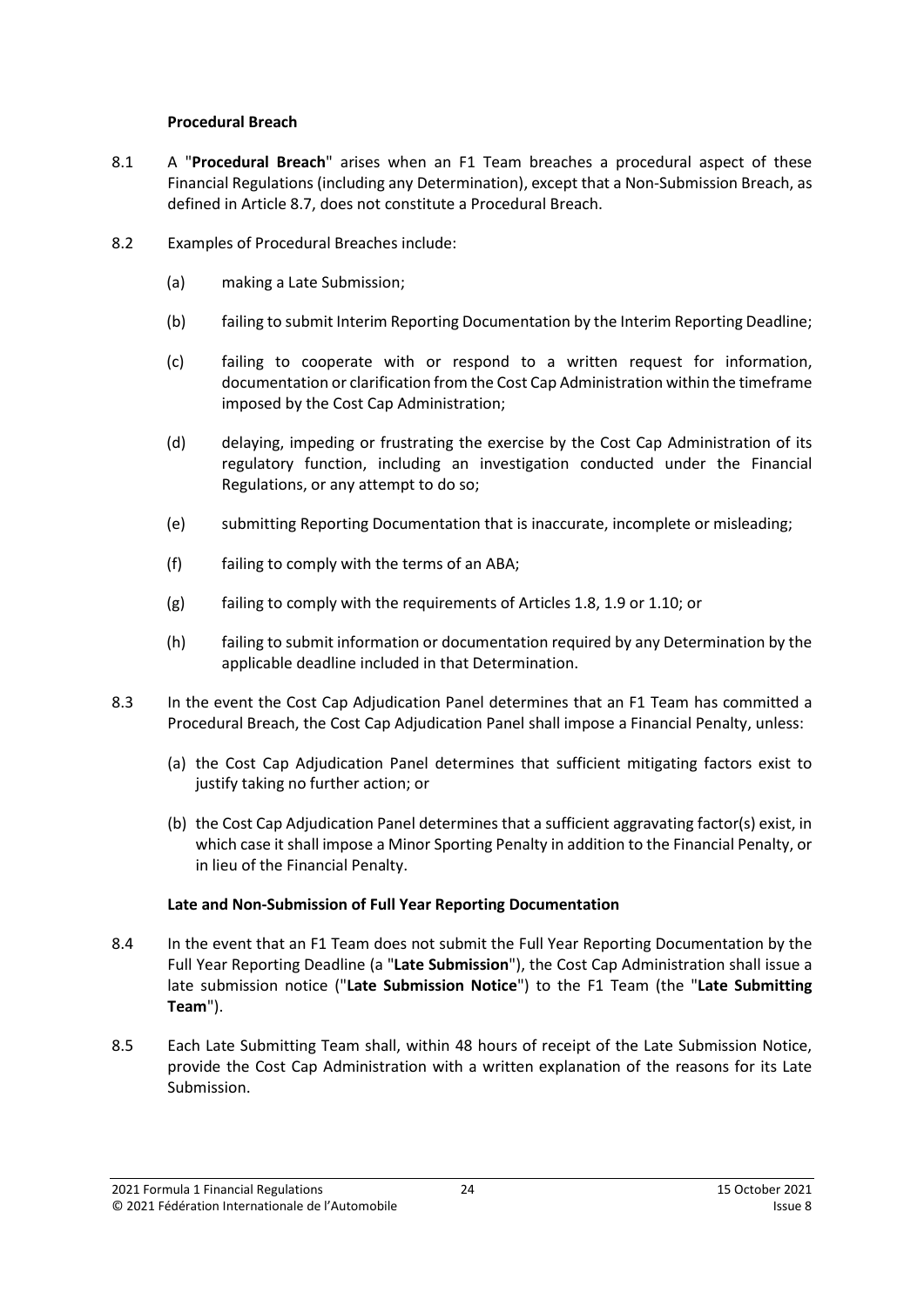### Procedural Breach

8.1 A "**Procedural Breach**" arises when an F1 Team breaches a procedural aspect of these Financial Regulations (including any Determination), except that a Non-Submission Breach, as defined in Article 8.7, does not constitute a Procedural Breach.

8.2 Examples of Procedural Breaches include:

(a) making a Late Submission;

(b) failing to submit Interim Reporting Documentation by the Interim Reporting Deadline;

(c) failing to cooperate with or respond to a written request for information, documentation or clarification from the Cost Cap Administration within the timeframe imposed by the Cost Cap Administration;

(d) delaying, impeding or frustrating the exercise by the Cost Cap Administration of its regulatory function, including an investigation conducted under the Financial Regulations, or any attempt to do so;

(e) submitting Reporting Documentation that is inaccurate, incomplete or misleading;

(f) failing to comply with the terms of an ABA;

(g) failing to comply with the requirements of Articles 1.8, 1.9 or 1.10; or

(h) failing to submit information or documentation required by any Determination by the applicable deadline included in that Determination.

8.3 In the event the Cost Cap Adjudication Panel determines that an F1 Team has committed a Procedural Breach, the Cost Cap Adjudication Panel shall impose a Financial Penalty, unless:

(a) the Cost Cap Adjudication Panel determines that sufficient mitigating factors exist to justify taking no further action; or

(b) the Cost Cap Adjudication Panel determines that a sufficient aggravating factor(s) exist, in which case it shall impose a Minor Sporting Penalty in addition to the Financial Penalty, or in lieu of the Financial Penalty.

### Late and Non-Submission of Full Year Reporting Documentation

8.4 In the event that an F1 Team does not submit the Full Year Reporting Documentation by the Full Year Reporting Deadline (a "**Late Submission**"), the Cost Cap Administration shall issue a late submission notice ("**Late Submission Notice**") to the F1 Team (the "**Late Submitting Team**").

8.5 Each Late Submitting Team shall, within 48 hours of receipt of the Late Submission Notice, provide the Cost Cap Administration with a written explanation of the reasons for its Late Submission.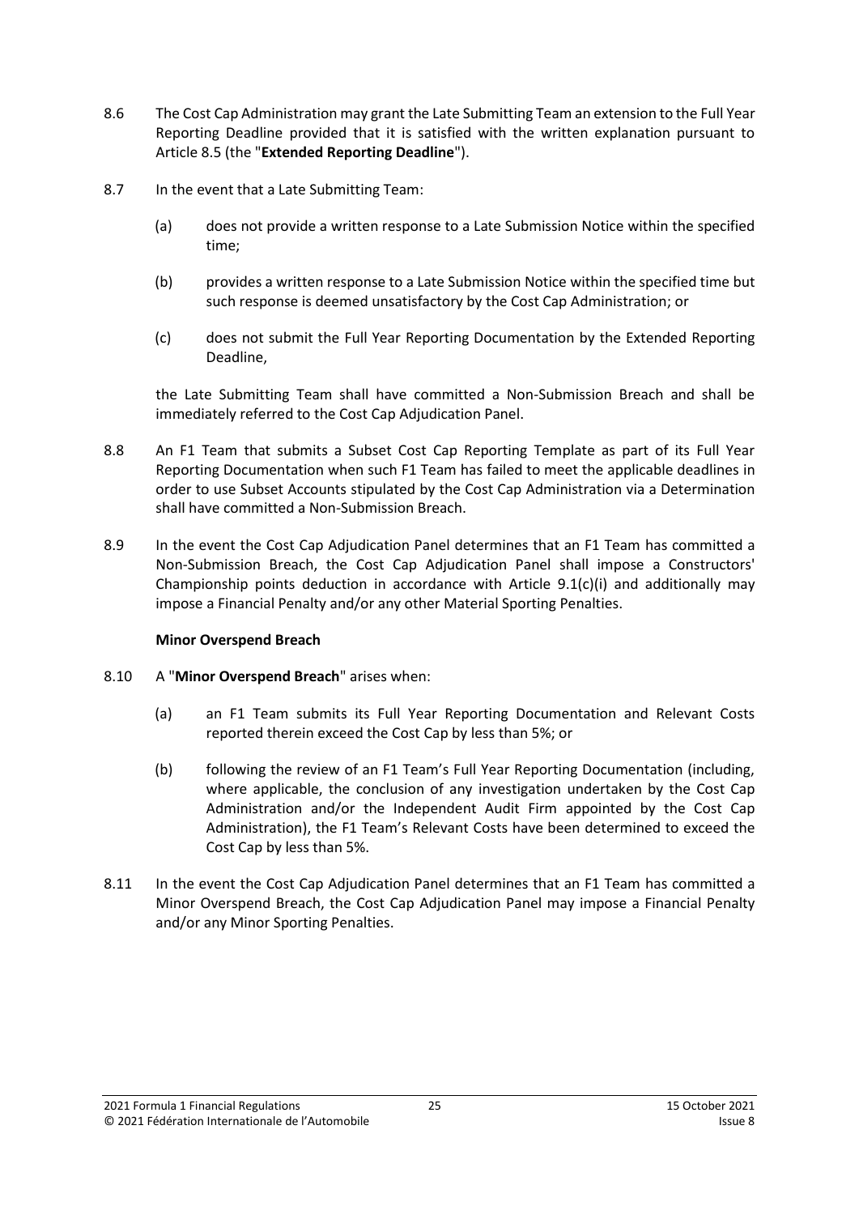8.6 The Cost Cap Administration may grant the Late Submitting Team an extension to the Full Year Reporting Deadline provided that it is satisfied with the written explanation pursuant to Article 8.5 (the "**Extended Reporting Deadline**").

8.7 In the event that a Late Submitting Team:

(a) does not provide a written response to a Late Submission Notice within the specified time;

(b) provides a written response to a Late Submission Notice within the specified time but such response is deemed unsatisfactory by the Cost Cap Administration; or

(c) does not submit the Full Year Reporting Documentation by the Extended Reporting Deadline,

the Late Submitting Team shall have committed a Non-Submission Breach and shall be immediately referred to the Cost Cap Adjudication Panel.

8.8 An F1 Team that submits a Subset Cost Cap Reporting Template as part of its Full Year Reporting Documentation when such F1 Team has failed to meet the applicable deadlines in order to use Subset Accounts stipulated by the Cost Cap Administration via a Determination shall have committed a Non-Submission Breach.

8.9 In the event the Cost Cap Adjudication Panel determines that an F1 Team has committed a Non-Submission Breach, the Cost Cap Adjudication Panel shall impose a Constructors' Championship points deduction in accordance with Article 9.1(c)(i) and additionally may impose a Financial Penalty and/or any other Material Sporting Penalties.

**Minor Overspend Breach**

8.10 A "**Minor Overspend Breach**" arises when:

(a) an F1 Team submits its Full Year Reporting Documentation and Relevant Costs reported therein exceed the Cost Cap by less than 5%; or

(b) following the review of an F1 Team's Full Year Reporting Documentation (including, where applicable, the conclusion of any investigation undertaken by the Cost Cap Administration and/or the Independent Audit Firm appointed by the Cost Cap Administration), the F1 Team's Relevant Costs have been determined to exceed the Cost Cap by less than 5%.

8.11 In the event the Cost Cap Adjudication Panel determines that an F1 Team has committed a Minor Overspend Breach, the Cost Cap Adjudication Panel may impose a Financial Penalty and/or any Minor Sporting Penalties.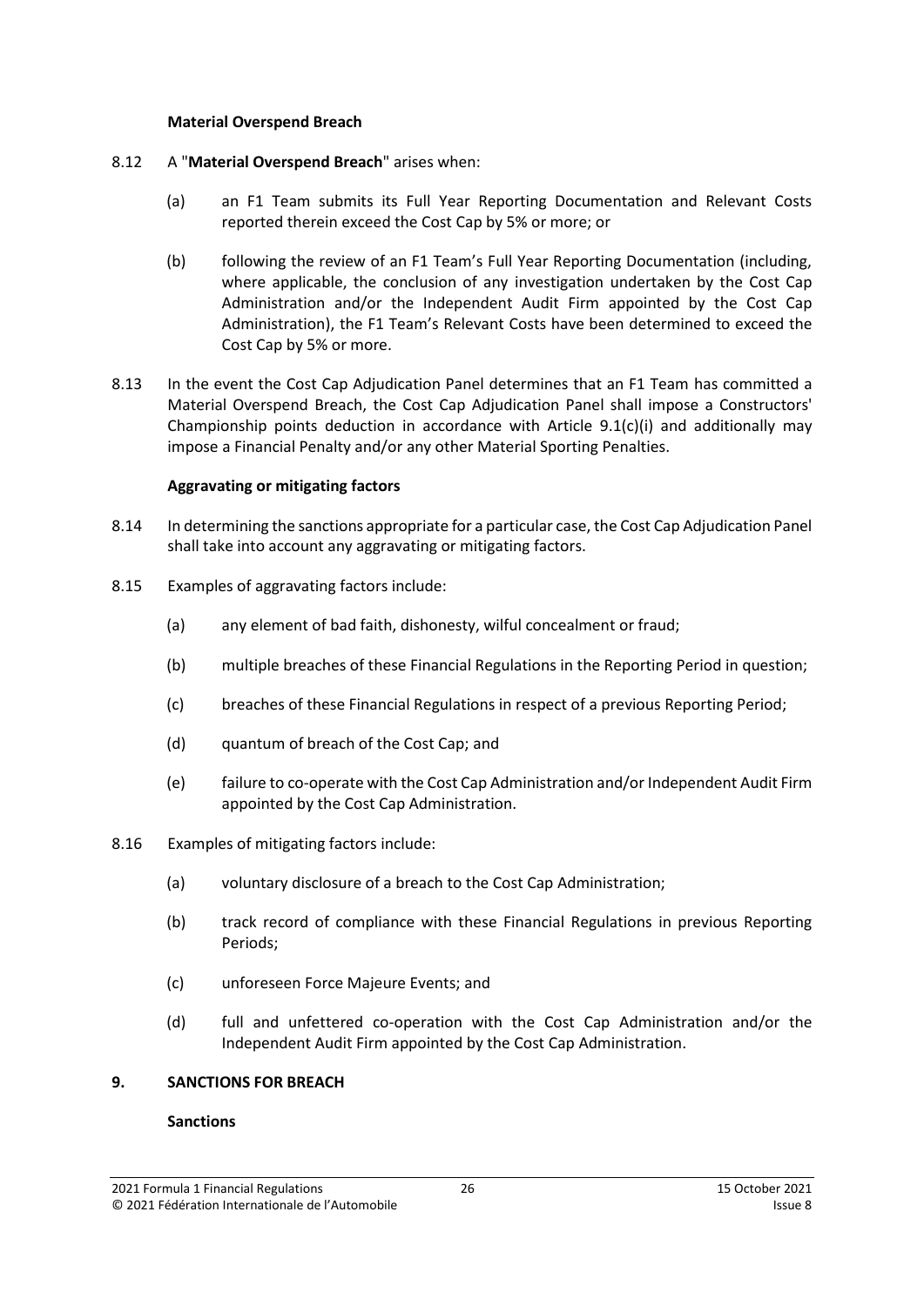**Material Overspend Breach**

8.12 A "**Material Overspend Breach**" arises when:

(a) an F1 Team submits its Full Year Reporting Documentation and Relevant Costs reported therein exceed the Cost Cap by 5% or more; or

(b) following the review of an F1 Team's Full Year Reporting Documentation (including, where applicable, the conclusion of any investigation undertaken by the Cost Cap Administration and/or the Independent Audit Firm appointed by the Cost Cap Administration), the F1 Team's Relevant Costs have been determined to exceed the Cost Cap by 5% or more.

8.13 In the event the Cost Cap Adjudication Panel determines that an F1 Team has committed a Material Overspend Breach, the Cost Cap Adjudication Panel shall impose a Constructors' Championship points deduction in accordance with Article 9.1(c)(i) and additionally may impose a Financial Penalty and/or any other Material Sporting Penalties.

**Aggravating or mitigating factors**

8.14 In determining the sanctions appropriate for a particular case, the Cost Cap Adjudication Panel shall take into account any aggravating or mitigating factors.

8.15 Examples of aggravating factors include:

(a) any element of bad faith, dishonesty, wilful concealment or fraud;

(b) multiple breaches of these Financial Regulations in the Reporting Period in question;

(c) breaches of these Financial Regulations in respect of a previous Reporting Period;

(d) quantum of breach of the Cost Cap; and

(e) failure to co-operate with the Cost Cap Administration and/or Independent Audit Firm appointed by the Cost Cap Administration.

8.16 Examples of mitigating factors include:

(a) voluntary disclosure of a breach to the Cost Cap Administration;

(b) track record of compliance with these Financial Regulations in previous Reporting Periods;

(c) unforeseen Force Majeure Events; and

(d) full and unfettered co-operation with the Cost Cap Administration and/or the Independent Audit Firm appointed by the Cost Cap Administration.

## 9. SANCTIONS FOR BREACH

**Sanctions**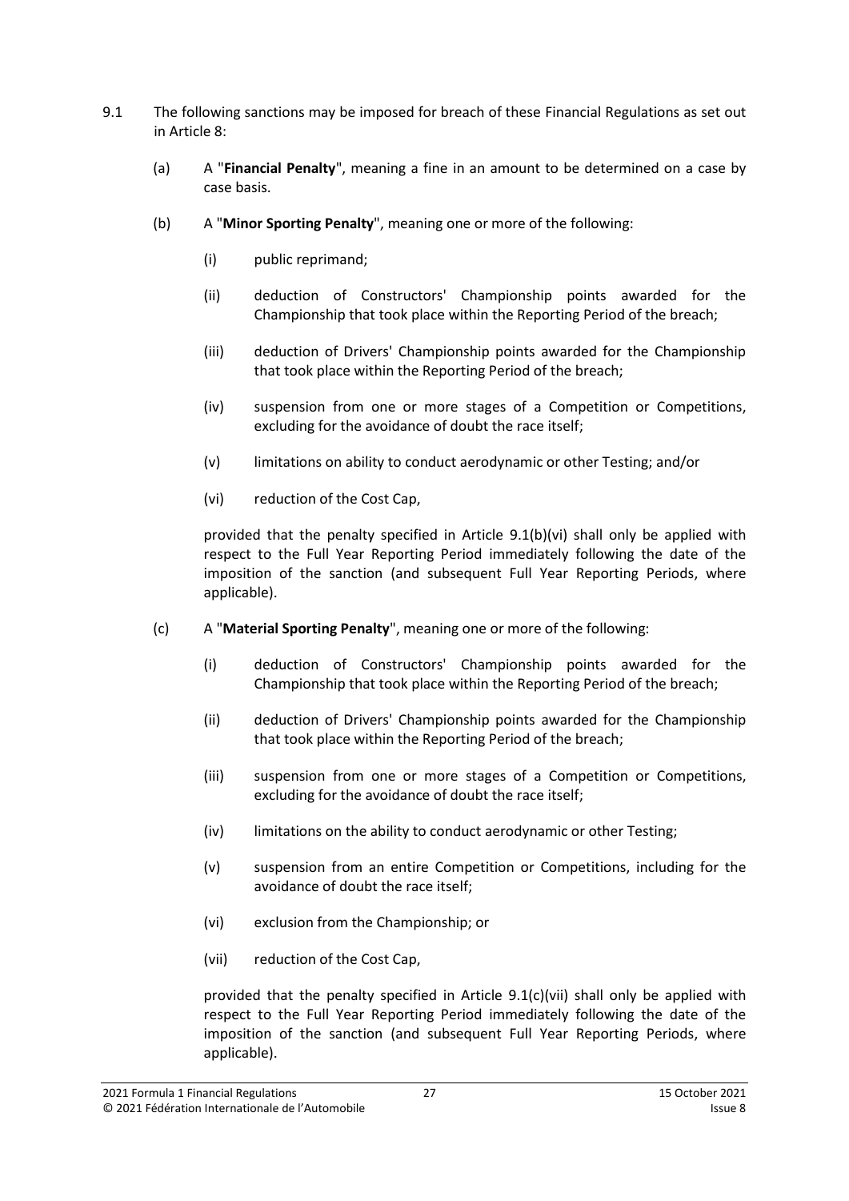9.1 The following sanctions may be imposed for breach of these Financial Regulations as set out in Article 8:

(a) A "**Financial Penalty**", meaning a fine in an amount to be determined on a case by case basis.

(b) A "**Minor Sporting Penalty**", meaning one or more of the following:

(i) public reprimand;

(ii) deduction of Constructors' Championship points awarded for the Championship that took place within the Reporting Period of the breach;

(iii) deduction of Drivers' Championship points awarded for the Championship that took place within the Reporting Period of the breach;

(iv) suspension from one or more stages of a Competition or Competitions, excluding for the avoidance of doubt the race itself;

(v) limitations on ability to conduct aerodynamic or other Testing; and/or

(vi) reduction of the Cost Cap,

provided that the penalty specified in Article 9.1(b)(vi) shall only be applied with respect to the Full Year Reporting Period immediately following the date of the imposition of the sanction (and subsequent Full Year Reporting Periods, where applicable).

(c) A "**Material Sporting Penalty**", meaning one or more of the following:

(i) deduction of Constructors' Championship points awarded for the Championship that took place within the Reporting Period of the breach;

(ii) deduction of Drivers' Championship points awarded for the Championship that took place within the Reporting Period of the breach;

(iii) suspension from one or more stages of a Competition or Competitions, excluding for the avoidance of doubt the race itself;

(iv) limitations on the ability to conduct aerodynamic or other Testing;

(v) suspension from an entire Competition or Competitions, including for the avoidance of doubt the race itself;

(vi) exclusion from the Championship; or

(vii) reduction of the Cost Cap,

provided that the penalty specified in Article 9.1(c)(vii) shall only be applied with respect to the Full Year Reporting Period immediately following the date of the imposition of the sanction (and subsequent Full Year Reporting Periods, where applicable).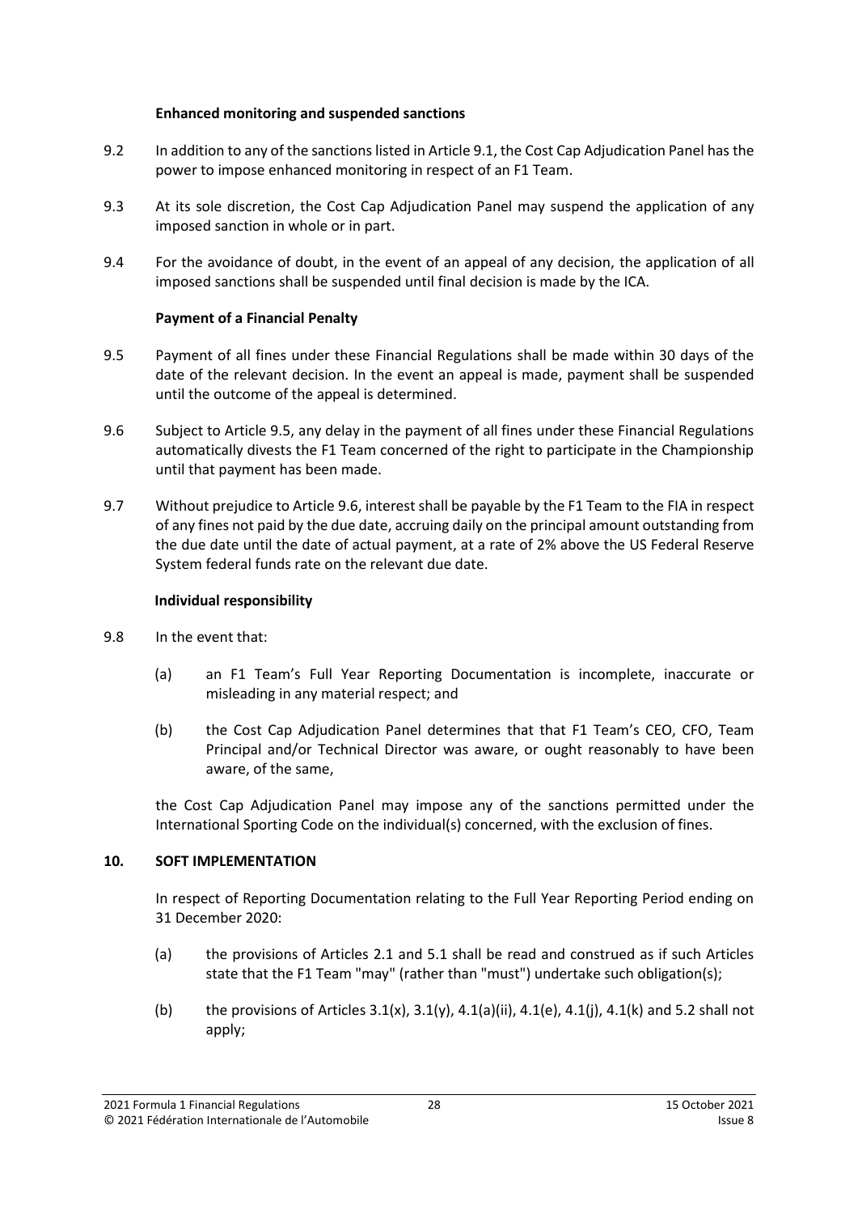**Enhanced monitoring and suspended sanctions**

9.2 In addition to any of the sanctions listed in Article 9.1, the Cost Cap Adjudication Panel has the power to impose enhanced monitoring in respect of an F1 Team.

9.3 At its sole discretion, the Cost Cap Adjudication Panel may suspend the application of any imposed sanction in whole or in part.

9.4 For the avoidance of doubt, in the event of an appeal of any decision, the application of all imposed sanctions shall be suspended until final decision is made by the ICA.

**Payment of a Financial Penalty**

9.5 Payment of all fines under these Financial Regulations shall be made within 30 days of the date of the relevant decision. In the event an appeal is made, payment shall be suspended until the outcome of the appeal is determined.

9.6 Subject to Article 9.5, any delay in the payment of all fines under these Financial Regulations automatically divests the F1 Team concerned of the right to participate in the Championship until that payment has been made.

9.7 Without prejudice to Article 9.6, interest shall be payable by the F1 Team to the FIA in respect of any fines not paid by the due date, accruing daily on the principal amount outstanding from the due date until the date of actual payment, at a rate of 2% above the US Federal Reserve System federal funds rate on the relevant due date.

**Individual responsibility**

9.8 In the event that:

(a) an F1 Team's Full Year Reporting Documentation is incomplete, inaccurate or misleading in any material respect; and

(b) the Cost Cap Adjudication Panel determines that that F1 Team's CEO, CFO, Team Principal and/or Technical Director was aware, or ought reasonably to have been aware, of the same,

the Cost Cap Adjudication Panel may impose any of the sanctions permitted under the International Sporting Code on the individual(s) concerned, with the exclusion of fines.

## 10. SOFT IMPLEMENTATION

In respect of Reporting Documentation relating to the Full Year Reporting Period ending on 31 December 2020:

(a) the provisions of Articles 2.1 and 5.1 shall be read and construed as if such Articles state that the F1 Team "may" (rather than "must") undertake such obligation(s);

(b) the provisions of Articles 3.1(x), 3.1(y), 4.1(a)(ii), 4.1(e), 4.1(j), 4.1(k) and 5.2 shall not apply;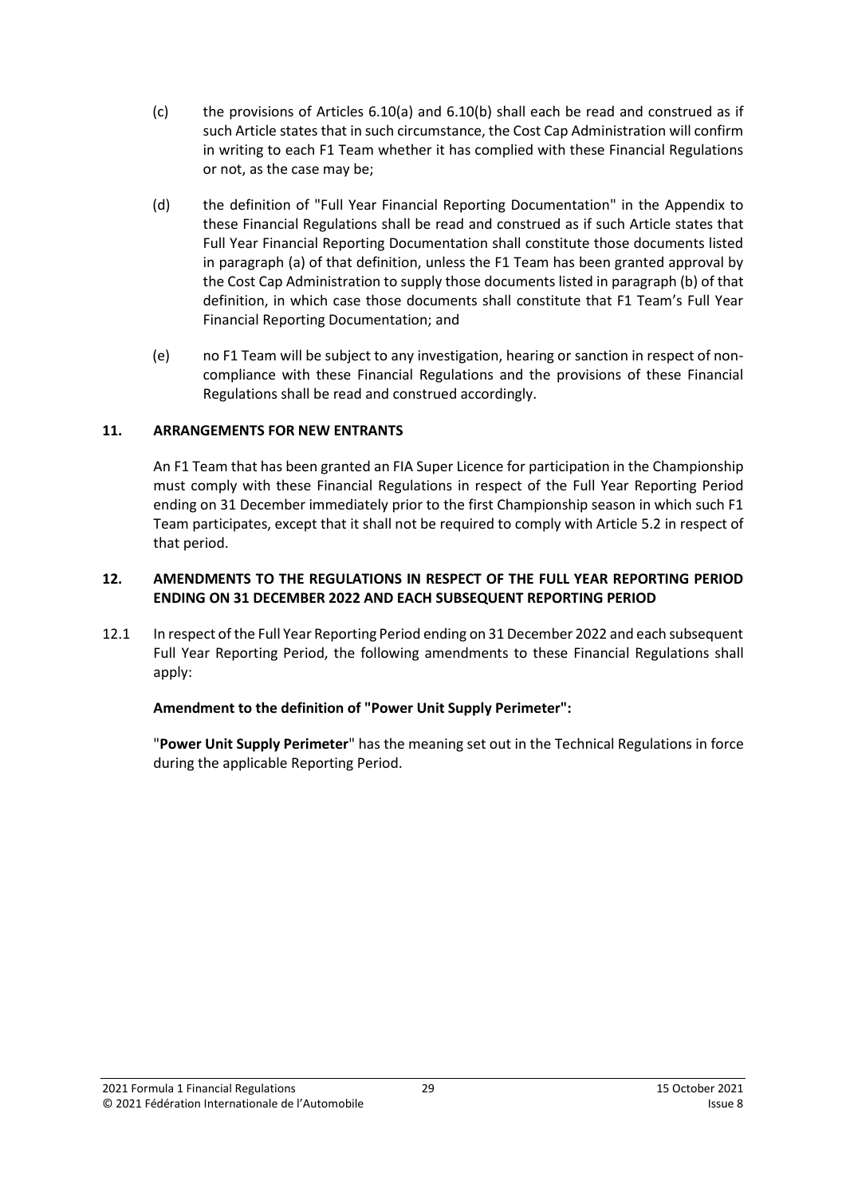(c) the provisions of Articles 6.10(a) and 6.10(b) shall each be read and construed as if such Article states that in such circumstance, the Cost Cap Administration will confirm in writing to each F1 Team whether it has complied with these Financial Regulations or not, as the case may be;

(d) the definition of "Full Year Financial Reporting Documentation" in the Appendix to these Financial Regulations shall be read and construed as if such Article states that Full Year Financial Reporting Documentation shall constitute those documents listed in paragraph (a) of that definition, unless the F1 Team has been granted approval by the Cost Cap Administration to supply those documents listed in paragraph (b) of that definition, in which case those documents shall constitute that F1 Team's Full Year Financial Reporting Documentation; and

(e) no F1 Team will be subject to any investigation, hearing or sanction in respect of non-compliance with these Financial Regulations and the provisions of these Financial Regulations shall be read and construed accordingly.

## 11. ARRANGEMENTS FOR NEW ENTRANTS

An F1 Team that has been granted an FIA Super Licence for participation in the Championship must comply with these Financial Regulations in respect of the Full Year Reporting Period ending on 31 December immediately prior to the first Championship season in which such F1 Team participates, except that it shall not be required to comply with Article 5.2 in respect of that period.

## 12. AMENDMENTS TO THE REGULATIONS IN RESPECT OF THE FULL YEAR REPORTING PERIOD ENDING ON 31 DECEMBER 2022 AND EACH SUBSEQUENT REPORTING PERIOD

12.1 In respect of the Full Year Reporting Period ending on 31 December 2022 and each subsequent Full Year Reporting Period, the following amendments to these Financial Regulations shall apply:

**Amendment to the definition of "Power Unit Supply Perimeter":**

"**Power Unit Supply Perimeter**" has the meaning set out in the Technical Regulations in force during the applicable Reporting Period.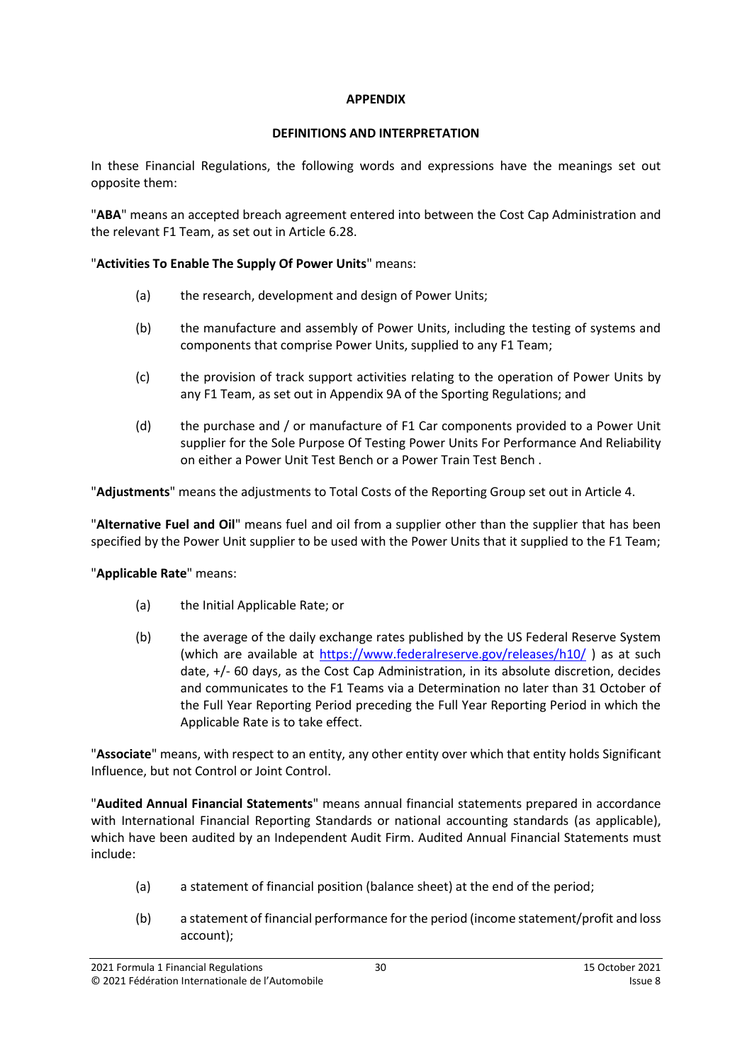**APPENDIX**

**DEFINITIONS AND INTERPRETATION**

In these Financial Regulations, the following words and expressions have the meanings set out opposite them:

"**ABA**" means an accepted breach agreement entered into between the Cost Cap Administration and the relevant F1 Team, as set out in Article 6.28.

"**Activities To Enable The Supply Of Power Units**" means:

(a) the research, development and design of Power Units;

(b) the manufacture and assembly of Power Units, including the testing of systems and components that comprise Power Units, supplied to any F1 Team;

(c) the provision of track support activities relating to the operation of Power Units by any F1 Team, as set out in Appendix 9A of the Sporting Regulations; and

(d) the purchase and / or manufacture of F1 Car components provided to a Power Unit supplier for the Sole Purpose Of Testing Power Units For Performance And Reliability on either a Power Unit Test Bench or a Power Train Test Bench .

"**Adjustments**" means the adjustments to Total Costs of the Reporting Group set out in Article 4.

"**Alternative Fuel and Oil**" means fuel and oil from a supplier other than the supplier that has been specified by the Power Unit supplier to be used with the Power Units that it supplied to the F1 Team;

"**Applicable Rate**" means:

(a) the Initial Applicable Rate; or

(b) the average of the daily exchange rates published by the US Federal Reserve System (which are available at https://www.federalreserve.gov/releases/h10/ ) as at such date, +/- 60 days, as the Cost Cap Administration, in its absolute discretion, decides and communicates to the F1 Teams via a Determination no later than 31 October of the Full Year Reporting Period preceding the Full Year Reporting Period in which the Applicable Rate is to take effect.

"**Associate**" means, with respect to an entity, any other entity over which that entity holds Significant Influence, but not Control or Joint Control.

"**Audited Annual Financial Statements**" means annual financial statements prepared in accordance with International Financial Reporting Standards or national accounting standards (as applicable), which have been audited by an Independent Audit Firm. Audited Annual Financial Statements must include:

(a) a statement of financial position (balance sheet) at the end of the period;

(b) a statement of financial performance for the period (income statement/profit and loss account);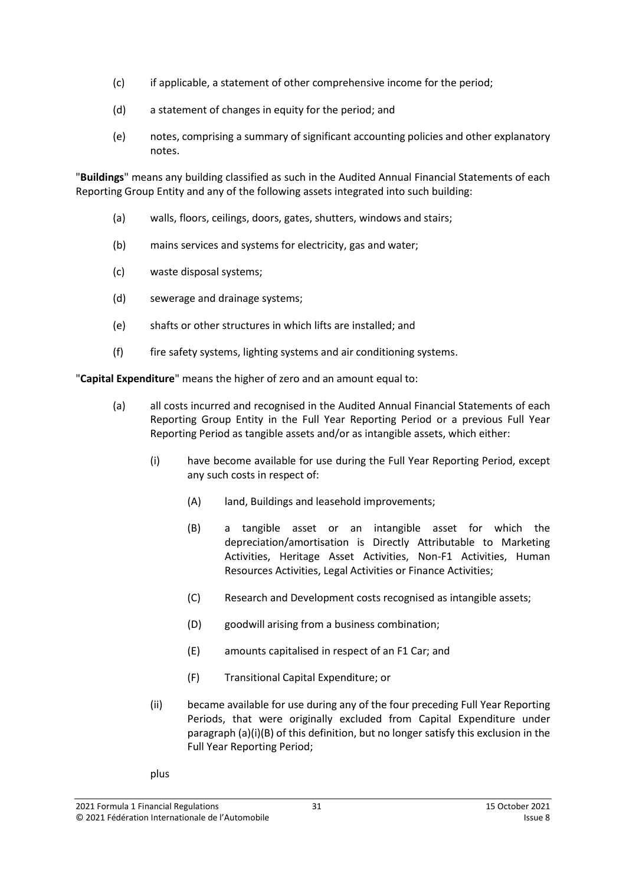(c) if applicable, a statement of other comprehensive income for the period;

(d) a statement of changes in equity for the period; and

(e) notes, comprising a summary of significant accounting policies and other explanatory notes.

"**Buildings**" means any building classified as such in the Audited Annual Financial Statements of each Reporting Group Entity and any of the following assets integrated into such building:

(a) walls, floors, ceilings, doors, gates, shutters, windows and stairs;

(b) mains services and systems for electricity, gas and water;

(c) waste disposal systems;

(d) sewerage and drainage systems;

(e) shafts or other structures in which lifts are installed; and

(f) fire safety systems, lighting systems and air conditioning systems.

"**Capital Expenditure**" means the higher of zero and an amount equal to:

(a) all costs incurred and recognised in the Audited Annual Financial Statements of each Reporting Group Entity in the Full Year Reporting Period or a previous Full Year Reporting Period as tangible assets and/or as intangible assets, which either:

   (i) have become available for use during the Full Year Reporting Period, except any such costs in respect of:

      (A) land, Buildings and leasehold improvements;

      (B) a tangible asset or an intangible asset for which the depreciation/amortisation is Directly Attributable to Marketing Activities, Heritage Asset Activities, Non-F1 Activities, Human Resources Activities, Legal Activities or Finance Activities;

      (C) Research and Development costs recognised as intangible assets;

      (D) goodwill arising from a business combination;

      (E) amounts capitalised in respect of an F1 Car; and

      (F) Transitional Capital Expenditure; or

   (ii) became available for use during any of the four preceding Full Year Reporting Periods, that were originally excluded from Capital Expenditure under paragraph (a)(i)(B) of this definition, but no longer satisfy this exclusion in the Full Year Reporting Period;

plus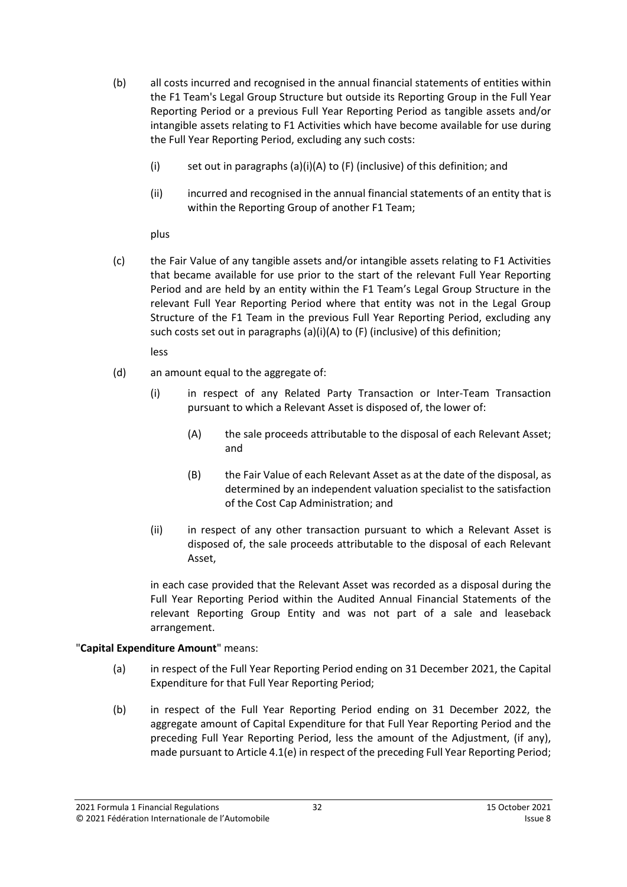(b) all costs incurred and recognised in the annual financial statements of entities within the F1 Team's Legal Group Structure but outside its Reporting Group in the Full Year Reporting Period or a previous Full Year Reporting Period as tangible assets and/or intangible assets relating to F1 Activities which have become available for use during the Full Year Reporting Period, excluding any such costs:

   (i) set out in paragraphs (a)(i)(A) to (F) (inclusive) of this definition; and

   (ii) incurred and recognised in the annual financial statements of an entity that is within the Reporting Group of another F1 Team;

   plus

(c) the Fair Value of any tangible assets and/or intangible assets relating to F1 Activities that became available for use prior to the start of the relevant Full Year Reporting Period and are held by an entity within the F1 Team's Legal Group Structure in the relevant Full Year Reporting Period where that entity was not in the Legal Group Structure of the F1 Team in the previous Full Year Reporting Period, excluding any such costs set out in paragraphs (a)(i)(A) to (F) (inclusive) of this definition;

   less

(d) an amount equal to the aggregate of:

   (i) in respect of any Related Party Transaction or Inter-Team Transaction pursuant to which a Relevant Asset is disposed of, the lower of:

      (A) the sale proceeds attributable to the disposal of each Relevant Asset; and

      (B) the Fair Value of each Relevant Asset as at the date of the disposal, as determined by an independent valuation specialist to the satisfaction of the Cost Cap Administration; and

   (ii) in respect of any other transaction pursuant to which a Relevant Asset is disposed of, the sale proceeds attributable to the disposal of each Relevant Asset,

   in each case provided that the Relevant Asset was recorded as a disposal during the Full Year Reporting Period within the Audited Annual Financial Statements of the relevant Reporting Group Entity and was not part of a sale and leaseback arrangement.

"**Capital Expenditure Amount**" means:

(a) in respect of the Full Year Reporting Period ending on 31 December 2021, the Capital Expenditure for that Full Year Reporting Period;

(b) in respect of the Full Year Reporting Period ending on 31 December 2022, the aggregate amount of Capital Expenditure for that Full Year Reporting Period and the preceding Full Year Reporting Period, less the amount of the Adjustment, (if any), made pursuant to Article 4.1(e) in respect of the preceding Full Year Reporting Period;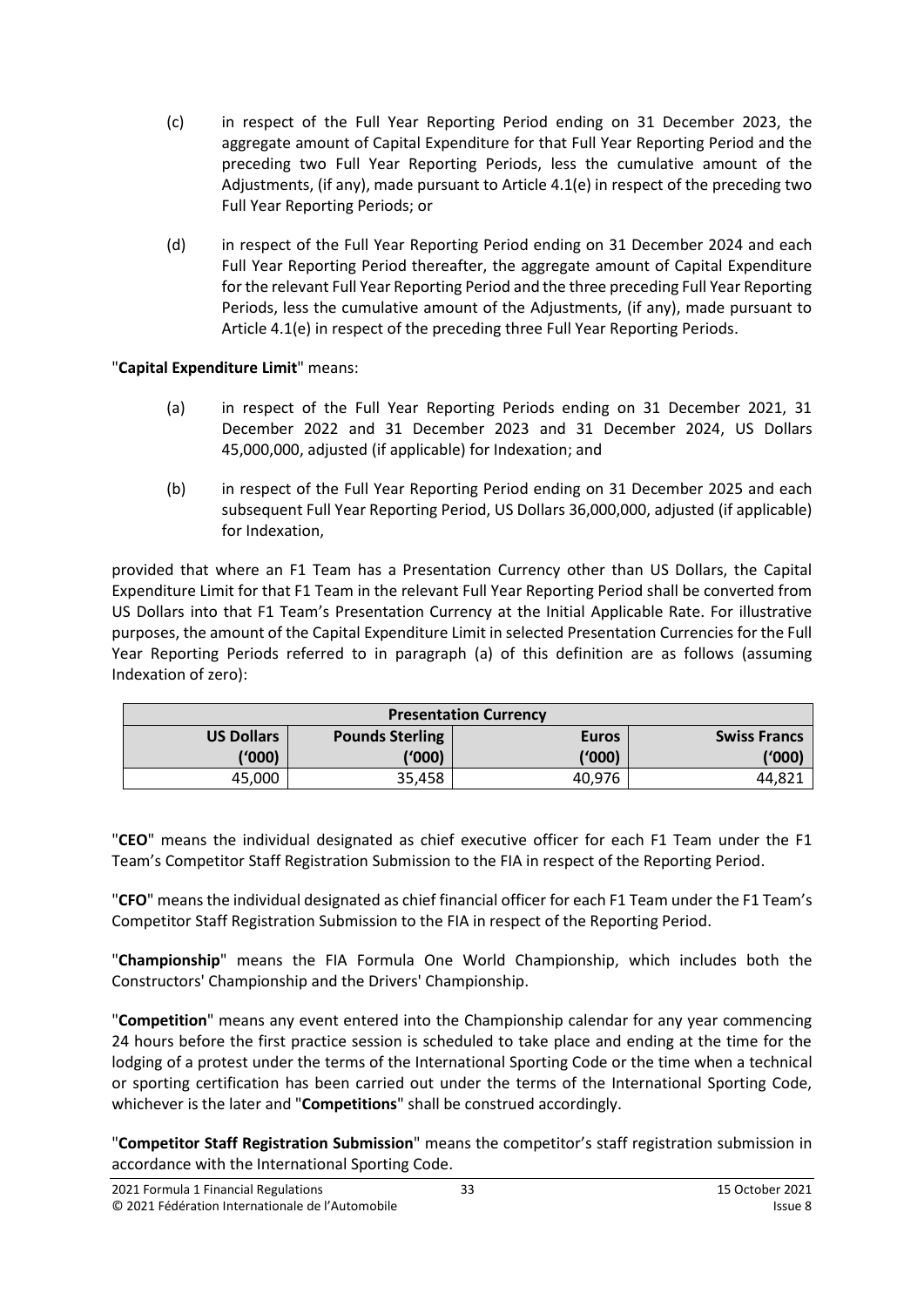(c) in respect of the Full Year Reporting Period ending on 31 December 2023, the aggregate amount of Capital Expenditure for that Full Year Reporting Period and the preceding two Full Year Reporting Periods, less the cumulative amount of the Adjustments, (if any), made pursuant to Article 4.1(e) in respect of the preceding two Full Year Reporting Periods; or

(d) in respect of the Full Year Reporting Period ending on 31 December 2024 and each Full Year Reporting Period thereafter, the aggregate amount of Capital Expenditure for the relevant Full Year Reporting Period and the three preceding Full Year Reporting Periods, less the cumulative amount of the Adjustments, (if any), made pursuant to Article 4.1(e) in respect of the preceding three Full Year Reporting Periods.

"**Capital Expenditure Limit**" means:

(a) in respect of the Full Year Reporting Periods ending on 31 December 2021, 31 December 2022 and 31 December 2023 and 31 December 2024, US Dollars 45,000,000, adjusted (if applicable) for Indexation; and

(b) in respect of the Full Year Reporting Period ending on 31 December 2025 and each subsequent Full Year Reporting Period, US Dollars 36,000,000, adjusted (if applicable) for Indexation,

provided that where an F1 Team has a Presentation Currency other than US Dollars, the Capital Expenditure Limit for that F1 Team in the relevant Full Year Reporting Period shall be converted from US Dollars into that F1 Team's Presentation Currency at the Initial Applicable Rate. For illustrative purposes, the amount of the Capital Expenditure Limit in selected Presentation Currencies for the Full Year Reporting Periods referred to in paragraph (a) of this definition are as follows (assuming Indexation of zero):

| Presentation Currency | | | |
|---|---|---|---|
| **US Dollars ('000)** | **Pounds Sterling ('000)** | **Euros ('000)** | **Swiss Francs ('000)** |
| 45,000 | 35,458 | 40,976 | 44,821 |

"**CEO**" means the individual designated as chief executive officer for each F1 Team under the F1 Team's Competitor Staff Registration Submission to the FIA in respect of the Reporting Period.

"**CFO**" means the individual designated as chief financial officer for each F1 Team under the F1 Team's Competitor Staff Registration Submission to the FIA in respect of the Reporting Period.

"**Championship**" means the FIA Formula One World Championship, which includes both the Constructors' Championship and the Drivers' Championship.

"**Competition**" means any event entered into the Championship calendar for any year commencing 24 hours before the first practice session is scheduled to take place and ending at the time for the lodging of a protest under the terms of the International Sporting Code or the time when a technical or sporting certification has been carried out under the terms of the International Sporting Code, whichever is the later and "**Competitions**" shall be construed accordingly.

"**Competitor Staff Registration Submission**" means the competitor's staff registration submission in accordance with the International Sporting Code.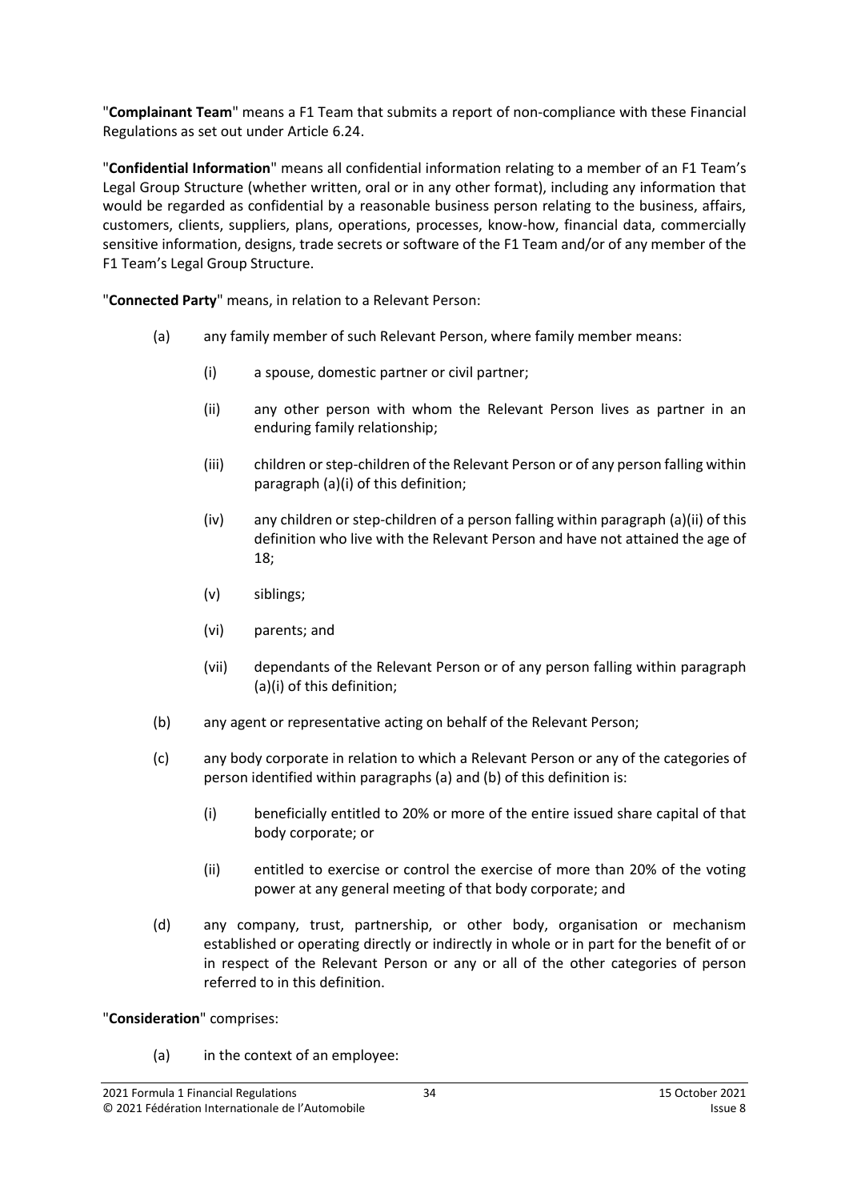"**Complainant Team**" means a F1 Team that submits a report of non-compliance with these Financial Regulations as set out under Article 6.24.

"**Confidential Information**" means all confidential information relating to a member of an F1 Team's Legal Group Structure (whether written, oral or in any other format), including any information that would be regarded as confidential by a reasonable business person relating to the business, affairs, customers, clients, suppliers, plans, operations, processes, know-how, financial data, commercially sensitive information, designs, trade secrets or software of the F1 Team and/or of any member of the F1 Team's Legal Group Structure.

"**Connected Party**" means, in relation to a Relevant Person:

(a) any family member of such Relevant Person, where family member means:

   (i) a spouse, domestic partner or civil partner;

   (ii) any other person with whom the Relevant Person lives as partner in an enduring family relationship;

   (iii) children or step-children of the Relevant Person or of any person falling within paragraph (a)(i) of this definition;

   (iv) any children or step-children of a person falling within paragraph (a)(ii) of this definition who live with the Relevant Person and have not attained the age of 18;

   (v) siblings;

   (vi) parents; and

   (vii) dependants of the Relevant Person or of any person falling within paragraph (a)(i) of this definition;

(b) any agent or representative acting on behalf of the Relevant Person;

(c) any body corporate in relation to which a Relevant Person or any of the categories of person identified within paragraphs (a) and (b) of this definition is:

   (i) beneficially entitled to 20% or more of the entire issued share capital of that body corporate; or

   (ii) entitled to exercise or control the exercise of more than 20% of the voting power at any general meeting of that body corporate; and

(d) any company, trust, partnership, or other body, organisation or mechanism established or operating directly or indirectly in whole or in part for the benefit of or in respect of the Relevant Person or any or all of the other categories of person referred to in this definition.

"**Consideration**" comprises:

(a) in the context of an employee: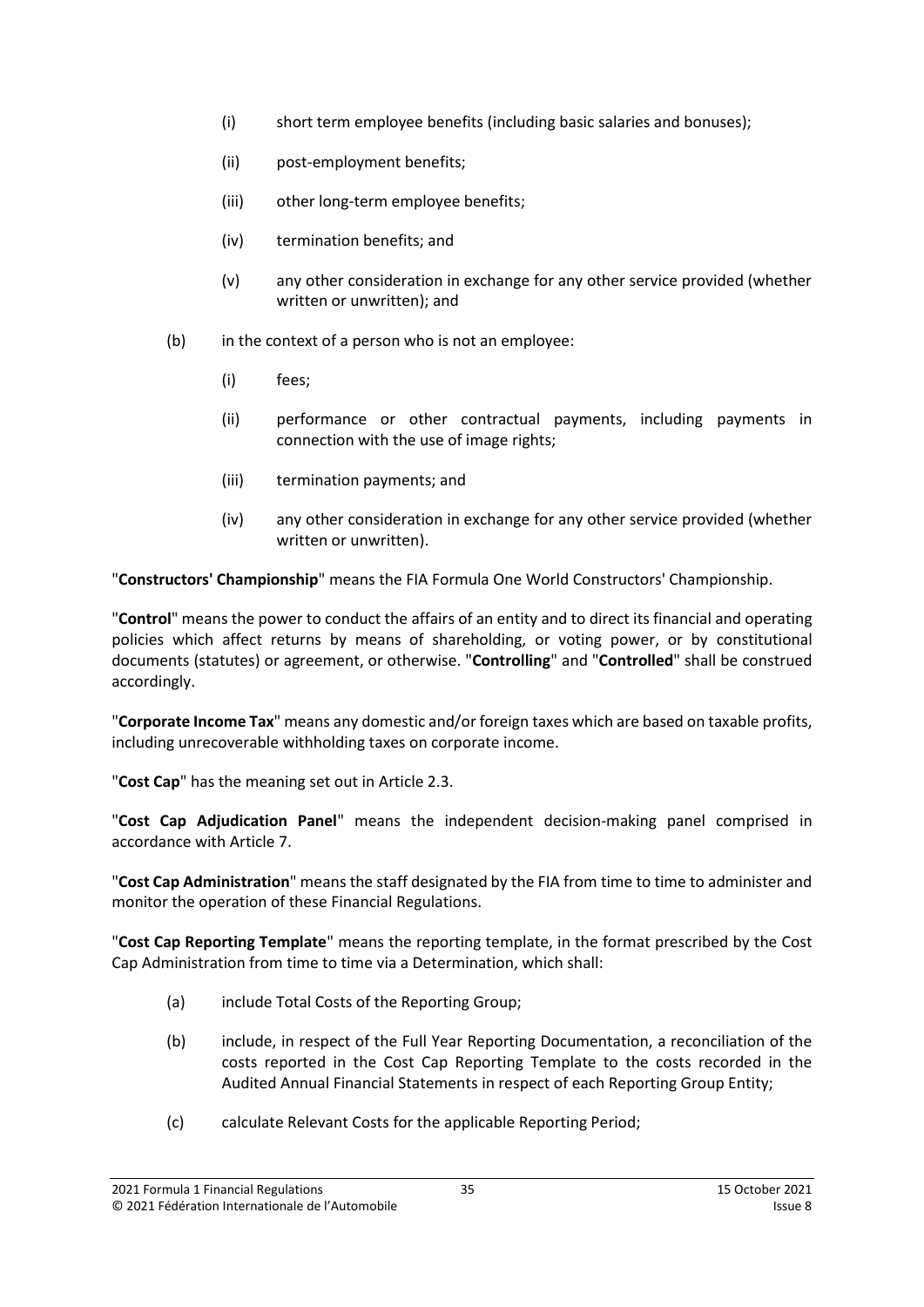(i) short term employee benefits (including basic salaries and bonuses);

(ii) post-employment benefits;

(iii) other long-term employee benefits;

(iv) termination benefits; and

(v) any other consideration in exchange for any other service provided (whether written or unwritten); and

(b) in the context of a person who is not an employee:

(i) fees;

(ii) performance or other contractual payments, including payments in connection with the use of image rights;

(iii) termination payments; and

(iv) any other consideration in exchange for any other service provided (whether written or unwritten).

"**Constructors' Championship**" means the FIA Formula One World Constructors' Championship.

"**Control**" means the power to conduct the affairs of an entity and to direct its financial and operating policies which affect returns by means of shareholding, or voting power, or by constitutional documents (statutes) or agreement, or otherwise. "**Controlling**" and "**Controlled**" shall be construed accordingly.

"**Corporate Income Tax**" means any domestic and/or foreign taxes which are based on taxable profits, including unrecoverable withholding taxes on corporate income.

"**Cost Cap**" has the meaning set out in Article 2.3.

"**Cost Cap Adjudication Panel**" means the independent decision-making panel comprised in accordance with Article 7.

"**Cost Cap Administration**" means the staff designated by the FIA from time to time to administer and monitor the operation of these Financial Regulations.

"**Cost Cap Reporting Template**" means the reporting template, in the format prescribed by the Cost Cap Administration from time to time via a Determination, which shall:

(a) include Total Costs of the Reporting Group;

(b) include, in respect of the Full Year Reporting Documentation, a reconciliation of the costs reported in the Cost Cap Reporting Template to the costs recorded in the Audited Annual Financial Statements in respect of each Reporting Group Entity;

(c) calculate Relevant Costs for the applicable Reporting Period;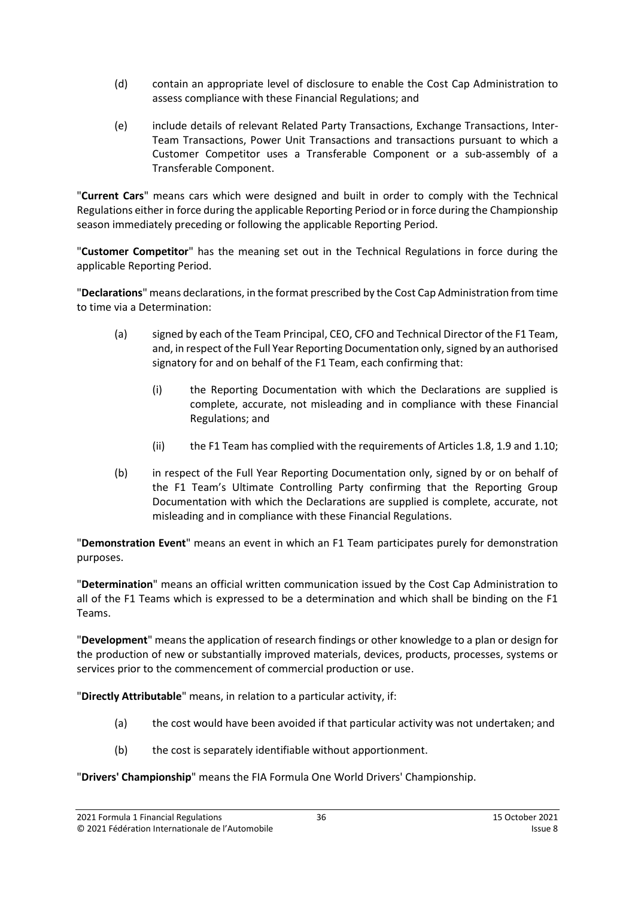(d) contain an appropriate level of disclosure to enable the Cost Cap Administration to assess compliance with these Financial Regulations; and

(e) include details of relevant Related Party Transactions, Exchange Transactions, Inter-Team Transactions, Power Unit Transactions and transactions pursuant to which a Customer Competitor uses a Transferable Component or a sub-assembly of a Transferable Component.

"**Current Cars**" means cars which were designed and built in order to comply with the Technical Regulations either in force during the applicable Reporting Period or in force during the Championship season immediately preceding or following the applicable Reporting Period.

"**Customer Competitor**" has the meaning set out in the Technical Regulations in force during the applicable Reporting Period.

"**Declarations**" means declarations, in the format prescribed by the Cost Cap Administration from time to time via a Determination:

(a) signed by each of the Team Principal, CEO, CFO and Technical Director of the F1 Team, and, in respect of the Full Year Reporting Documentation only, signed by an authorised signatory for and on behalf of the F1 Team, each confirming that:

  (i) the Reporting Documentation with which the Declarations are supplied is complete, accurate, not misleading and in compliance with these Financial Regulations; and

  (ii) the F1 Team has complied with the requirements of Articles 1.8, 1.9 and 1.10;

(b) in respect of the Full Year Reporting Documentation only, signed by or on behalf of the F1 Team's Ultimate Controlling Party confirming that the Reporting Group Documentation with which the Declarations are supplied is complete, accurate, not misleading and in compliance with these Financial Regulations.

"**Demonstration Event**" means an event in which an F1 Team participates purely for demonstration purposes.

"**Determination**" means an official written communication issued by the Cost Cap Administration to all of the F1 Teams which is expressed to be a determination and which shall be binding on the F1 Teams.

"**Development**" means the application of research findings or other knowledge to a plan or design for the production of new or substantially improved materials, devices, products, processes, systems or services prior to the commencement of commercial production or use.

"**Directly Attributable**" means, in relation to a particular activity, if:

(a) the cost would have been avoided if that particular activity was not undertaken; and

(b) the cost is separately identifiable without apportionment.

"**Drivers' Championship**" means the FIA Formula One World Drivers' Championship.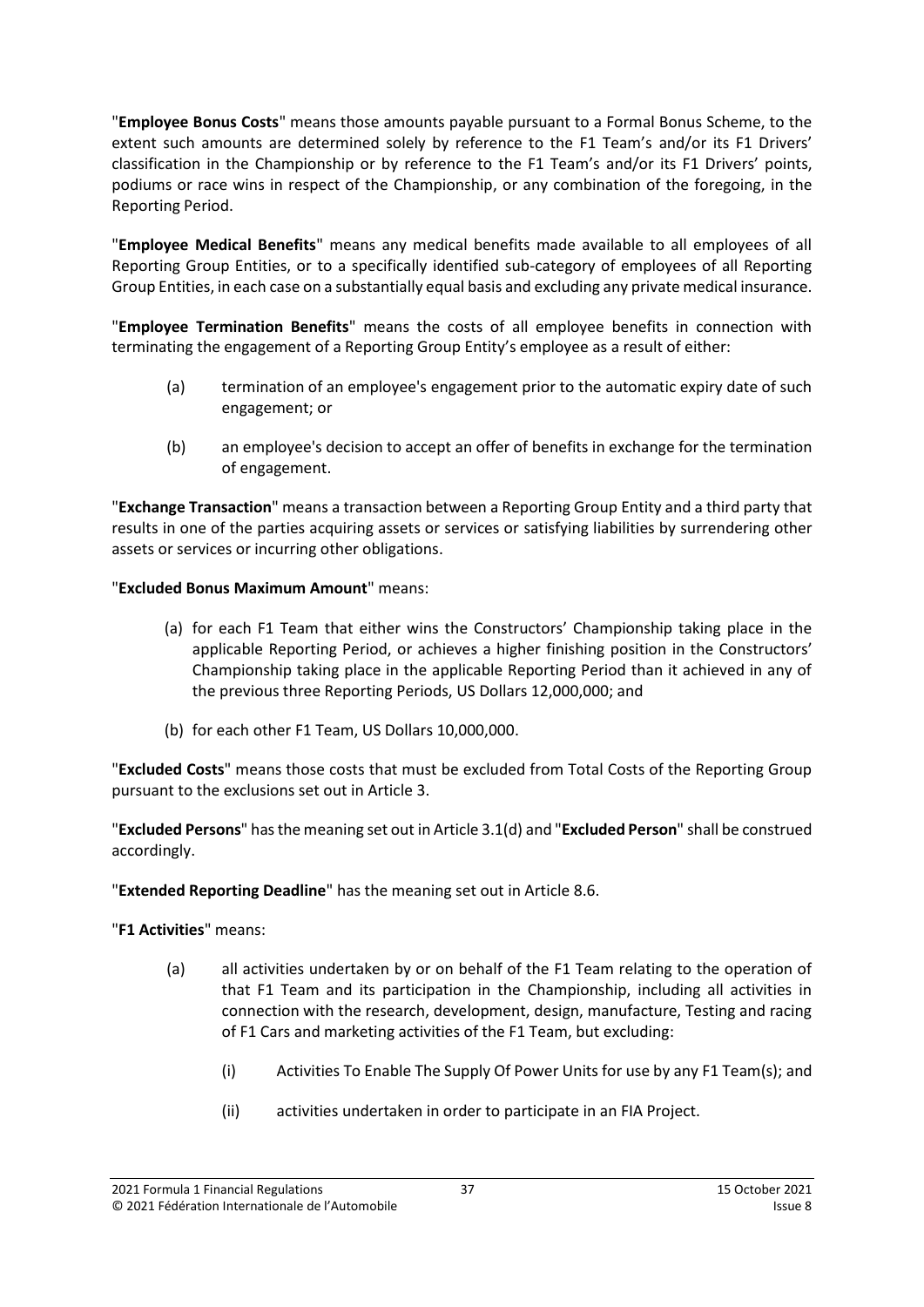"**Employee Bonus Costs**" means those amounts payable pursuant to a Formal Bonus Scheme, to the extent such amounts are determined solely by reference to the F1 Team's and/or its F1 Drivers' classification in the Championship or by reference to the F1 Team's and/or its F1 Drivers' points, podiums or race wins in respect of the Championship, or any combination of the foregoing, in the Reporting Period.

"**Employee Medical Benefits**" means any medical benefits made available to all employees of all Reporting Group Entities, or to a specifically identified sub-category of employees of all Reporting Group Entities, in each case on a substantially equal basis and excluding any private medical insurance.

"**Employee Termination Benefits**" means the costs of all employee benefits in connection with terminating the engagement of a Reporting Group Entity's employee as a result of either:

- (a) termination of an employee's engagement prior to the automatic expiry date of such engagement; or
- (b) an employee's decision to accept an offer of benefits in exchange for the termination of engagement.

"**Exchange Transaction**" means a transaction between a Reporting Group Entity and a third party that results in one of the parties acquiring assets or services or satisfying liabilities by surrendering other assets or services or incurring other obligations.

"**Excluded Bonus Maximum Amount**" means:

- (a) for each F1 Team that either wins the Constructors' Championship taking place in the applicable Reporting Period, or achieves a higher finishing position in the Constructors' Championship taking place in the applicable Reporting Period than it achieved in any of the previous three Reporting Periods, US Dollars 12,000,000; and
- (b) for each other F1 Team, US Dollars 10,000,000.

"**Excluded Costs**" means those costs that must be excluded from Total Costs of the Reporting Group pursuant to the exclusions set out in Article 3.

"**Excluded Persons**" has the meaning set out in Article 3.1(d) and "**Excluded Person**" shall be construed accordingly.

"**Extended Reporting Deadline**" has the meaning set out in Article 8.6.

"**F1 Activities**" means:

- (a) all activities undertaken by or on behalf of the F1 Team relating to the operation of that F1 Team and its participation in the Championship, including all activities in connection with the research, development, design, manufacture, Testing and racing of F1 Cars and marketing activities of the F1 Team, but excluding:
  - (i) Activities To Enable The Supply Of Power Units for use by any F1 Team(s); and
  - (ii) activities undertaken in order to participate in an FIA Project.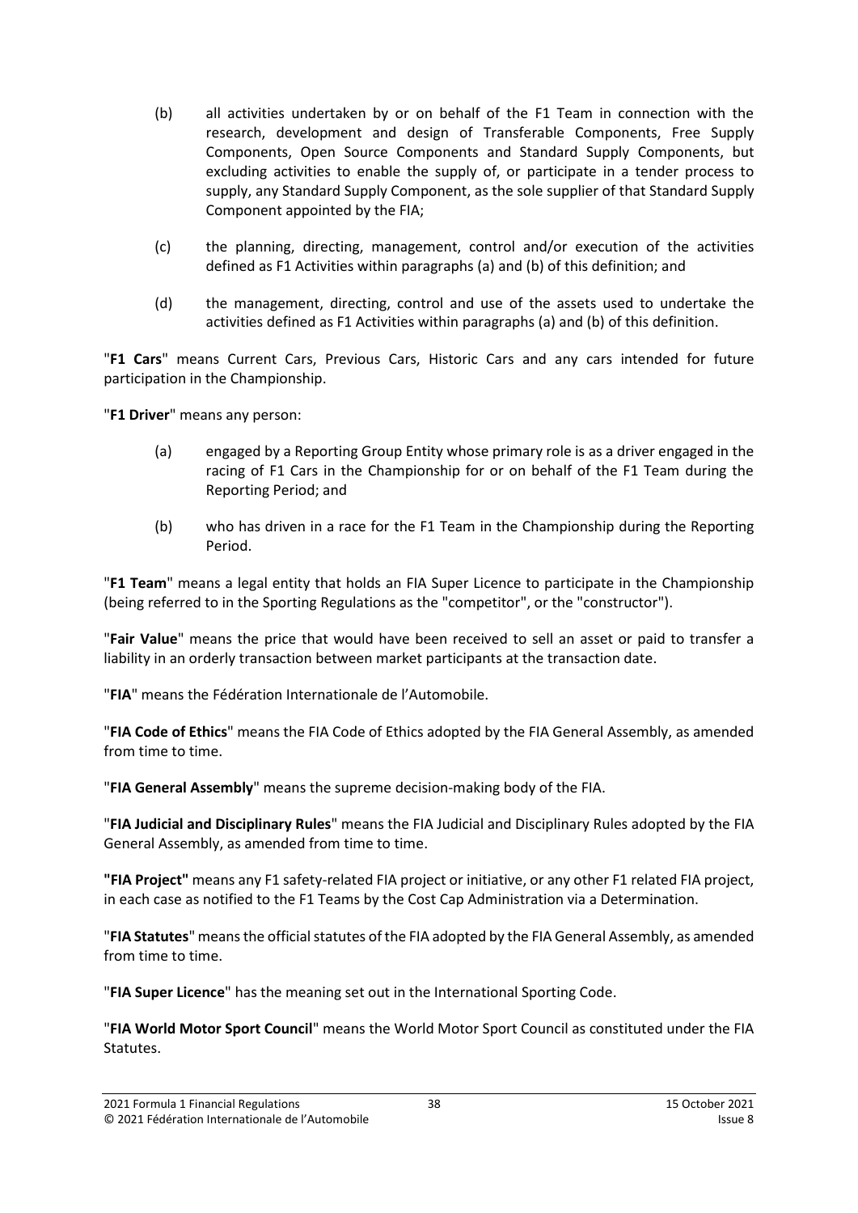(b) all activities undertaken by or on behalf of the F1 Team in connection with the research, development and design of Transferable Components, Free Supply Components, Open Source Components and Standard Supply Components, but excluding activities to enable the supply of, or participate in a tender process to supply, any Standard Supply Component, as the sole supplier of that Standard Supply Component appointed by the FIA;

(c) the planning, directing, management, control and/or execution of the activities defined as F1 Activities within paragraphs (a) and (b) of this definition; and

(d) the management, directing, control and use of the assets used to undertake the activities defined as F1 Activities within paragraphs (a) and (b) of this definition.

"**F1 Cars**" means Current Cars, Previous Cars, Historic Cars and any cars intended for future participation in the Championship.

"**F1 Driver**" means any person:

(a) engaged by a Reporting Group Entity whose primary role is as a driver engaged in the racing of F1 Cars in the Championship for or on behalf of the F1 Team during the Reporting Period; and

(b) who has driven in a race for the F1 Team in the Championship during the Reporting Period.

"**F1 Team**" means a legal entity that holds an FIA Super Licence to participate in the Championship (being referred to in the Sporting Regulations as the "competitor", or the "constructor").

"**Fair Value**" means the price that would have been received to sell an asset or paid to transfer a liability in an orderly transaction between market participants at the transaction date.

"**FIA**" means the Fédération Internationale de l'Automobile.

"**FIA Code of Ethics**" means the FIA Code of Ethics adopted by the FIA General Assembly, as amended from time to time.

"**FIA General Assembly**" means the supreme decision-making body of the FIA.

"**FIA Judicial and Disciplinary Rules**" means the FIA Judicial and Disciplinary Rules adopted by the FIA General Assembly, as amended from time to time.

**"FIA Project"** means any F1 safety-related FIA project or initiative, or any other F1 related FIA project, in each case as notified to the F1 Teams by the Cost Cap Administration via a Determination.

"**FIA Statutes**" means the official statutes of the FIA adopted by the FIA General Assembly, as amended from time to time.

"**FIA Super Licence**" has the meaning set out in the International Sporting Code.

"**FIA World Motor Sport Council**" means the World Motor Sport Council as constituted under the FIA Statutes.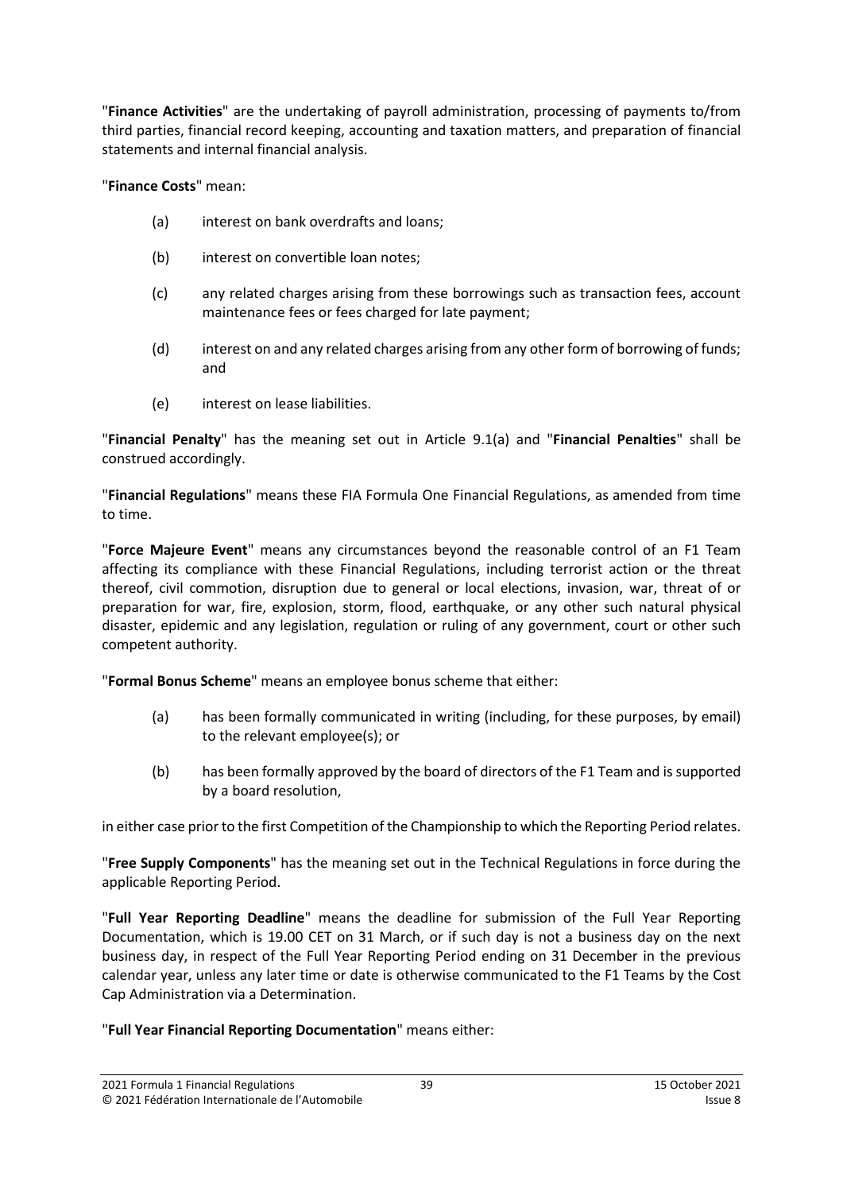"**Finance Activities**" are the undertaking of payroll administration, processing of payments to/from third parties, financial record keeping, accounting and taxation matters, and preparation of financial statements and internal financial analysis.

"**Finance Costs**" mean:

(a) interest on bank overdrafts and loans;

(b) interest on convertible loan notes;

(c) any related charges arising from these borrowings such as transaction fees, account maintenance fees or fees charged for late payment;

(d) interest on and any related charges arising from any other form of borrowing of funds; and

(e) interest on lease liabilities.

"**Financial Penalty**" has the meaning set out in Article 9.1(a) and "**Financial Penalties**" shall be construed accordingly.

"**Financial Regulations**" means these FIA Formula One Financial Regulations, as amended from time to time.

"**Force Majeure Event**" means any circumstances beyond the reasonable control of an F1 Team affecting its compliance with these Financial Regulations, including terrorist action or the threat thereof, civil commotion, disruption due to general or local elections, invasion, war, threat of or preparation for war, fire, explosion, storm, flood, earthquake, or any other such natural physical disaster, epidemic and any legislation, regulation or ruling of any government, court or other such competent authority.

"**Formal Bonus Scheme**" means an employee bonus scheme that either:

(a) has been formally communicated in writing (including, for these purposes, by email) to the relevant employee(s); or

(b) has been formally approved by the board of directors of the F1 Team and is supported by a board resolution,

in either case prior to the first Competition of the Championship to which the Reporting Period relates.

"**Free Supply Components**" has the meaning set out in the Technical Regulations in force during the applicable Reporting Period.

"**Full Year Reporting Deadline**" means the deadline for submission of the Full Year Reporting Documentation, which is 19.00 CET on 31 March, or if such day is not a business day on the next business day, in respect of the Full Year Reporting Period ending on 31 December in the previous calendar year, unless any later time or date is otherwise communicated to the F1 Teams by the Cost Cap Administration via a Determination.

"**Full Year Financial Reporting Documentation**" means either: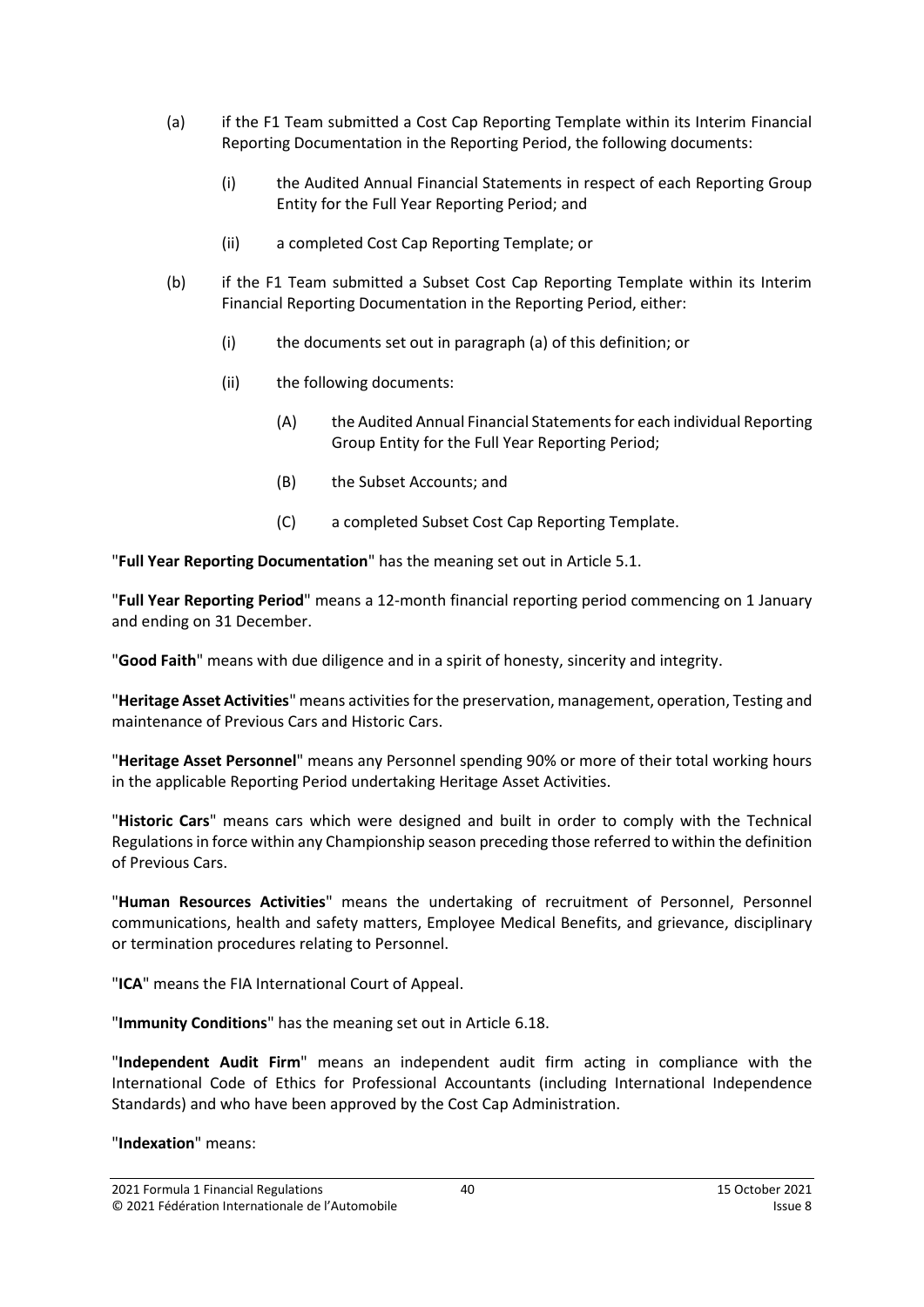(a) if the F1 Team submitted a Cost Cap Reporting Template within its Interim Financial Reporting Documentation in the Reporting Period, the following documents:

   (i) the Audited Annual Financial Statements in respect of each Reporting Group Entity for the Full Year Reporting Period; and

   (ii) a completed Cost Cap Reporting Template; or

(b) if the F1 Team submitted a Subset Cost Cap Reporting Template within its Interim Financial Reporting Documentation in the Reporting Period, either:

   (i) the documents set out in paragraph (a) of this definition; or

   (ii) the following documents:

      (A) the Audited Annual Financial Statements for each individual Reporting Group Entity for the Full Year Reporting Period;

      (B) the Subset Accounts; and

      (C) a completed Subset Cost Cap Reporting Template.

"**Full Year Reporting Documentation**" has the meaning set out in Article 5.1.

"**Full Year Reporting Period**" means a 12-month financial reporting period commencing on 1 January and ending on 31 December.

"**Good Faith**" means with due diligence and in a spirit of honesty, sincerity and integrity.

"**Heritage Asset Activities**" means activities for the preservation, management, operation, Testing and maintenance of Previous Cars and Historic Cars.

"**Heritage Asset Personnel**" means any Personnel spending 90% or more of their total working hours in the applicable Reporting Period undertaking Heritage Asset Activities.

"**Historic Cars**" means cars which were designed and built in order to comply with the Technical Regulations in force within any Championship season preceding those referred to within the definition of Previous Cars.

"**Human Resources Activities**" means the undertaking of recruitment of Personnel, Personnel communications, health and safety matters, Employee Medical Benefits, and grievance, disciplinary or termination procedures relating to Personnel.

"**ICA**" means the FIA International Court of Appeal.

"**Immunity Conditions**" has the meaning set out in Article 6.18.

"**Independent Audit Firm**" means an independent audit firm acting in compliance with the International Code of Ethics for Professional Accountants (including International Independence Standards) and who have been approved by the Cost Cap Administration.

"**Indexation**" means: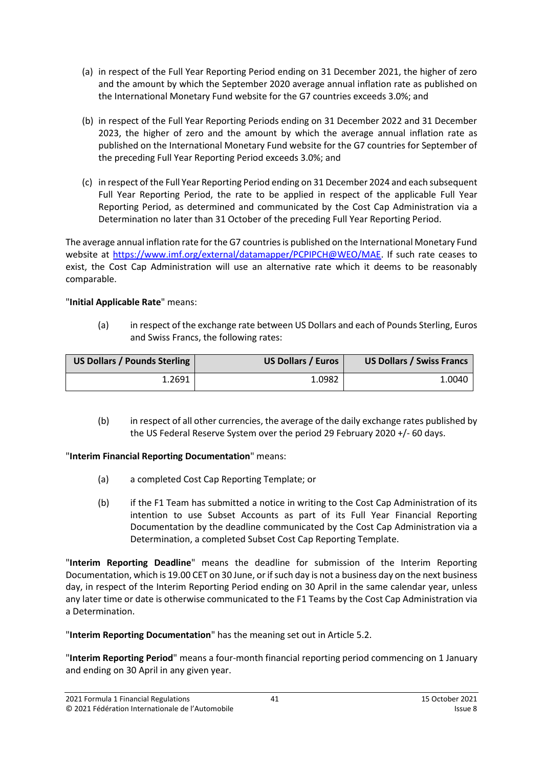(a) in respect of the Full Year Reporting Period ending on 31 December 2021, the higher of zero and the amount by which the September 2020 average annual inflation rate as published on the International Monetary Fund website for the G7 countries exceeds 3.0%; and

(b) in respect of the Full Year Reporting Periods ending on 31 December 2022 and 31 December 2023, the higher of zero and the amount by which the average annual inflation rate as published on the International Monetary Fund website for the G7 countries for September of the preceding Full Year Reporting Period exceeds 3.0%; and

(c) in respect of the Full Year Reporting Period ending on 31 December 2024 and each subsequent Full Year Reporting Period, the rate to be applied in respect of the applicable Full Year Reporting Period, as determined and communicated by the Cost Cap Administration via a Determination no later than 31 October of the preceding Full Year Reporting Period.

The average annual inflation rate for the G7 countries is published on the International Monetary Fund website at https://www.imf.org/external/datamapper/PCPIPCH@WEO/MAE. If such rate ceases to exist, the Cost Cap Administration will use an alternative rate which it deems to be reasonably comparable.

"**Initial Applicable Rate**" means:

(a) in respect of the exchange rate between US Dollars and each of Pounds Sterling, Euros and Swiss Francs, the following rates:

| US Dollars / Pounds Sterling | US Dollars / Euros | US Dollars / Swiss Francs |
|---:|---:|---:|
| 1.2691 | 1.0982 | 1.0040 |

(b) in respect of all other currencies, the average of the daily exchange rates published by the US Federal Reserve System over the period 29 February 2020 +/- 60 days.

"**Interim Financial Reporting Documentation**" means:

(a) a completed Cost Cap Reporting Template; or

(b) if the F1 Team has submitted a notice in writing to the Cost Cap Administration of its intention to use Subset Accounts as part of its Full Year Financial Reporting Documentation by the deadline communicated by the Cost Cap Administration via a Determination, a completed Subset Cost Cap Reporting Template.

"**Interim Reporting Deadline**" means the deadline for submission of the Interim Reporting Documentation, which is 19.00 CET on 30 June, or if such day is not a business day on the next business day, in respect of the Interim Reporting Period ending on 30 April in the same calendar year, unless any later time or date is otherwise communicated to the F1 Teams by the Cost Cap Administration via a Determination.

"**Interim Reporting Documentation**" has the meaning set out in Article 5.2.

"**Interim Reporting Period**" means a four-month financial reporting period commencing on 1 January and ending on 30 April in any given year.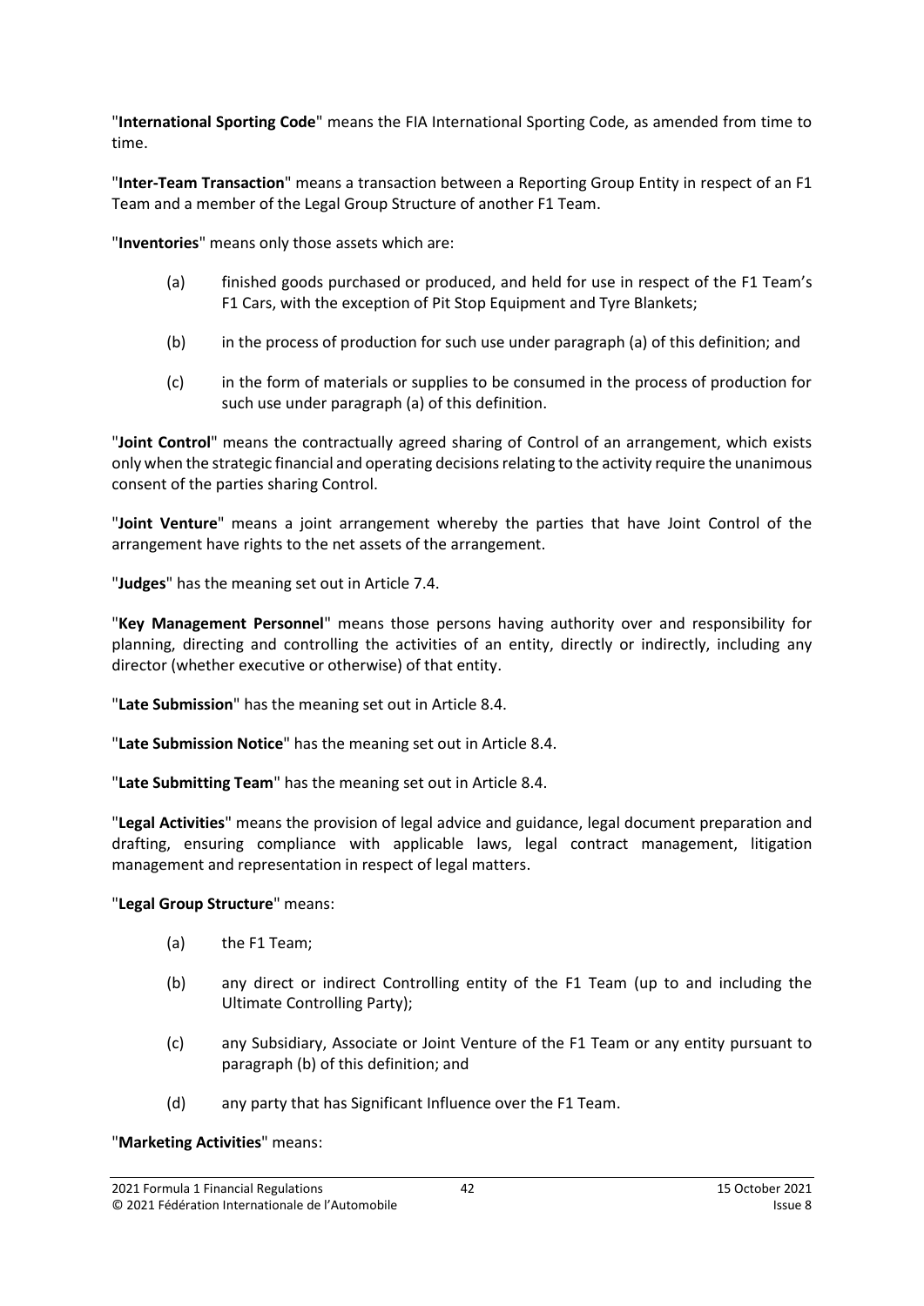"**International Sporting Code**" means the FIA International Sporting Code, as amended from time to time.

"**Inter-Team Transaction**" means a transaction between a Reporting Group Entity in respect of an F1 Team and a member of the Legal Group Structure of another F1 Team.

"**Inventories**" means only those assets which are:

- (a) finished goods purchased or produced, and held for use in respect of the F1 Team's F1 Cars, with the exception of Pit Stop Equipment and Tyre Blankets;
- (b) in the process of production for such use under paragraph (a) of this definition; and
- (c) in the form of materials or supplies to be consumed in the process of production for such use under paragraph (a) of this definition.

"**Joint Control**" means the contractually agreed sharing of Control of an arrangement, which exists only when the strategic financial and operating decisions relating to the activity require the unanimous consent of the parties sharing Control.

"**Joint Venture**" means a joint arrangement whereby the parties that have Joint Control of the arrangement have rights to the net assets of the arrangement.

"**Judges**" has the meaning set out in Article 7.4.

"**Key Management Personnel**" means those persons having authority over and responsibility for planning, directing and controlling the activities of an entity, directly or indirectly, including any director (whether executive or otherwise) of that entity.

"**Late Submission**" has the meaning set out in Article 8.4.

"**Late Submission Notice**" has the meaning set out in Article 8.4.

"**Late Submitting Team**" has the meaning set out in Article 8.4.

"**Legal Activities**" means the provision of legal advice and guidance, legal document preparation and drafting, ensuring compliance with applicable laws, legal contract management, litigation management and representation in respect of legal matters.

"**Legal Group Structure**" means:

- (a) the F1 Team;
- (b) any direct or indirect Controlling entity of the F1 Team (up to and including the Ultimate Controlling Party);
- (c) any Subsidiary, Associate or Joint Venture of the F1 Team or any entity pursuant to paragraph (b) of this definition; and
- (d) any party that has Significant Influence over the F1 Team.

"**Marketing Activities**" means: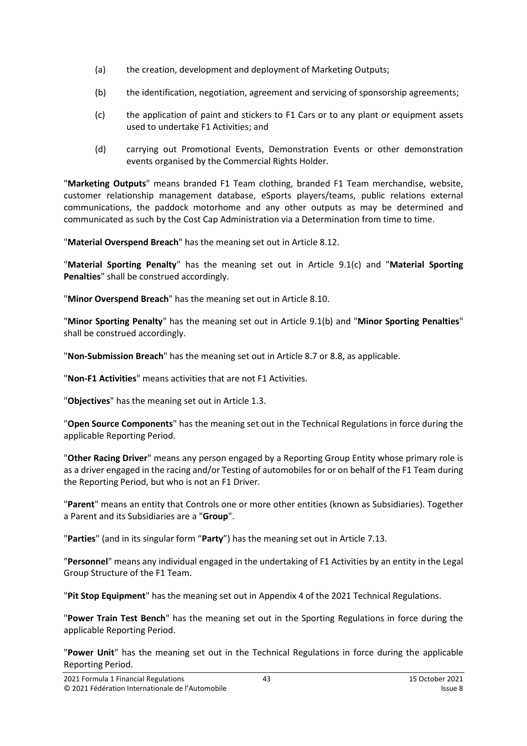(a) the creation, development and deployment of Marketing Outputs;

(b) the identification, negotiation, agreement and servicing of sponsorship agreements;

(c) the application of paint and stickers to F1 Cars or to any plant or equipment assets used to undertake F1 Activities; and

(d) carrying out Promotional Events, Demonstration Events or other demonstration events organised by the Commercial Rights Holder.

"**Marketing Outputs**" means branded F1 Team clothing, branded F1 Team merchandise, website, customer relationship management database, eSports players/teams, public relations external communications, the paddock motorhome and any other outputs as may be determined and communicated as such by the Cost Cap Administration via a Determination from time to time.

"**Material Overspend Breach**" has the meaning set out in Article 8.12.

"**Material Sporting Penalty**" has the meaning set out in Article 9.1(c) and "**Material Sporting Penalties**" shall be construed accordingly.

"**Minor Overspend Breach**" has the meaning set out in Article 8.10.

"**Minor Sporting Penalty**" has the meaning set out in Article 9.1(b) and "**Minor Sporting Penalties**" shall be construed accordingly.

"**Non-Submission Breach**" has the meaning set out in Article 8.7 or 8.8, as applicable.

"**Non-F1 Activities**" means activities that are not F1 Activities.

"**Objectives**" has the meaning set out in Article 1.3.

"**Open Source Components**" has the meaning set out in the Technical Regulations in force during the applicable Reporting Period.

"**Other Racing Driver**" means any person engaged by a Reporting Group Entity whose primary role is as a driver engaged in the racing and/or Testing of automobiles for or on behalf of the F1 Team during the Reporting Period, but who is not an F1 Driver.

"**Parent**" means an entity that Controls one or more other entities (known as Subsidiaries). Together a Parent and its Subsidiaries are a "**Group**".

"**Parties**" (and in its singular form "**Party**") has the meaning set out in Article 7.13.

"**Personnel**" means any individual engaged in the undertaking of F1 Activities by an entity in the Legal Group Structure of the F1 Team.

"**Pit Stop Equipment**" has the meaning set out in Appendix 4 of the 2021 Technical Regulations.

"**Power Train Test Bench**" has the meaning set out in the Sporting Regulations in force during the applicable Reporting Period.

"**Power Unit**" has the meaning set out in the Technical Regulations in force during the applicable Reporting Period.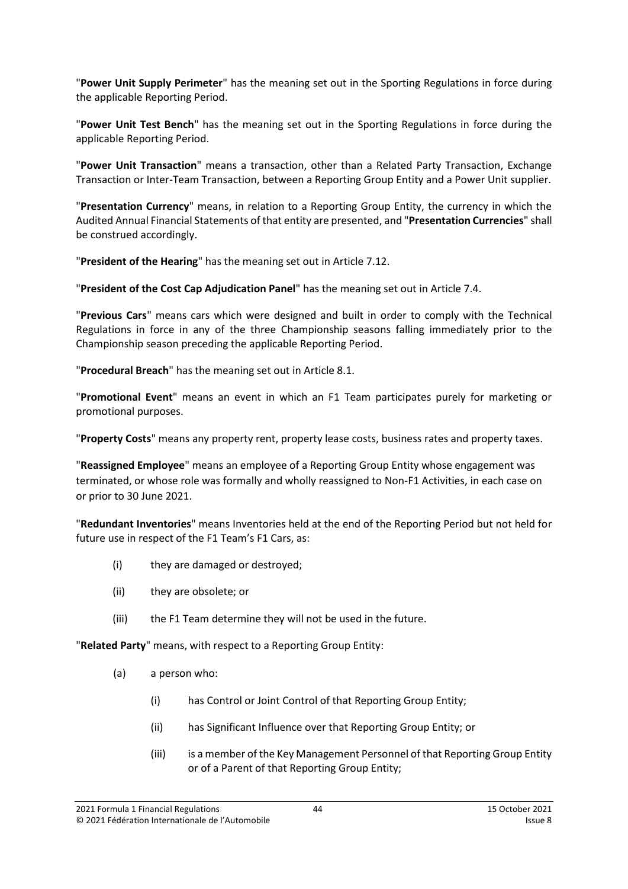"**Power Unit Supply Perimeter**" has the meaning set out in the Sporting Regulations in force during the applicable Reporting Period.

"**Power Unit Test Bench**" has the meaning set out in the Sporting Regulations in force during the applicable Reporting Period.

"**Power Unit Transaction**" means a transaction, other than a Related Party Transaction, Exchange Transaction or Inter-Team Transaction, between a Reporting Group Entity and a Power Unit supplier.

"**Presentation Currency**" means, in relation to a Reporting Group Entity, the currency in which the Audited Annual Financial Statements of that entity are presented, and "**Presentation Currencies**" shall be construed accordingly.

"**President of the Hearing**" has the meaning set out in Article 7.12.

"**President of the Cost Cap Adjudication Panel**" has the meaning set out in Article 7.4.

"**Previous Cars**" means cars which were designed and built in order to comply with the Technical Regulations in force in any of the three Championship seasons falling immediately prior to the Championship season preceding the applicable Reporting Period.

"**Procedural Breach**" has the meaning set out in Article 8.1.

"**Promotional Event**" means an event in which an F1 Team participates purely for marketing or promotional purposes.

"**Property Costs**" means any property rent, property lease costs, business rates and property taxes.

"**Reassigned Employee**" means an employee of a Reporting Group Entity whose engagement was terminated, or whose role was formally and wholly reassigned to Non-F1 Activities, in each case on or prior to 30 June 2021.

"**Redundant Inventories**" means Inventories held at the end of the Reporting Period but not held for future use in respect of the F1 Team's F1 Cars, as:

(i) they are damaged or destroyed;

(ii) they are obsolete; or

(iii) the F1 Team determine they will not be used in the future.

"**Related Party**" means, with respect to a Reporting Group Entity:

(a) a person who:

  (i) has Control or Joint Control of that Reporting Group Entity;

  (ii) has Significant Influence over that Reporting Group Entity; or

  (iii) is a member of the Key Management Personnel of that Reporting Group Entity or of a Parent of that Reporting Group Entity;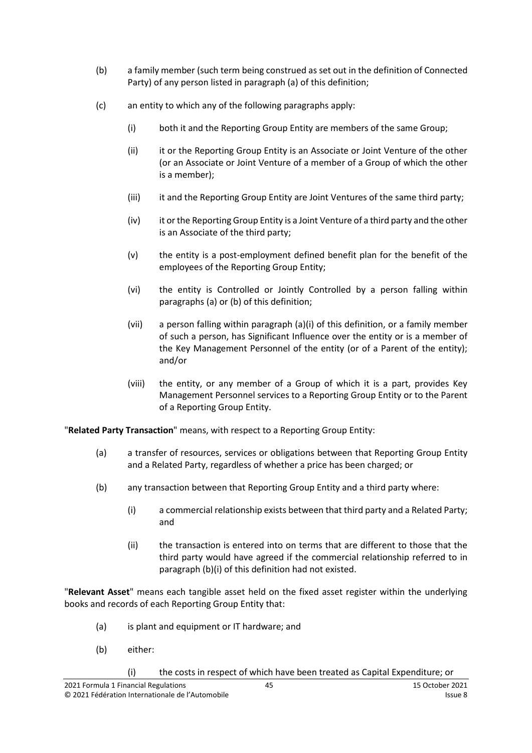(b) a family member (such term being construed as set out in the definition of Connected Party) of any person listed in paragraph (a) of this definition;

(c) an entity to which any of the following paragraphs apply:

  (i) both it and the Reporting Group Entity are members of the same Group;

  (ii) it or the Reporting Group Entity is an Associate or Joint Venture of the other (or an Associate or Joint Venture of a member of a Group of which the other is a member);

  (iii) it and the Reporting Group Entity are Joint Ventures of the same third party;

  (iv) it or the Reporting Group Entity is a Joint Venture of a third party and the other is an Associate of the third party;

  (v) the entity is a post-employment defined benefit plan for the benefit of the employees of the Reporting Group Entity;

  (vi) the entity is Controlled or Jointly Controlled by a person falling within paragraphs (a) or (b) of this definition;

  (vii) a person falling within paragraph (a)(i) of this definition, or a family member of such a person, has Significant Influence over the entity or is a member of the Key Management Personnel of the entity (or of a Parent of the entity); and/or

  (viii) the entity, or any member of a Group of which it is a part, provides Key Management Personnel services to a Reporting Group Entity or to the Parent of a Reporting Group Entity.

"**Related Party Transaction**" means, with respect to a Reporting Group Entity:

(a) a transfer of resources, services or obligations between that Reporting Group Entity and a Related Party, regardless of whether a price has been charged; or

(b) any transaction between that Reporting Group Entity and a third party where:

  (i) a commercial relationship exists between that third party and a Related Party; and

  (ii) the transaction is entered into on terms that are different to those that the third party would have agreed if the commercial relationship referred to in paragraph (b)(i) of this definition had not existed.

"**Relevant Asset**" means each tangible asset held on the fixed asset register within the underlying books and records of each Reporting Group Entity that:

(a) is plant and equipment or IT hardware; and

(b) either:

  (i) the costs in respect of which have been treated as Capital Expenditure; or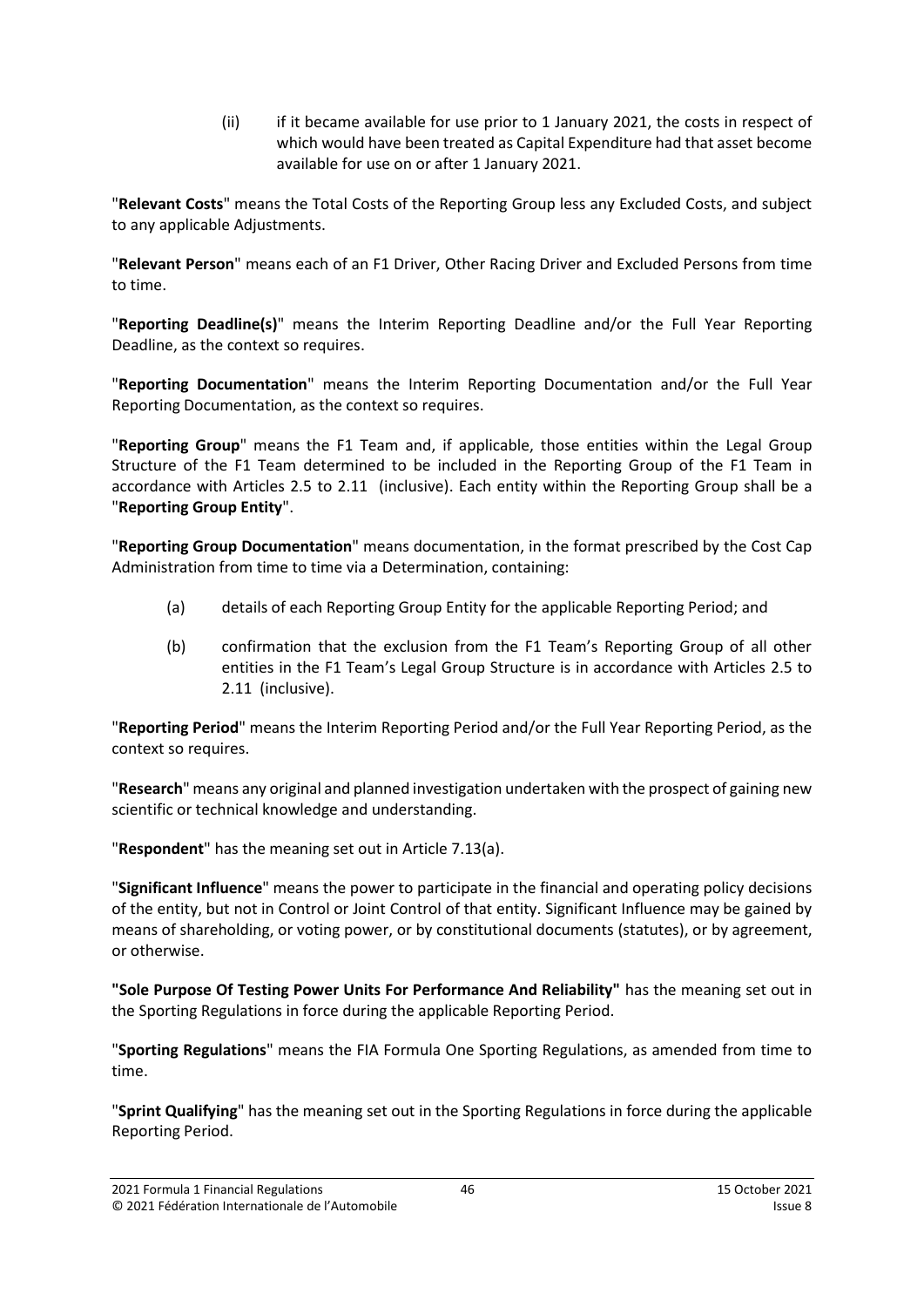(ii) if it became available for use prior to 1 January 2021, the costs in respect of which would have been treated as Capital Expenditure had that asset become available for use on or after 1 January 2021.

"**Relevant Costs**" means the Total Costs of the Reporting Group less any Excluded Costs, and subject to any applicable Adjustments.

"**Relevant Person**" means each of an F1 Driver, Other Racing Driver and Excluded Persons from time to time.

"**Reporting Deadline(s)**" means the Interim Reporting Deadline and/or the Full Year Reporting Deadline, as the context so requires.

"**Reporting Documentation**" means the Interim Reporting Documentation and/or the Full Year Reporting Documentation, as the context so requires.

"**Reporting Group**" means the F1 Team and, if applicable, those entities within the Legal Group Structure of the F1 Team determined to be included in the Reporting Group of the F1 Team in accordance with Articles 2.5 to 2.11 (inclusive). Each entity within the Reporting Group shall be a "**Reporting Group Entity**".

"**Reporting Group Documentation**" means documentation, in the format prescribed by the Cost Cap Administration from time to time via a Determination, containing:

(a) details of each Reporting Group Entity for the applicable Reporting Period; and

(b) confirmation that the exclusion from the F1 Team's Reporting Group of all other entities in the F1 Team's Legal Group Structure is in accordance with Articles 2.5 to 2.11 (inclusive).

"**Reporting Period**" means the Interim Reporting Period and/or the Full Year Reporting Period, as the context so requires.

"**Research**" means any original and planned investigation undertaken with the prospect of gaining new scientific or technical knowledge and understanding.

"**Respondent**" has the meaning set out in Article 7.13(a).

"**Significant Influence**" means the power to participate in the financial and operating policy decisions of the entity, but not in Control or Joint Control of that entity. Significant Influence may be gained by means of shareholding, or voting power, or by constitutional documents (statutes), or by agreement, or otherwise.

**"Sole Purpose Of Testing Power Units For Performance And Reliability"** has the meaning set out in the Sporting Regulations in force during the applicable Reporting Period.

"**Sporting Regulations**" means the FIA Formula One Sporting Regulations, as amended from time to time.

"**Sprint Qualifying**" has the meaning set out in the Sporting Regulations in force during the applicable Reporting Period.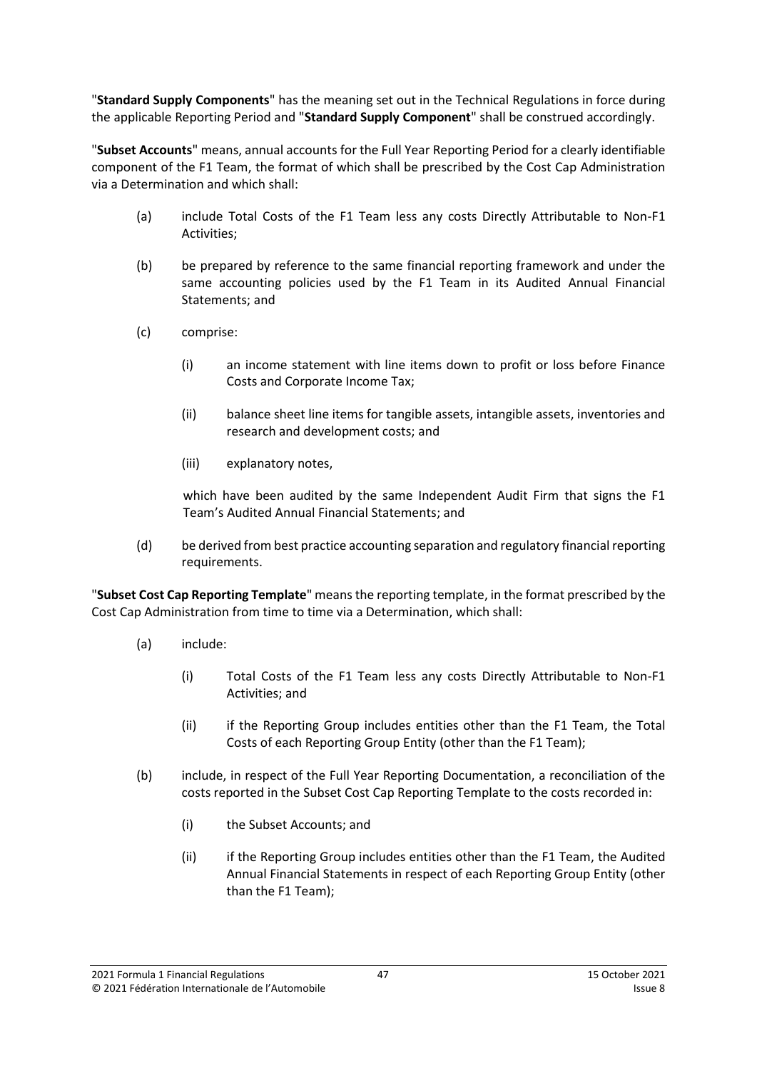"**Standard Supply Components**" has the meaning set out in the Technical Regulations in force during the applicable Reporting Period and "**Standard Supply Component**" shall be construed accordingly.

"**Subset Accounts**" means, annual accounts for the Full Year Reporting Period for a clearly identifiable component of the F1 Team, the format of which shall be prescribed by the Cost Cap Administration via a Determination and which shall:

(a) include Total Costs of the F1 Team less any costs Directly Attributable to Non-F1 Activities;

(b) be prepared by reference to the same financial reporting framework and under the same accounting policies used by the F1 Team in its Audited Annual Financial Statements; and

(c) comprise:

  (i) an income statement with line items down to profit or loss before Finance Costs and Corporate Income Tax;

  (ii) balance sheet line items for tangible assets, intangible assets, inventories and research and development costs; and

  (iii) explanatory notes,

  which have been audited by the same Independent Audit Firm that signs the F1 Team's Audited Annual Financial Statements; and

(d) be derived from best practice accounting separation and regulatory financial reporting requirements.

"**Subset Cost Cap Reporting Template**" means the reporting template, in the format prescribed by the Cost Cap Administration from time to time via a Determination, which shall:

(a) include:

  (i) Total Costs of the F1 Team less any costs Directly Attributable to Non-F1 Activities; and

  (ii) if the Reporting Group includes entities other than the F1 Team, the Total Costs of each Reporting Group Entity (other than the F1 Team);

(b) include, in respect of the Full Year Reporting Documentation, a reconciliation of the costs reported in the Subset Cost Cap Reporting Template to the costs recorded in:

  (i) the Subset Accounts; and

  (ii) if the Reporting Group includes entities other than the F1 Team, the Audited Annual Financial Statements in respect of each Reporting Group Entity (other than the F1 Team);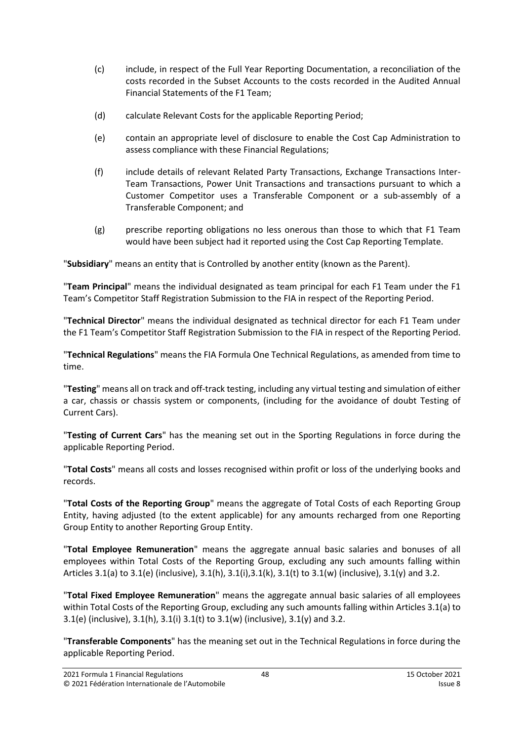(c) include, in respect of the Full Year Reporting Documentation, a reconciliation of the costs recorded in the Subset Accounts to the costs recorded in the Audited Annual Financial Statements of the F1 Team;

(d) calculate Relevant Costs for the applicable Reporting Period;

(e) contain an appropriate level of disclosure to enable the Cost Cap Administration to assess compliance with these Financial Regulations;

(f) include details of relevant Related Party Transactions, Exchange Transactions Inter-Team Transactions, Power Unit Transactions and transactions pursuant to which a Customer Competitor uses a Transferable Component or a sub-assembly of a Transferable Component; and

(g) prescribe reporting obligations no less onerous than those to which that F1 Team would have been subject had it reported using the Cost Cap Reporting Template.

"**Subsidiary**" means an entity that is Controlled by another entity (known as the Parent).

"**Team Principal**" means the individual designated as team principal for each F1 Team under the F1 Team's Competitor Staff Registration Submission to the FIA in respect of the Reporting Period.

"**Technical Director**" means the individual designated as technical director for each F1 Team under the F1 Team's Competitor Staff Registration Submission to the FIA in respect of the Reporting Period.

"**Technical Regulations**" means the FIA Formula One Technical Regulations, as amended from time to time.

"**Testing**" means all on track and off-track testing, including any virtual testing and simulation of either a car, chassis or chassis system or components, (including for the avoidance of doubt Testing of Current Cars).

"**Testing of Current Cars**" has the meaning set out in the Sporting Regulations in force during the applicable Reporting Period.

"**Total Costs**" means all costs and losses recognised within profit or loss of the underlying books and records.

"**Total Costs of the Reporting Group**" means the aggregate of Total Costs of each Reporting Group Entity, having adjusted (to the extent applicable) for any amounts recharged from one Reporting Group Entity to another Reporting Group Entity.

"**Total Employee Remuneration**" means the aggregate annual basic salaries and bonuses of all employees within Total Costs of the Reporting Group, excluding any such amounts falling within Articles 3.1(a) to 3.1(e) (inclusive), 3.1(h), 3.1(i),3.1(k), 3.1(t) to 3.1(w) (inclusive), 3.1(y) and 3.2.

"**Total Fixed Employee Remuneration**" means the aggregate annual basic salaries of all employees within Total Costs of the Reporting Group, excluding any such amounts falling within Articles 3.1(a) to 3.1(e) (inclusive), 3.1(h), 3.1(i) 3.1(t) to 3.1(w) (inclusive), 3.1(y) and 3.2.

"**Transferable Components**" has the meaning set out in the Technical Regulations in force during the applicable Reporting Period.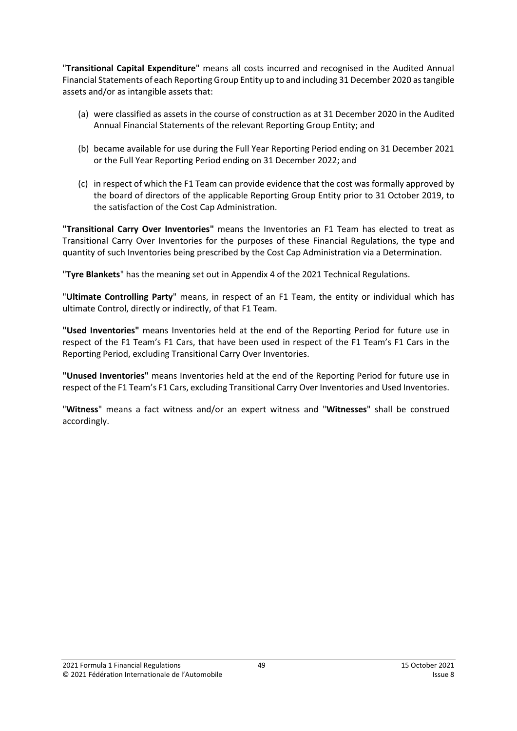"**Transitional Capital Expenditure**" means all costs incurred and recognised in the Audited Annual Financial Statements of each Reporting Group Entity up to and including 31 December 2020 as tangible assets and/or as intangible assets that:

(a) were classified as assets in the course of construction as at 31 December 2020 in the Audited Annual Financial Statements of the relevant Reporting Group Entity; and

(b) became available for use during the Full Year Reporting Period ending on 31 December 2021 or the Full Year Reporting Period ending on 31 December 2022; and

(c) in respect of which the F1 Team can provide evidence that the cost was formally approved by the board of directors of the applicable Reporting Group Entity prior to 31 October 2019, to the satisfaction of the Cost Cap Administration.

**"Transitional Carry Over Inventories"** means the Inventories an F1 Team has elected to treat as Transitional Carry Over Inventories for the purposes of these Financial Regulations, the type and quantity of such Inventories being prescribed by the Cost Cap Administration via a Determination.

"**Tyre Blankets**" has the meaning set out in Appendix 4 of the 2021 Technical Regulations.

"**Ultimate Controlling Party**" means, in respect of an F1 Team, the entity or individual which has ultimate Control, directly or indirectly, of that F1 Team.

**"Used Inventories"** means Inventories held at the end of the Reporting Period for future use in respect of the F1 Team's F1 Cars, that have been used in respect of the F1 Team's F1 Cars in the Reporting Period, excluding Transitional Carry Over Inventories.

**"Unused Inventories"** means Inventories held at the end of the Reporting Period for future use in respect of the F1 Team's F1 Cars, excluding Transitional Carry Over Inventories and Used Inventories.

"**Witness**" means a fact witness and/or an expert witness and "**Witnesses**" shall be construed accordingly.